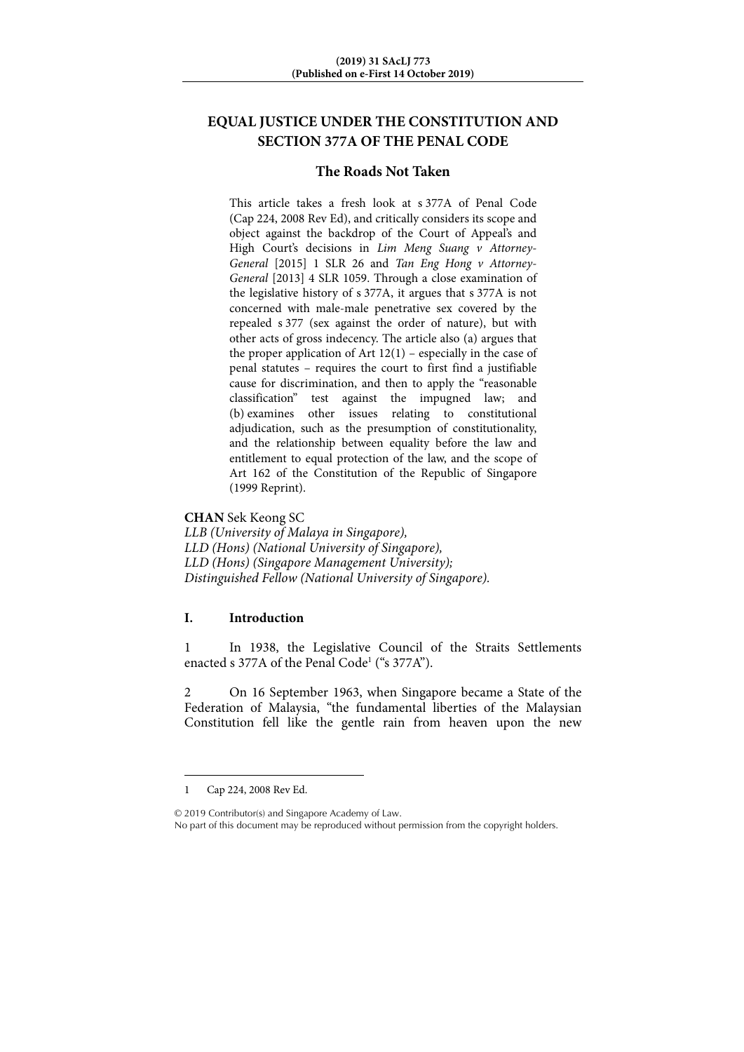# EQUAL JUSTICE UNDER THE CONSTITUTION AND SECTION 377A OF THE PENAL CODE

## The Roads Not Taken

This article takes a fresh look at s 377A of Penal Code (Cap 224, 2008 Rev Ed), and critically considers its scope and object against the backdrop of the Court of Appeal's and High Court's decisions in *Lim Meng Suang v Attorney-General* [2015] 1 SLR 26 and *Tan Eng Hong v Attorney-General* [2013] 4 SLR 1059. Through a close examination of the legislative history of s 377A, it argues that s 377A is not concerned with male-male penetrative sex covered by the repealed s 377 (sex against the order of nature), but with other acts of gross indecency. The article also (a) argues that the proper application of Art 12(1) – especially in the case of penal statutes – requires the court to first find a justifiable cause for discrimination, and then to apply the "reasonable classification" test against the impugned law; and (b) examines other issues relating to constitutional adjudication, such as the presumption of constitutionality, and the relationship between equality before the law and entitlement to equal protection of the law, and the scope of Art 162 of the Constitution of the Republic of Singapore (1999 Reprint).

**CHAN** Sek Keong SC
*LLB (University of Malaya in Singapore),*
*LLD (Hons) (National University of Singapore),*
*LLD (Hons) (Singapore Management University);*
*Distinguished Fellow (National University of Singapore).*

## I. Introduction

1 In 1938, the Legislative Council of the Straits Settlements enacted s 377A of the Penal Code[1] ("s 377A").

2 On 16 September 1963, when Singapore became a State of the Federation of Malaysia, "the fundamental liberties of the Malaysian Constitution fell like the gentle rain from heaven upon the new

---

1 Cap 224, 2008 Rev Ed.

© 2019 Contributor(s) and Singapore Academy of Law.
No part of this document may be reproduced without permission from the copyright holders.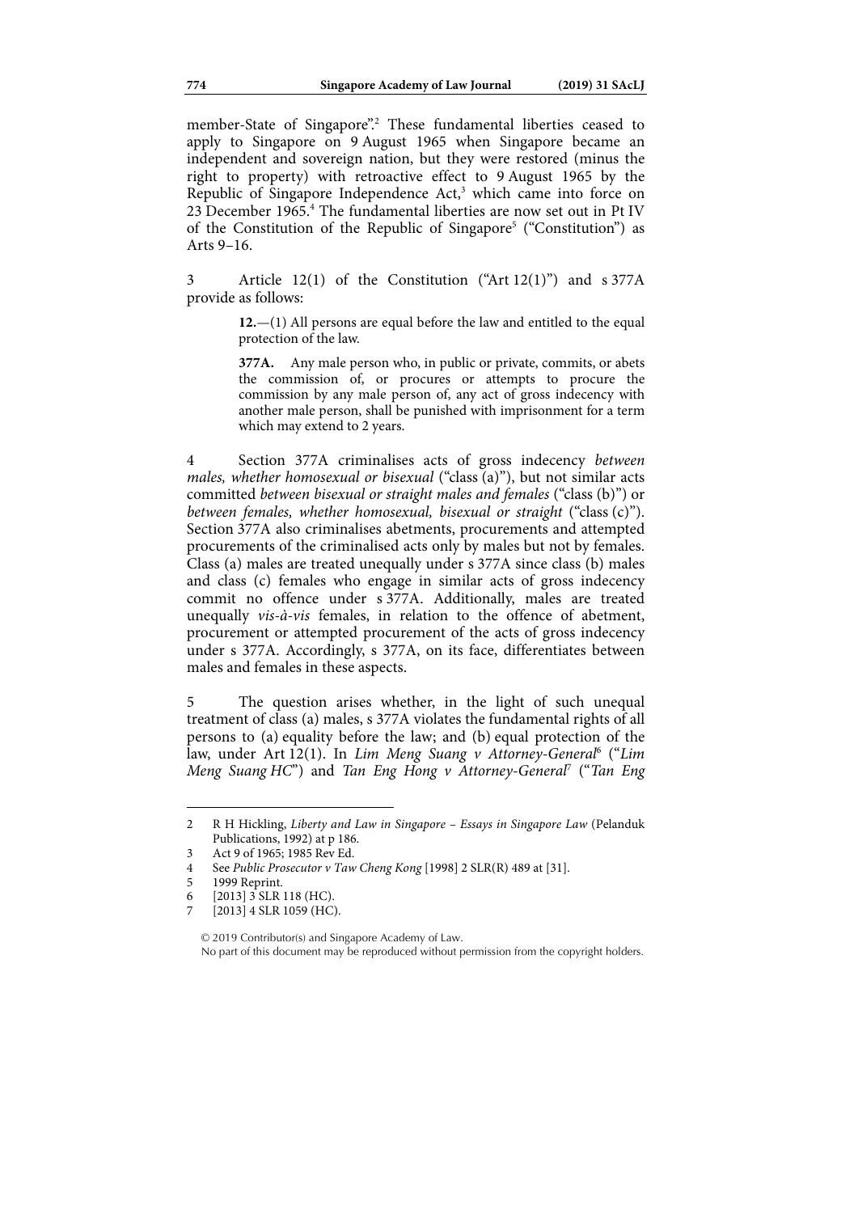member-State of Singapore".[2] These fundamental liberties ceased to apply to Singapore on 9 August 1965 when Singapore became an independent and sovereign nation, but they were restored (minus the right to property) with retroactive effect to 9 August 1965 by the Republic of Singapore Independence Act,[3] which came into force on 23 December 1965.[4] The fundamental liberties are now set out in Pt IV of the Constitution of the Republic of Singapore[5] ("Constitution") as Arts 9–16.

3 Article 12(1) of the Constitution ("Art 12(1)") and s 377A provide as follows:

> **12.**—(1) All persons are equal before the law and entitled to the equal protection of the law.
>
> **377A.** Any male person who, in public or private, commits, or abets the commission of, or procures or attempts to procure the commission by any male person of, any act of gross indecency with another male person, shall be punished with imprisonment for a term which may extend to 2 years.

4 Section 377A criminalises acts of gross indecency *between males, whether homosexual or bisexual* ("class (a)"), but not similar acts committed *between bisexual or straight males and females* ("class (b)") or *between females, whether homosexual, bisexual or straight* ("class (c)"). Section 377A also criminalises abetments, procurements and attempted procurements of the criminalised acts only by males but not by females. Class (a) males are treated unequally under s 377A since class (b) males and class (c) females who engage in similar acts of gross indecency commit no offence under s 377A. Additionally, males are treated unequally *vis-à-vis* females, in relation to the offence of abetment, procurement or attempted procurement of the acts of gross indecency under s 377A. Accordingly, s 377A, on its face, differentiates between males and females in these aspects.

5 The question arises whether, in the light of such unequal treatment of class (a) males, s 377A violates the fundamental rights of all persons to (a) equality before the law; and (b) equal protection of the law, under Art 12(1). In *Lim Meng Suang v Attorney-General*[6] ("*Lim Meng Suang HC*") and *Tan Eng Hong v Attorney-General*[7] ("*Tan Eng*

---

2 R H Hickling, *Liberty and Law in Singapore – Essays in Singapore Law* (Pelanduk Publications, 1992) at p 186.

3 Act 9 of 1965; 1985 Rev Ed.

4 See *Public Prosecutor v Taw Cheng Kong* [1998] 2 SLR(R) 489 at [31].

5 1999 Reprint.

6 [2013] 3 SLR 118 (HC).

7 [2013] 4 SLR 1059 (HC).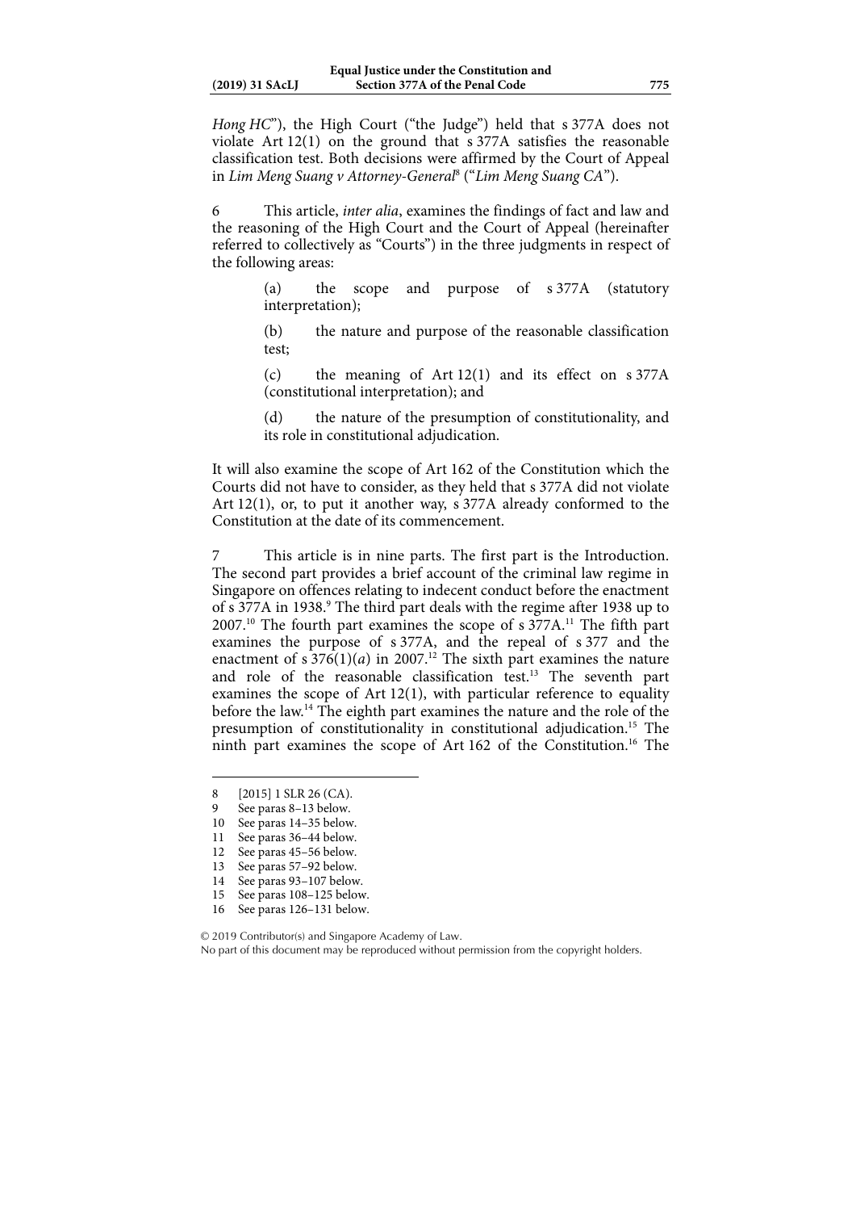*Hong HC*"), the High Court ("the Judge") held that s 377A does not violate Art 12(1) on the ground that s 377A satisfies the reasonable classification test. Both decisions were affirmed by the Court of Appeal in *Lim Meng Suang v Attorney-General*[8] ("*Lim Meng Suang CA*").

6 This article, *inter alia*, examines the findings of fact and law and the reasoning of the High Court and the Court of Appeal (hereinafter referred to collectively as "Courts") in the three judgments in respect of the following areas:

(a) the scope and purpose of s 377A (statutory interpretation);

(b) the nature and purpose of the reasonable classification test;

(c) the meaning of Art 12(1) and its effect on s 377A (constitutional interpretation); and

(d) the nature of the presumption of constitutionality, and its role in constitutional adjudication.

It will also examine the scope of Art 162 of the Constitution which the Courts did not have to consider, as they held that s 377A did not violate Art 12(1), or, to put it another way, s 377A already conformed to the Constitution at the date of its commencement.

7 This article is in nine parts. The first part is the Introduction. The second part provides a brief account of the criminal law regime in Singapore on offences relating to indecent conduct before the enactment of s 377A in 1938.[9] The third part deals with the regime after 1938 up to 2007.[10] The fourth part examines the scope of s 377A.[11] The fifth part examines the purpose of s 377A, and the repeal of s 377 and the enactment of s 376(1)(*a*) in 2007.[12] The sixth part examines the nature and role of the reasonable classification test.[13] The seventh part examines the scope of Art 12(1), with particular reference to equality before the law.[14] The eighth part examines the nature and the role of the presumption of constitutionality in constitutional adjudication.[15] The ninth part examines the scope of Art 162 of the Constitution.[16] The

---

8 [2015] 1 SLR 26 (CA).
9 See paras 8–13 below.
10 See paras 14–35 below.
11 See paras 36–44 below.
12 See paras 45–56 below.
13 See paras 57–92 below.
14 See paras 93–107 below.
15 See paras 108–125 below.
16 See paras 126–131 below.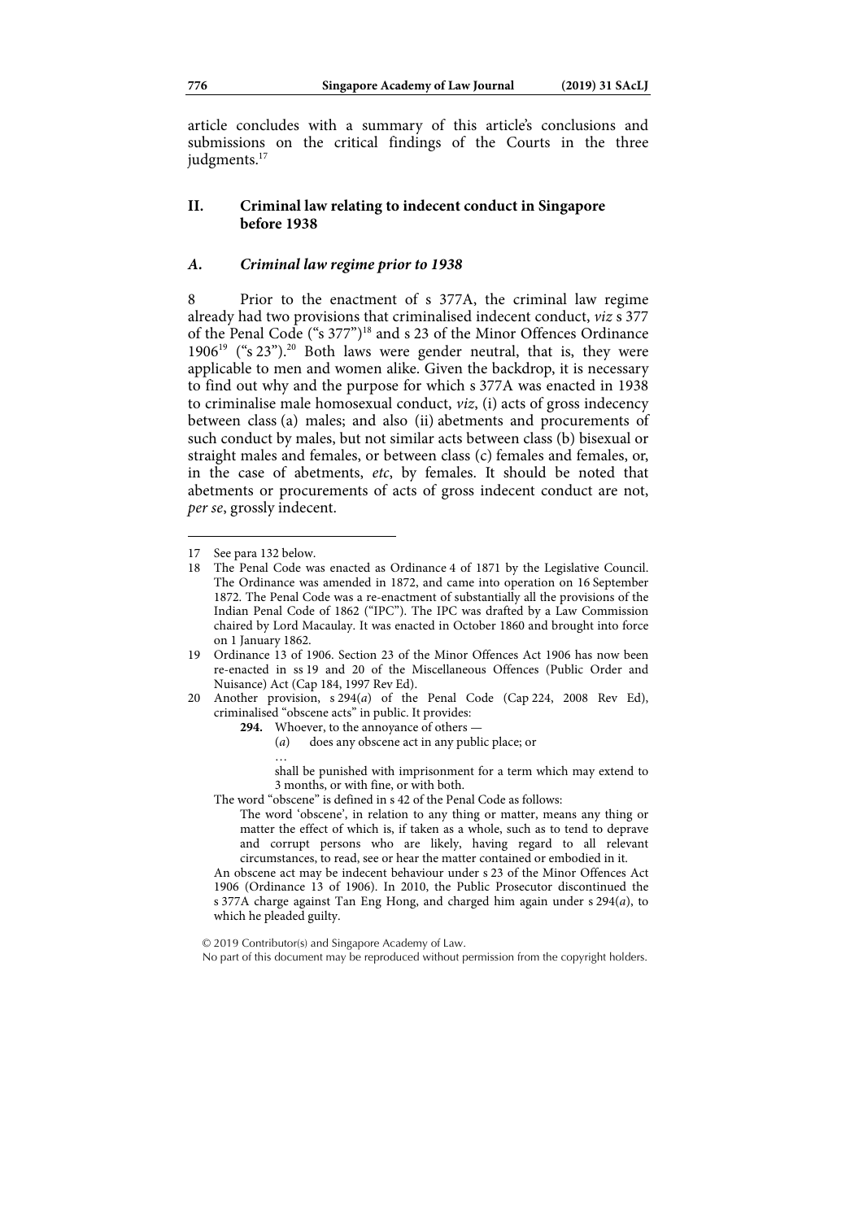article concludes with a summary of this article's conclusions and submissions on the critical findings of the Courts in the three judgments.[17]

## II. Criminal law relating to indecent conduct in Singapore before 1938

### *A. Criminal law regime prior to 1938*

8 Prior to the enactment of s 377A, the criminal law regime already had two provisions that criminalised indecent conduct, *viz* s 377 of the Penal Code ("s 377")[18] and s 23 of the Minor Offences Ordinance 1906[19] ("s 23").[20] Both laws were gender neutral, that is, they were applicable to men and women alike. Given the backdrop, it is necessary to find out why and the purpose for which s 377A was enacted in 1938 to criminalise male homosexual conduct, *viz*, (i) acts of gross indecency between class (a) males; and also (ii) abetments and procurements of such conduct by males, but not similar acts between class (b) bisexual or straight males and females, or between class (c) females and females, or, in the case of abetments, *etc*, by females. It should be noted that abetments or procurements of acts of gross indecent conduct are not, *per se*, grossly indecent.

---

17 See para 132 below.

18 The Penal Code was enacted as Ordinance 4 of 1871 by the Legislative Council. The Ordinance was amended in 1872, and came into operation on 16 September 1872. The Penal Code was a re-enactment of substantially all the provisions of the Indian Penal Code of 1862 ("IPC"). The IPC was drafted by a Law Commission chaired by Lord Macaulay. It was enacted in October 1860 and brought into force on 1 January 1862.

19 Ordinance 13 of 1906. Section 23 of the Minor Offences Act 1906 has now been re-enacted in ss 19 and 20 of the Miscellaneous Offences (Public Order and Nuisance) Act (Cap 184, 1997 Rev Ed).

20 Another provision, s 294(*a*) of the Penal Code (Cap 224, 2008 Rev Ed), criminalised "obscene acts" in public. It provides:

> **294.** Whoever, to the annoyance of others —
>
> (*a*) does any obscene act in any public place; or
>
> …
>
> shall be punished with imprisonment for a term which may extend to 3 months, or with fine, or with both.

The word "obscene" is defined in s 42 of the Penal Code as follows:

> The word 'obscene', in relation to any thing or matter, means any thing or matter the effect of which is, if taken as a whole, such as to tend to deprave and corrupt persons who are likely, having regard to all relevant circumstances, to read, see or hear the matter contained or embodied in it.

An obscene act may be indecent behaviour under s 23 of the Minor Offences Act 1906 (Ordinance 13 of 1906). In 2010, the Public Prosecutor discontinued the s 377A charge against Tan Eng Hong, and charged him again under s 294(*a*), to which he pleaded guilty.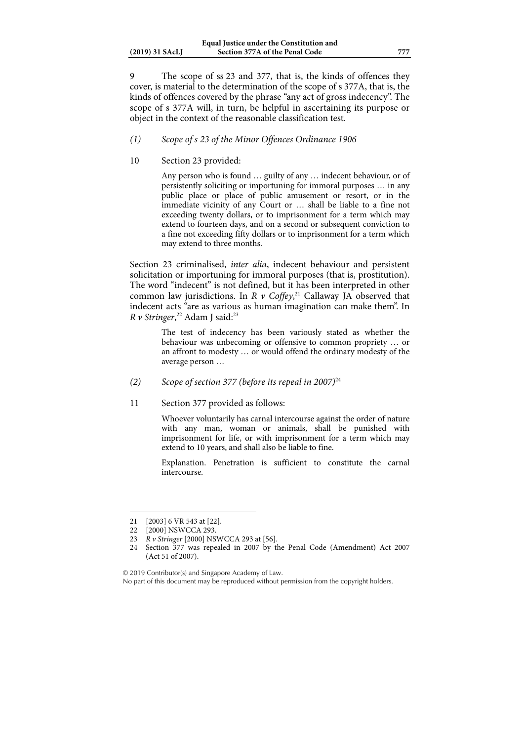9 The scope of ss 23 and 377, that is, the kinds of offences they cover, is material to the determination of the scope of s 377A, that is, the kinds of offences covered by the phrase "any act of gross indecency". The scope of s 377A will, in turn, be helpful in ascertaining its purpose or object in the context of the reasonable classification test.

### *(1) Scope of s 23 of the Minor Offences Ordinance 1906*

10 Section 23 provided:

> Any person who is found … guilty of any … indecent behaviour, or of persistently soliciting or importuning for immoral purposes … in any public place or place of public amusement or resort, or in the immediate vicinity of any Court or … shall be liable to a fine not exceeding twenty dollars, or to imprisonment for a term which may extend to fourteen days, and on a second or subsequent conviction to a fine not exceeding fifty dollars or to imprisonment for a term which may extend to three months.

Section 23 criminalised, *inter alia*, indecent behaviour and persistent solicitation or importuning for immoral purposes (that is, prostitution). The word "indecent" is not defined, but it has been interpreted in other common law jurisdictions. In *R v Coffey*,[21] Callaway JA observed that indecent acts "are as various as human imagination can make them". In *R v Stringer*,[22] Adam J said:[23]

> The test of indecency has been variously stated as whether the behaviour was unbecoming or offensive to common propriety … or an affront to modesty … or would offend the ordinary modesty of the average person …

### *(2) Scope of section 377 (before its repeal in 2007)*[24]

11 Section 377 provided as follows:

> Whoever voluntarily has carnal intercourse against the order of nature with any man, woman or animals, shall be punished with imprisonment for life, or with imprisonment for a term which may extend to 10 years, and shall also be liable to fine.
>
> Explanation. Penetration is sufficient to constitute the carnal intercourse.

---

21 [2003] 6 VR 543 at [22].

22 [2000] NSWCCA 293.

23 *R v Stringer* [2000] NSWCCA 293 at [56].

24 Section 377 was repealed in 2007 by the Penal Code (Amendment) Act 2007 (Act 51 of 2007).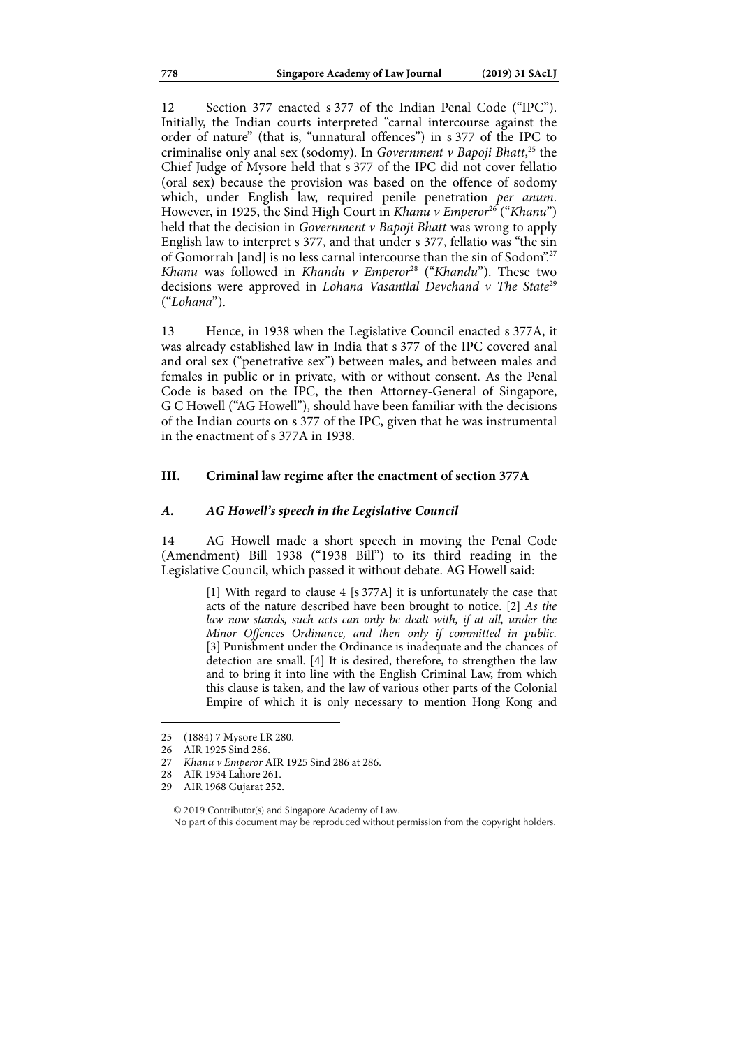12 Section 377 enacted s 377 of the Indian Penal Code ("IPC"). Initially, the Indian courts interpreted "carnal intercourse against the order of nature" (that is, "unnatural offences") in s 377 of the IPC to criminalise only anal sex (sodomy). In *Government v Bapoji Bhatt*,[25] the Chief Judge of Mysore held that s 377 of the IPC did not cover fellatio (oral sex) because the provision was based on the offence of sodomy which, under English law, required penile penetration *per anum*. However, in 1925, the Sind High Court in *Khanu v Emperor*[26] ("*Khanu*") held that the decision in *Government v Bapoji Bhatt* was wrong to apply English law to interpret s 377, and that under s 377, fellatio was "the sin of Gomorrah [and] is no less carnal intercourse than the sin of Sodom".[27] *Khanu* was followed in *Khandu v Emperor*[28] ("*Khandu*"). These two decisions were approved in *Lohana Vasantlal Devchand v The State*[29] ("*Lohana*").

13 Hence, in 1938 when the Legislative Council enacted s 377A, it was already established law in India that s 377 of the IPC covered anal and oral sex ("penetrative sex") between males, and between males and females in public or in private, with or without consent. As the Penal Code is based on the IPC, the then Attorney-General of Singapore, G C Howell ("AG Howell"), should have been familiar with the decisions of the Indian courts on s 377 of the IPC, given that he was instrumental in the enactment of s 377A in 1938.

## III. Criminal law regime after the enactment of section 377A

### *A. AG Howell's speech in the Legislative Council*

14 AG Howell made a short speech in moving the Penal Code (Amendment) Bill 1938 ("1938 Bill") to its third reading in the Legislative Council, which passed it without debate. AG Howell said:

> [1] With regard to clause 4 [s 377A] it is unfortunately the case that acts of the nature described have been brought to notice. [2] *As the law now stands, such acts can only be dealt with, if at all, under the Minor Offences Ordinance, and then only if committed in public.* [3] Punishment under the Ordinance is inadequate and the chances of detection are small. [4] It is desired, therefore, to strengthen the law and to bring it into line with the English Criminal Law, from which this clause is taken, and the law of various other parts of the Colonial Empire of which it is only necessary to mention Hong Kong and

---

25 (1884) 7 Mysore LR 280.

26 AIR 1925 Sind 286.

27 *Khanu v Emperor* AIR 1925 Sind 286 at 286.

28 AIR 1934 Lahore 261.

29 AIR 1968 Gujarat 252.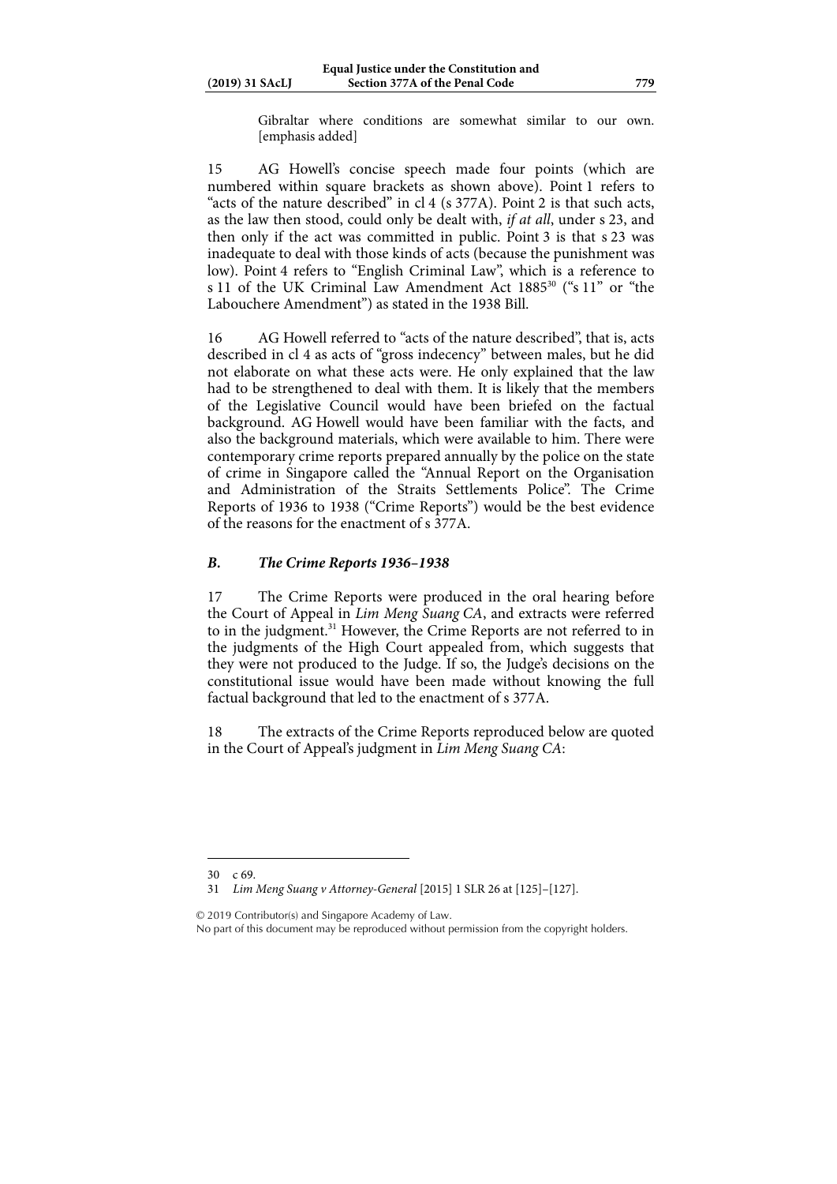> Gibraltar where conditions are somewhat similar to our own. [emphasis added]

15 AG Howell's concise speech made four points (which are numbered within square brackets as shown above). Point 1 refers to "acts of the nature described" in cl 4 (s 377A). Point 2 is that such acts, as the law then stood, could only be dealt with, *if at all*, under s 23, and then only if the act was committed in public. Point 3 is that s 23 was inadequate to deal with those kinds of acts (because the punishment was low). Point 4 refers to "English Criminal Law", which is a reference to s 11 of the UK Criminal Law Amendment Act 1885[30] ("s 11" or "the Labouchere Amendment") as stated in the 1938 Bill.

16 AG Howell referred to "acts of the nature described", that is, acts described in cl 4 as acts of "gross indecency" between males, but he did not elaborate on what these acts were. He only explained that the law had to be strengthened to deal with them. It is likely that the members of the Legislative Council would have been briefed on the factual background. AG Howell would have been familiar with the facts, and also the background materials, which were available to him. There were contemporary crime reports prepared annually by the police on the state of crime in Singapore called the "Annual Report on the Organisation and Administration of the Straits Settlements Police". The Crime Reports of 1936 to 1938 ("Crime Reports") would be the best evidence of the reasons for the enactment of s 377A.

### *B. The Crime Reports 1936–1938*

17 The Crime Reports were produced in the oral hearing before the Court of Appeal in *Lim Meng Suang CA*, and extracts were referred to in the judgment.[31] However, the Crime Reports are not referred to in the judgments of the High Court appealed from, which suggests that they were not produced to the Judge. If so, the Judge's decisions on the constitutional issue would have been made without knowing the full factual background that led to the enactment of s 377A.

18 The extracts of the Crime Reports reproduced below are quoted in the Court of Appeal's judgment in *Lim Meng Suang CA*:

---

30 c 69.

31 *Lim Meng Suang v Attorney-General* [2015] 1 SLR 26 at [125]–[127].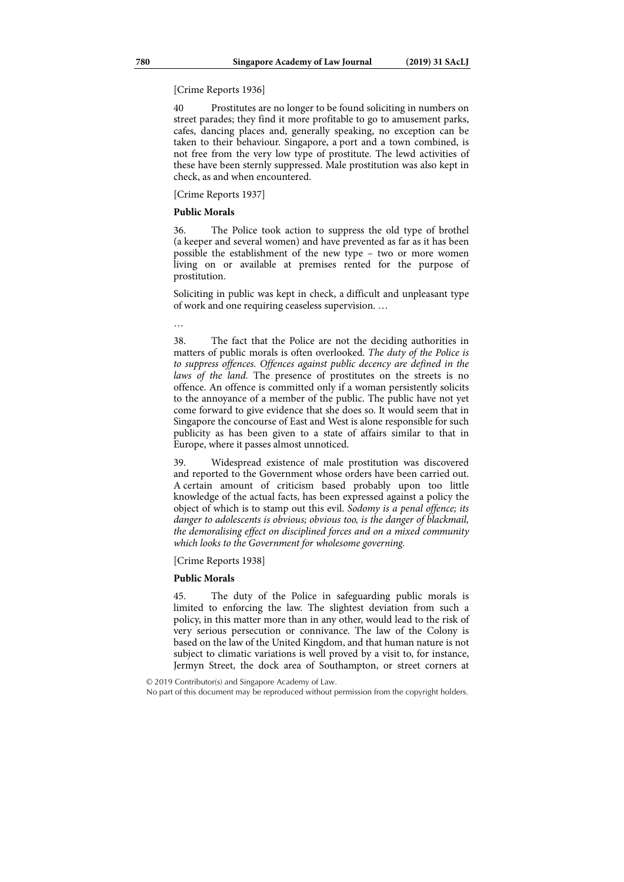[Crime Reports 1936]

40 Prostitutes are no longer to be found soliciting in numbers on street parades; they find it more profitable to go to amusement parks, cafes, dancing places and, generally speaking, no exception can be taken to their behaviour. Singapore, a port and a town combined, is not free from the very low type of prostitute. The lewd activities of these have been sternly suppressed. Male prostitution was also kept in check, as and when encountered.

[Crime Reports 1937]

**Public Morals**

36. The Police took action to suppress the old type of brothel (a keeper and several women) and have prevented as far as it has been possible the establishment of the new type – two or more women living on or available at premises rented for the purpose of prostitution.

Soliciting in public was kept in check, a difficult and unpleasant type of work and one requiring ceaseless supervision. …

…

38. The fact that the Police are not the deciding authorities in matters of public morals is often overlooked. *The duty of the Police is to suppress offences. Offences against public decency are defined in the laws of the land.* The presence of prostitutes on the streets is no offence. An offence is committed only if a woman persistently solicits to the annoyance of a member of the public. The public have not yet come forward to give evidence that she does so. It would seem that in Singapore the concourse of East and West is alone responsible for such publicity as has been given to a state of affairs similar to that in Europe, where it passes almost unnoticed.

39. Widespread existence of male prostitution was discovered and reported to the Government whose orders have been carried out. A certain amount of criticism based probably upon too little knowledge of the actual facts, has been expressed against a policy the object of which is to stamp out this evil. *Sodomy is a penal offence; its danger to adolescents is obvious; obvious too, is the danger of blackmail, the demoralising effect on disciplined forces and on a mixed community which looks to the Government for wholesome governing.*

[Crime Reports 1938]

**Public Morals**

45. The duty of the Police in safeguarding public morals is limited to enforcing the law. The slightest deviation from such a policy, in this matter more than in any other, would lead to the risk of very serious persecution or connivance. The law of the Colony is based on the law of the United Kingdom, and that human nature is not subject to climatic variations is well proved by a visit to, for instance, Jermyn Street, the dock area of Southampton, or street corners at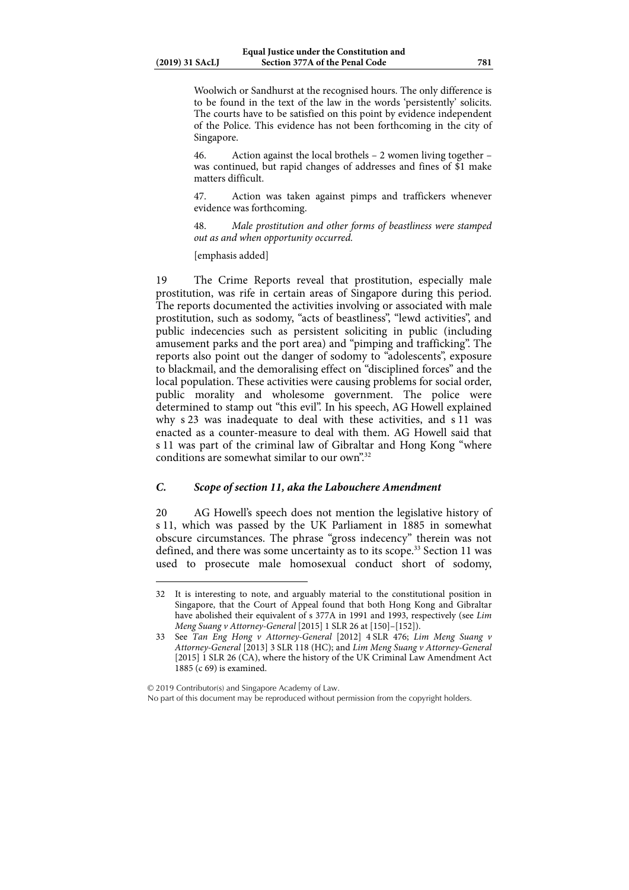Woolwich or Sandhurst at the recognised hours. The only difference is to be found in the text of the law in the words 'persistently' solicits. The courts have to be satisfied on this point by evidence independent of the Police. This evidence has not been forthcoming in the city of Singapore.

46. Action against the local brothels – 2 women living together – was continued, but rapid changes of addresses and fines of $1 make matters difficult.

47. Action was taken against pimps and traffickers whenever evidence was forthcoming.

48. *Male prostitution and other forms of beastliness were stamped out as and when opportunity occurred.*

[emphasis added]

19 The Crime Reports reveal that prostitution, especially male prostitution, was rife in certain areas of Singapore during this period. The reports documented the activities involving or associated with male prostitution, such as sodomy, "acts of beastliness", "lewd activities", and public indecencies such as persistent soliciting in public (including amusement parks and the port area) and "pimping and trafficking". The reports also point out the danger of sodomy to "adolescents", exposure to blackmail, and the demoralising effect on "disciplined forces" and the local population. These activities were causing problems for social order, public morality and wholesome government. The police were determined to stamp out "this evil". In his speech, AG Howell explained why s 23 was inadequate to deal with these activities, and s 11 was enacted as a counter-measure to deal with them. AG Howell said that s 11 was part of the criminal law of Gibraltar and Hong Kong "where conditions are somewhat similar to our own".[32]

### *C. Scope of section 11, aka the Labouchere Amendment*

20 AG Howell's speech does not mention the legislative history of s 11, which was passed by the UK Parliament in 1885 in somewhat obscure circumstances. The phrase "gross indecency" therein was not defined, and there was some uncertainty as to its scope.[33] Section 11 was used to prosecute male homosexual conduct short of sodomy,

---

32 It is interesting to note, and arguably material to the constitutional position in Singapore, that the Court of Appeal found that both Hong Kong and Gibraltar have abolished their equivalent of s 377A in 1991 and 1993, respectively (see *Lim Meng Suang v Attorney-General* [2015] 1 SLR 26 at [150]–[152]).

33 See *Tan Eng Hong v Attorney-General* [2012] 4 SLR 476; *Lim Meng Suang v Attorney-General* [2013] 3 SLR 118 (HC); and *Lim Meng Suang v Attorney-General* [2015] 1 SLR 26 (CA), where the history of the UK Criminal Law Amendment Act 1885 (c 69) is examined.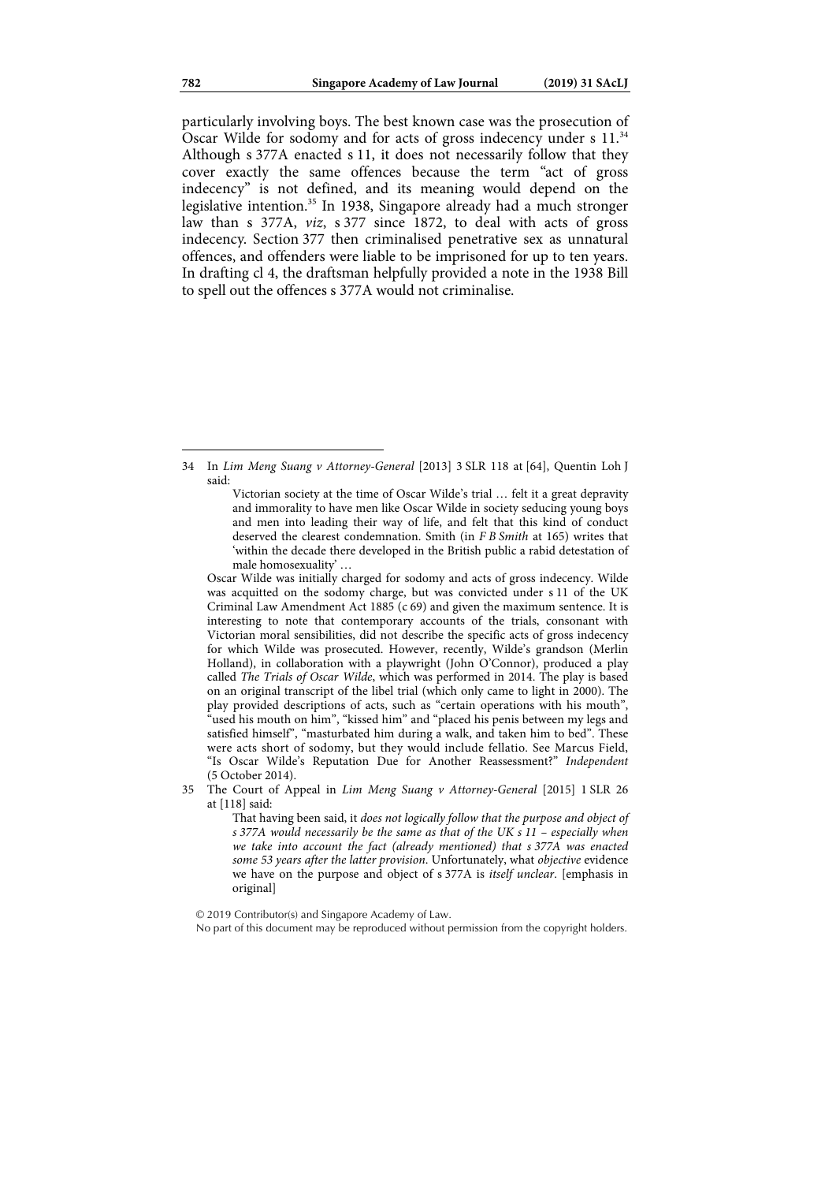particularly involving boys. The best known case was the prosecution of Oscar Wilde for sodomy and for acts of gross indecency under s 11.[34] Although s 377A enacted s 11, it does not necessarily follow that they cover exactly the same offences because the term "act of gross indecency" is not defined, and its meaning would depend on the legislative intention.[35] In 1938, Singapore already had a much stronger law than s 377A, *viz*, s 377 since 1872, to deal with acts of gross indecency. Section 377 then criminalised penetrative sex as unnatural offences, and offenders were liable to be imprisoned for up to ten years. In drafting cl 4, the draftsman helpfully provided a note in the 1938 Bill to spell out the offences s 377A would not criminalise.

---

34 In *Lim Meng Suang v Attorney-General* [2013] 3 SLR 118 at [64], Quentin Loh J said:

> Victorian society at the time of Oscar Wilde's trial … felt it a great depravity and immorality to have men like Oscar Wilde in society seducing young boys and men into leading their way of life, and felt that this kind of conduct deserved the clearest condemnation. Smith (in *F B Smith* at 165) writes that 'within the decade there developed in the British public a rabid detestation of male homosexuality' …

Oscar Wilde was initially charged for sodomy and acts of gross indecency. Wilde was acquitted on the sodomy charge, but was convicted under s 11 of the UK Criminal Law Amendment Act 1885 (c 69) and given the maximum sentence. It is interesting to note that contemporary accounts of the trials, consonant with Victorian moral sensibilities, did not describe the specific acts of gross indecency for which Wilde was prosecuted. However, recently, Wilde's grandson (Merlin Holland), in collaboration with a playwright (John O'Connor), produced a play called *The Trials of Oscar Wilde*, which was performed in 2014. The play is based on an original transcript of the libel trial (which only came to light in 2000). The play provided descriptions of acts, such as "certain operations with his mouth", "used his mouth on him", "kissed him" and "placed his penis between my legs and satisfied himself", "masturbated him during a walk, and taken him to bed". These were acts short of sodomy, but they would include fellatio. See Marcus Field, "Is Oscar Wilde's Reputation Due for Another Reassessment?" *Independent* (5 October 2014).

35 The Court of Appeal in *Lim Meng Suang v Attorney-General* [2015] 1 SLR 26 at [118] said:

> That having been said, it *does not logically follow that the purpose and object of s 377A would necessarily be the same as that of the UK s 11 – especially when we take into account the fact (already mentioned) that s 377A was enacted some 53 years after the latter provision*. Unfortunately, what *objective* evidence we have on the purpose and object of s 377A is *itself unclear*. [emphasis in original]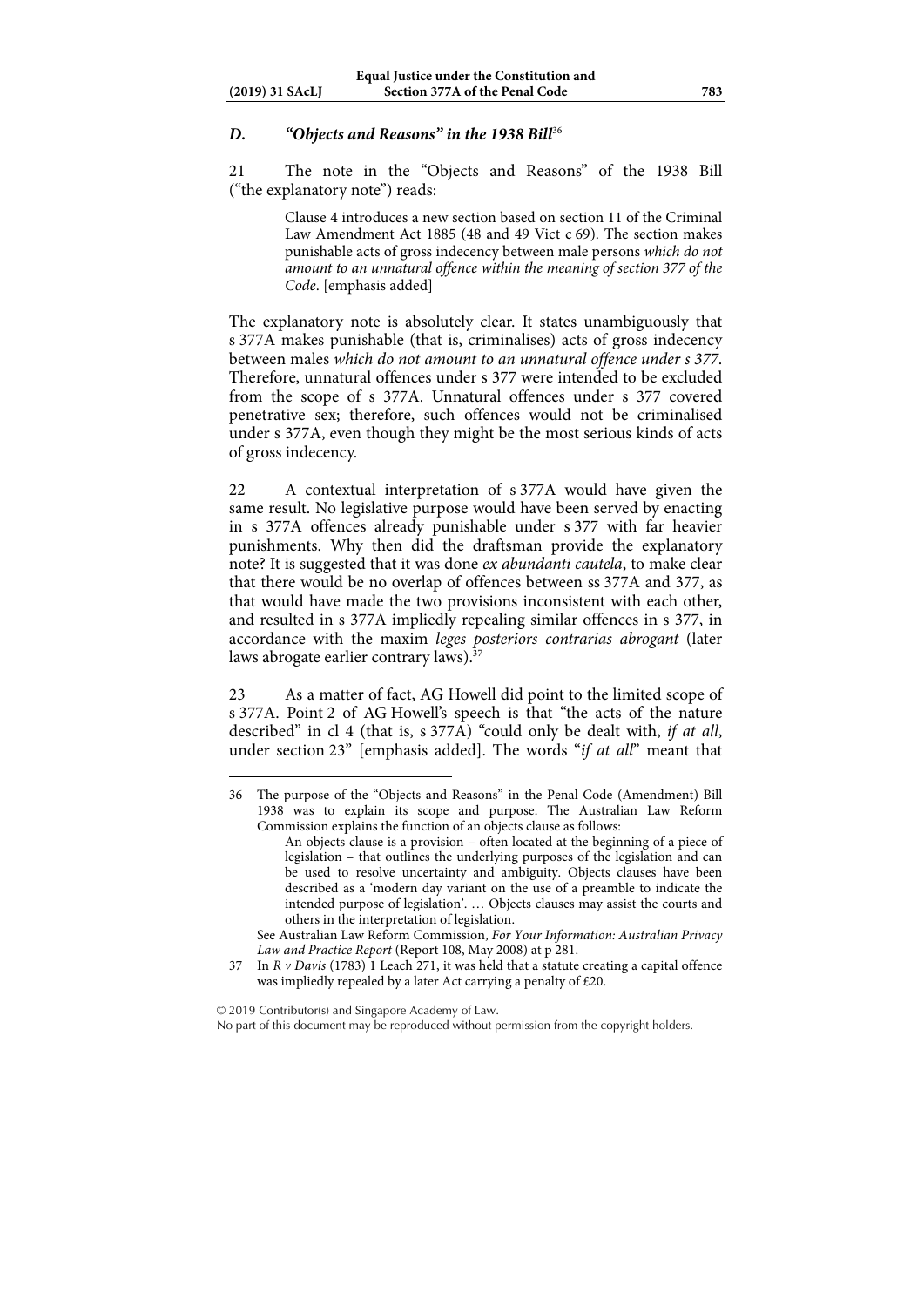### *D. "Objects and Reasons" in the 1938 Bill*[36]

21 The note in the "Objects and Reasons" of the 1938 Bill ("the explanatory note") reads:

> Clause 4 introduces a new section based on section 11 of the Criminal Law Amendment Act 1885 (48 and 49 Vict c 69). The section makes punishable acts of gross indecency between male persons *which do not amount to an unnatural offence within the meaning of section 377 of the Code*. [emphasis added]

The explanatory note is absolutely clear. It states unambiguously that s 377A makes punishable (that is, criminalises) acts of gross indecency between males *which do not amount to an unnatural offence under s 377*. Therefore, unnatural offences under s 377 were intended to be excluded from the scope of s 377A. Unnatural offences under s 377 covered penetrative sex; therefore, such offences would not be criminalised under s 377A, even though they might be the most serious kinds of acts of gross indecency.

22 A contextual interpretation of s 377A would have given the same result. No legislative purpose would have been served by enacting in s 377A offences already punishable under s 377 with far heavier punishments. Why then did the draftsman provide the explanatory note? It is suggested that it was done *ex abundanti cautela*, to make clear that there would be no overlap of offences between ss 377A and 377, as that would have made the two provisions inconsistent with each other, and resulted in s 377A impliedly repealing similar offences in s 377, in accordance with the maxim *leges posteriors contrarias abrogant* (later laws abrogate earlier contrary laws).[37]

23 As a matter of fact, AG Howell did point to the limited scope of s 377A. Point 2 of AG Howell's speech is that "the acts of the nature described" in cl 4 (that is, s 377A) "could only be dealt with, *if at all*, under section 23" [emphasis added]. The words "*if at all*" meant that

---

36 The purpose of the "Objects and Reasons" in the Penal Code (Amendment) Bill 1938 was to explain its scope and purpose. The Australian Law Reform Commission explains the function of an objects clause as follows:

> An objects clause is a provision – often located at the beginning of a piece of legislation – that outlines the underlying purposes of the legislation and can be used to resolve uncertainty and ambiguity. Objects clauses have been described as a 'modern day variant on the use of a preamble to indicate the intended purpose of legislation'. … Objects clauses may assist the courts and others in the interpretation of legislation.

See Australian Law Reform Commission, *For Your Information: Australian Privacy Law and Practice Report* (Report 108, May 2008) at p 281.

37 In *R v Davis* (1783) 1 Leach 271, it was held that a statute creating a capital offence was impliedly repealed by a later Act carrying a penalty of £20.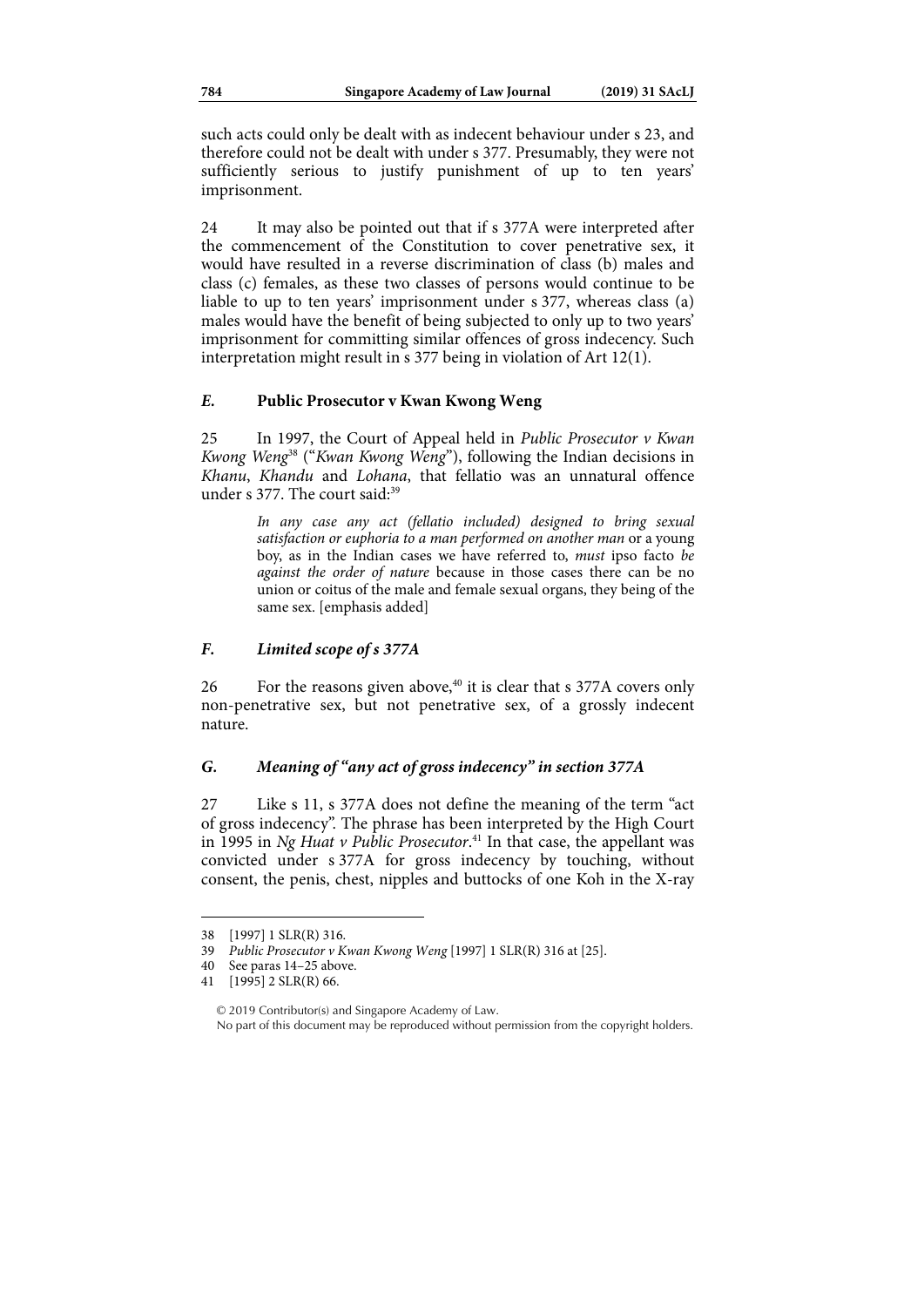such acts could only be dealt with as indecent behaviour under s 23, and therefore could not be dealt with under s 377. Presumably, they were not sufficiently serious to justify punishment of up to ten years' imprisonment.

24 It may also be pointed out that if s 377A were interpreted after the commencement of the Constitution to cover penetrative sex, it would have resulted in a reverse discrimination of class (b) males and class (c) females, as these two classes of persons would continue to be liable to up to ten years' imprisonment under s 377, whereas class (a) males would have the benefit of being subjected to only up to two years' imprisonment for committing similar offences of gross indecency. Such interpretation might result in s 377 being in violation of Art 12(1).

### *E.* Public Prosecutor v Kwan Kwong Weng

25 In 1997, the Court of Appeal held in *Public Prosecutor v Kwan Kwong Weng*[38] ("*Kwan Kwong Weng*"), following the Indian decisions in *Khanu*, *Khandu* and *Lohana*, that fellatio was an unnatural offence under s 377. The court said:[39]

> *In any case any act (fellatio included) designed to bring sexual satisfaction or euphoria to a man performed on another man* or a young boy, as in the Indian cases we have referred to, *must* ipso facto *be against the order of nature* because in those cases there can be no union or coitus of the male and female sexual organs, they being of the same sex. [emphasis added]

### *F. Limited scope of s 377A*

26 For the reasons given above,[40] it is clear that s 377A covers only non-penetrative sex, but not penetrative sex, of a grossly indecent nature.

### *G. Meaning of "any act of gross indecency" in section 377A*

27 Like s 11, s 377A does not define the meaning of the term "act of gross indecency". The phrase has been interpreted by the High Court in 1995 in *Ng Huat v Public Prosecutor*.[41] In that case, the appellant was convicted under s 377A for gross indecency by touching, without consent, the penis, chest, nipples and buttocks of one Koh in the X-ray

---

38 [1997] 1 SLR(R) 316.

39 *Public Prosecutor v Kwan Kwong Weng* [1997] 1 SLR(R) 316 at [25].

40 See paras 14–25 above.

41 [1995] 2 SLR(R) 66.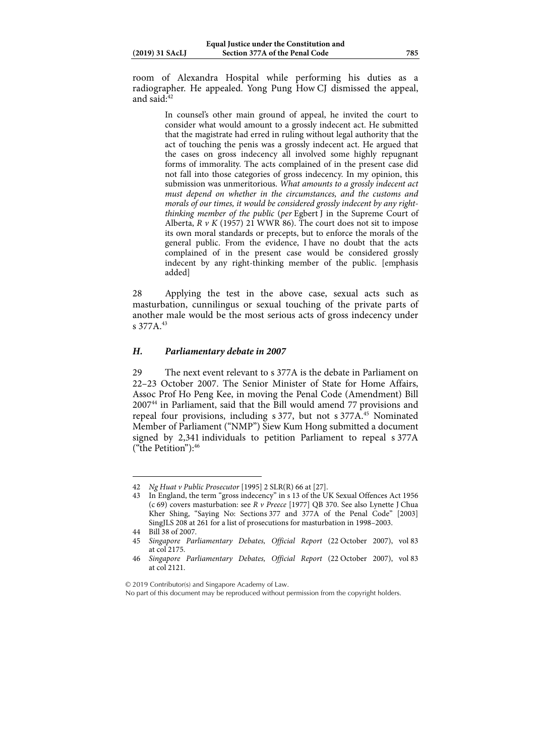room of Alexandra Hospital while performing his duties as a radiographer. He appealed. Yong Pung How CJ dismissed the appeal, and said:[42]

> In counsel's other main ground of appeal, he invited the court to consider what would amount to a grossly indecent act. He submitted that the magistrate had erred in ruling without legal authority that the act of touching the penis was a grossly indecent act. He argued that the cases on gross indecency all involved some highly repugnant forms of immorality. The acts complained of in the present case did not fall into those categories of gross indecency. In my opinion, this submission was unmeritorious. *What amounts to a grossly indecent act must depend on whether in the circumstances, and the customs and morals of our times, it would be considered grossly indecent by any right-thinking member of the public* (*per* Egbert J in the Supreme Court of Alberta, *R v K* (1957) 21 WWR 86). The court does not sit to impose its own moral standards or precepts, but to enforce the morals of the general public. From the evidence, I have no doubt that the acts complained of in the present case would be considered grossly indecent by any right-thinking member of the public. [emphasis added]

28 Applying the test in the above case, sexual acts such as masturbation, cunnilingus or sexual touching of the private parts of another male would be the most serious acts of gross indecency under s 377A.[43]

### *H. Parliamentary debate in 2007*

29 The next event relevant to s 377A is the debate in Parliament on 22–23 October 2007. The Senior Minister of State for Home Affairs, Assoc Prof Ho Peng Kee, in moving the Penal Code (Amendment) Bill 2007[44] in Parliament, said that the Bill would amend 77 provisions and repeal four provisions, including s 377, but not s 377A.[45] Nominated Member of Parliament ("NMP") Siew Kum Hong submitted a document signed by 2,341 individuals to petition Parliament to repeal s 377A ("the Petition"):[46]

---

42 *Ng Huat v Public Prosecutor* [1995] 2 SLR(R) 66 at [27].

43 In England, the term "gross indecency" in s 13 of the UK Sexual Offences Act 1956 (c 69) covers masturbation: see *R v Preece* [1977] QB 370. See also Lynette J Chua Kher Shing, "Saying No: Sections 377 and 377A of the Penal Code" [2003] SingJLS 208 at 261 for a list of prosecutions for masturbation in 1998–2003.

44 Bill 38 of 2007.

45 *Singapore Parliamentary Debates, Official Report* (22 October 2007), vol 83 at col 2175.

46 *Singapore Parliamentary Debates, Official Report* (22 October 2007), vol 83 at col 2121.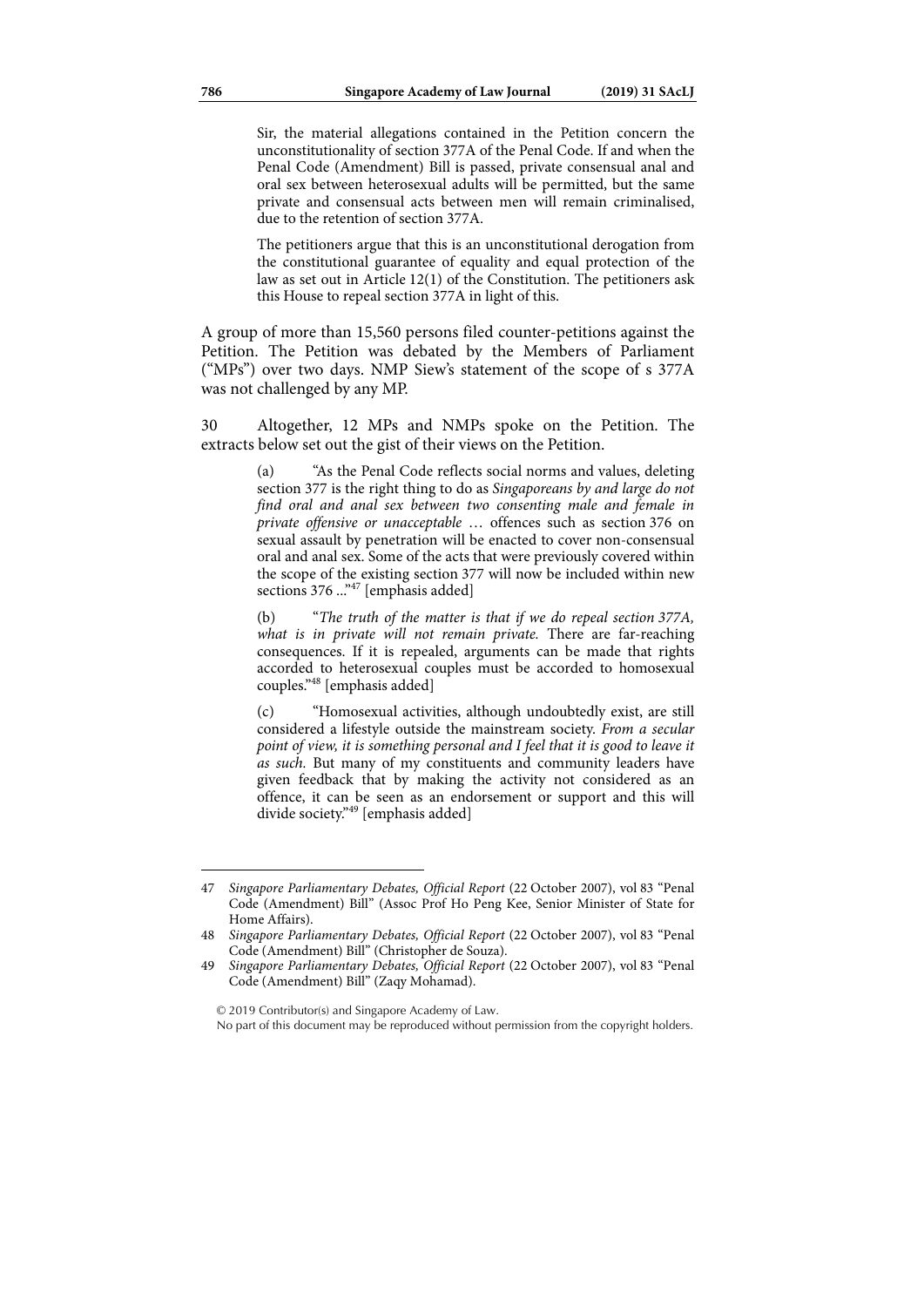> Sir, the material allegations contained in the Petition concern the unconstitutionality of section 377A of the Penal Code. If and when the Penal Code (Amendment) Bill is passed, private consensual anal and oral sex between heterosexual adults will be permitted, but the same private and consensual acts between men will remain criminalised, due to the retention of section 377A.
>
> The petitioners argue that this is an unconstitutional derogation from the constitutional guarantee of equality and equal protection of the law as set out in Article 12(1) of the Constitution. The petitioners ask this House to repeal section 377A in light of this.

A group of more than 15,560 persons filed counter-petitions against the Petition. The Petition was debated by the Members of Parliament ("MPs") over two days. NMP Siew's statement of the scope of s 377A was not challenged by any MP.

30 Altogether, 12 MPs and NMPs spoke on the Petition. The extracts below set out the gist of their views on the Petition.

> (a) "As the Penal Code reflects social norms and values, deleting section 377 is the right thing to do as *Singaporeans by and large do not find oral and anal sex between two consenting male and female in private offensive or unacceptable* … offences such as section 376 on sexual assault by penetration will be enacted to cover non-consensual oral and anal sex. Some of the acts that were previously covered within the scope of the existing section 377 will now be included within new sections 376 ..."[47] [emphasis added]
>
> (b) "*The truth of the matter is that if we do repeal section 377A, what is in private will not remain private.* There are far-reaching consequences. If it is repealed, arguments can be made that rights accorded to heterosexual couples must be accorded to homosexual couples."[48] [emphasis added]
>
> (c) "Homosexual activities, although undoubtedly exist, are still considered a lifestyle outside the mainstream society. *From a secular point of view, it is something personal and I feel that it is good to leave it as such.* But many of my constituents and community leaders have given feedback that by making the activity not considered as an offence, it can be seen as an endorsement or support and this will divide society."[49] [emphasis added]

---

47 *Singapore Parliamentary Debates, Official Report* (22 October 2007), vol 83 "Penal Code (Amendment) Bill" (Assoc Prof Ho Peng Kee, Senior Minister of State for Home Affairs).

48 *Singapore Parliamentary Debates, Official Report* (22 October 2007), vol 83 "Penal Code (Amendment) Bill" (Christopher de Souza).

49 *Singapore Parliamentary Debates, Official Report* (22 October 2007), vol 83 "Penal Code (Amendment) Bill" (Zaqy Mohamad).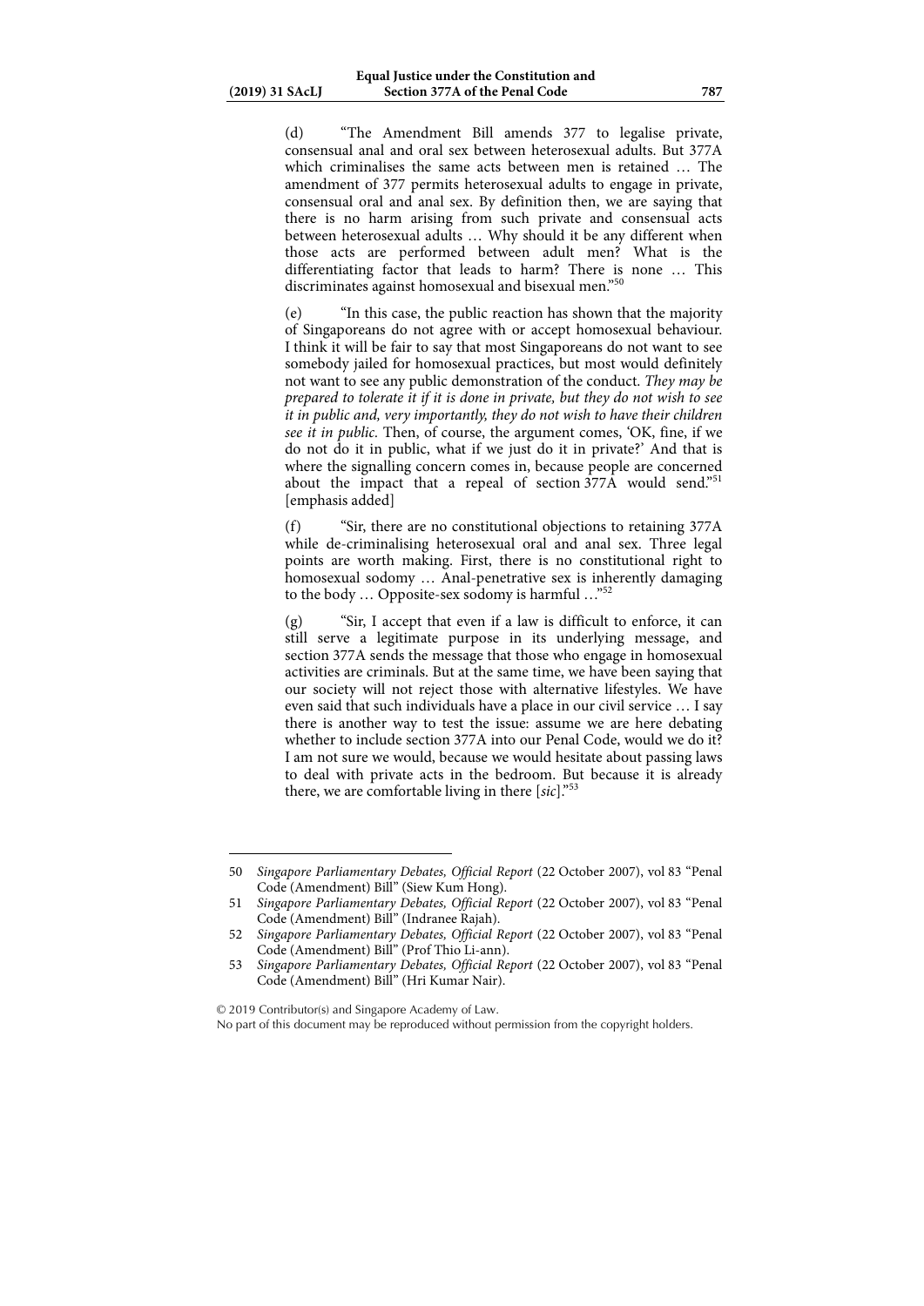(d) "The Amendment Bill amends 377 to legalise private, consensual anal and oral sex between heterosexual adults. But 377A which criminalises the same acts between men is retained … The amendment of 377 permits heterosexual adults to engage in private, consensual oral and anal sex. By definition then, we are saying that there is no harm arising from such private and consensual acts between heterosexual adults … Why should it be any different when those acts are performed between adult men? What is the differentiating factor that leads to harm? There is none … This discriminates against homosexual and bisexual men."[50]

(e) "In this case, the public reaction has shown that the majority of Singaporeans do not agree with or accept homosexual behaviour. I think it will be fair to say that most Singaporeans do not want to see somebody jailed for homosexual practices, but most would definitely not want to see any public demonstration of the conduct. *They may be prepared to tolerate it if it is done in private, but they do not wish to see it in public and, very importantly, they do not wish to have their children see it in public.* Then, of course, the argument comes, 'OK, fine, if we do not do it in public, what if we just do it in private?' And that is where the signalling concern comes in, because people are concerned about the impact that a repeal of section 377A would send."[51] [emphasis added]

(f) "Sir, there are no constitutional objections to retaining 377A while de-criminalising heterosexual oral and anal sex. Three legal points are worth making. First, there is no constitutional right to homosexual sodomy … Anal-penetrative sex is inherently damaging to the body … Opposite-sex sodomy is harmful …"[52]

(g) "Sir, I accept that even if a law is difficult to enforce, it can still serve a legitimate purpose in its underlying message, and section 377A sends the message that those who engage in homosexual activities are criminals. But at the same time, we have been saying that our society will not reject those with alternative lifestyles. We have even said that such individuals have a place in our civil service … I say there is another way to test the issue: assume we are here debating whether to include section 377A into our Penal Code, would we do it? I am not sure we would, because we would hesitate about passing laws to deal with private acts in the bedroom. But because it is already there, we are comfortable living in there [*sic*]."[53]

---

50 *Singapore Parliamentary Debates, Official Report* (22 October 2007), vol 83 "Penal Code (Amendment) Bill" (Siew Kum Hong).

51 *Singapore Parliamentary Debates, Official Report* (22 October 2007), vol 83 "Penal Code (Amendment) Bill" (Indranee Rajah).

52 *Singapore Parliamentary Debates, Official Report* (22 October 2007), vol 83 "Penal Code (Amendment) Bill" (Prof Thio Li-ann).

53 *Singapore Parliamentary Debates, Official Report* (22 October 2007), vol 83 "Penal Code (Amendment) Bill" (Hri Kumar Nair).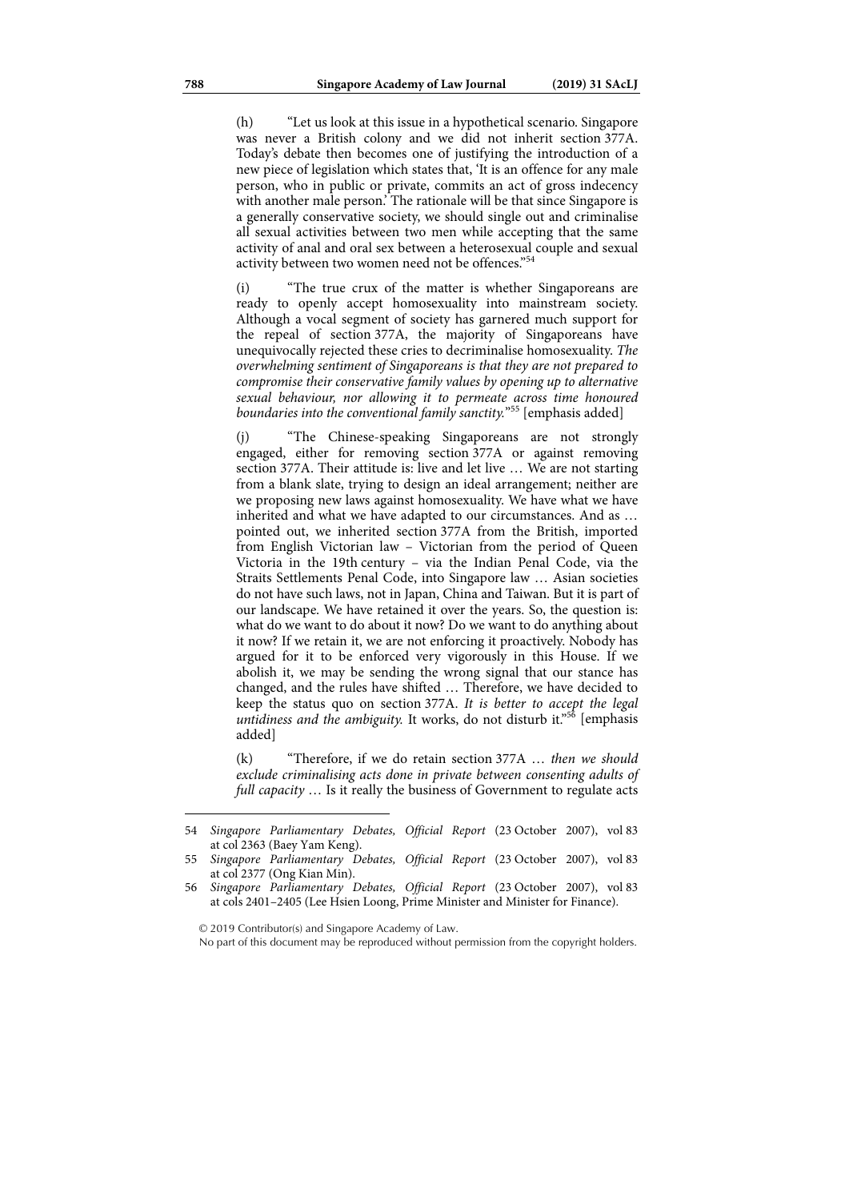(h) "Let us look at this issue in a hypothetical scenario. Singapore was never a British colony and we did not inherit section 377A. Today's debate then becomes one of justifying the introduction of a new piece of legislation which states that, 'It is an offence for any male person, who in public or private, commits an act of gross indecency with another male person.' The rationale will be that since Singapore is a generally conservative society, we should single out and criminalise all sexual activities between two men while accepting that the same activity of anal and oral sex between a heterosexual couple and sexual activity between two women need not be offences."[54]

(i) "The true crux of the matter is whether Singaporeans are ready to openly accept homosexuality into mainstream society. Although a vocal segment of society has garnered much support for the repeal of section 377A, the majority of Singaporeans have unequivocally rejected these cries to decriminalise homosexuality. *The overwhelming sentiment of Singaporeans is that they are not prepared to compromise their conservative family values by opening up to alternative sexual behaviour, nor allowing it to permeate across time honoured boundaries into the conventional family sanctity.*"[55] [emphasis added]

(j) "The Chinese-speaking Singaporeans are not strongly engaged, either for removing section 377A or against removing section 377A. Their attitude is: live and let live … We are not starting from a blank slate, trying to design an ideal arrangement; neither are we proposing new laws against homosexuality. We have what we have inherited and what we have adapted to our circumstances. And as … pointed out, we inherited section 377A from the British, imported from English Victorian law – Victorian from the period of Queen Victoria in the 19th century – via the Indian Penal Code, via the Straits Settlements Penal Code, into Singapore law … Asian societies do not have such laws, not in Japan, China and Taiwan. But it is part of our landscape. We have retained it over the years. So, the question is: what do we want to do about it now? Do we want to do anything about it now? If we retain it, we are not enforcing it proactively. Nobody has argued for it to be enforced very vigorously in this House. If we abolish it, we may be sending the wrong signal that our stance has changed, and the rules have shifted … Therefore, we have decided to keep the status quo on section 377A. *It is better to accept the legal untidiness and the ambiguity.* It works, do not disturb it."[56] [emphasis added]

(k) "Therefore, if we do retain section 377A … *then we should exclude criminalising acts done in private between consenting adults of full capacity* … Is it really the business of Government to regulate acts

---

54 *Singapore Parliamentary Debates, Official Report* (23 October 2007), vol 83 at col 2363 (Baey Yam Keng).

55 *Singapore Parliamentary Debates, Official Report* (23 October 2007), vol 83 at col 2377 (Ong Kian Min).

56 *Singapore Parliamentary Debates, Official Report* (23 October 2007), vol 83 at cols 2401–2405 (Lee Hsien Loong, Prime Minister and Minister for Finance).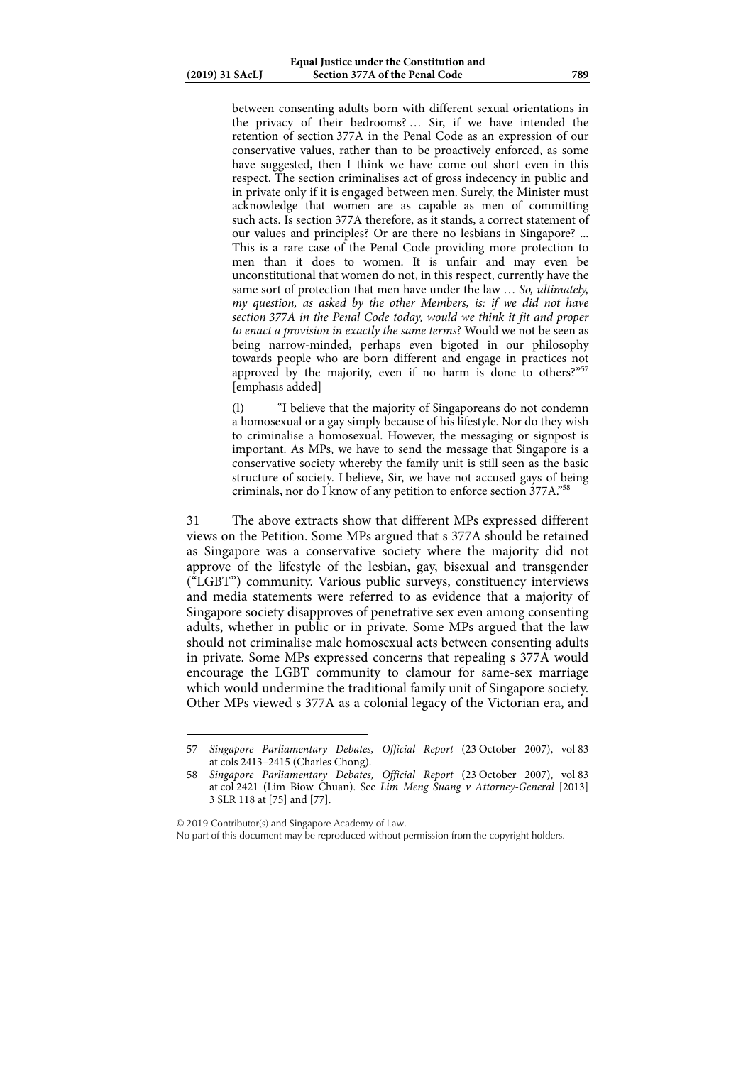between consenting adults born with different sexual orientations in the privacy of their bedrooms? … Sir, if we have intended the retention of section 377A in the Penal Code as an expression of our conservative values, rather than to be proactively enforced, as some have suggested, then I think we have come out short even in this respect. The section criminalises act of gross indecency in public and in private only if it is engaged between men. Surely, the Minister must acknowledge that women are as capable as men of committing such acts. Is section 377A therefore, as it stands, a correct statement of our values and principles? Or are there no lesbians in Singapore? ... This is a rare case of the Penal Code providing more protection to men than it does to women. It is unfair and may even be unconstitutional that women do not, in this respect, currently have the same sort of protection that men have under the law … *So, ultimately, my question, as asked by the other Members, is: if we did not have section 377A in the Penal Code today, would we think it fit and proper to enact a provision in exactly the same terms*? Would we not be seen as being narrow-minded, perhaps even bigoted in our philosophy towards people who are born different and engage in practices not approved by the majority, even if no harm is done to others?"[57] [emphasis added]

(l) "I believe that the majority of Singaporeans do not condemn a homosexual or a gay simply because of his lifestyle. Nor do they wish to criminalise a homosexual. However, the messaging or signpost is important. As MPs, we have to send the message that Singapore is a conservative society whereby the family unit is still seen as the basic structure of society. I believe, Sir, we have not accused gays of being criminals, nor do I know of any petition to enforce section 377A."[58]

31 The above extracts show that different MPs expressed different views on the Petition. Some MPs argued that s 377A should be retained as Singapore was a conservative society where the majority did not approve of the lifestyle of the lesbian, gay, bisexual and transgender ("LGBT") community. Various public surveys, constituency interviews and media statements were referred to as evidence that a majority of Singapore society disapproves of penetrative sex even among consenting adults, whether in public or in private. Some MPs argued that the law should not criminalise male homosexual acts between consenting adults in private. Some MPs expressed concerns that repealing s 377A would encourage the LGBT community to clamour for same-sex marriage which would undermine the traditional family unit of Singapore society. Other MPs viewed s 377A as a colonial legacy of the Victorian era, and

---

57 *Singapore Parliamentary Debates, Official Report* (23 October 2007), vol 83 at cols 2413–2415 (Charles Chong).

58 *Singapore Parliamentary Debates, Official Report* (23 October 2007), vol 83 at col 2421 (Lim Biow Chuan). See *Lim Meng Suang v Attorney-General* [2013] 3 SLR 118 at [75] and [77].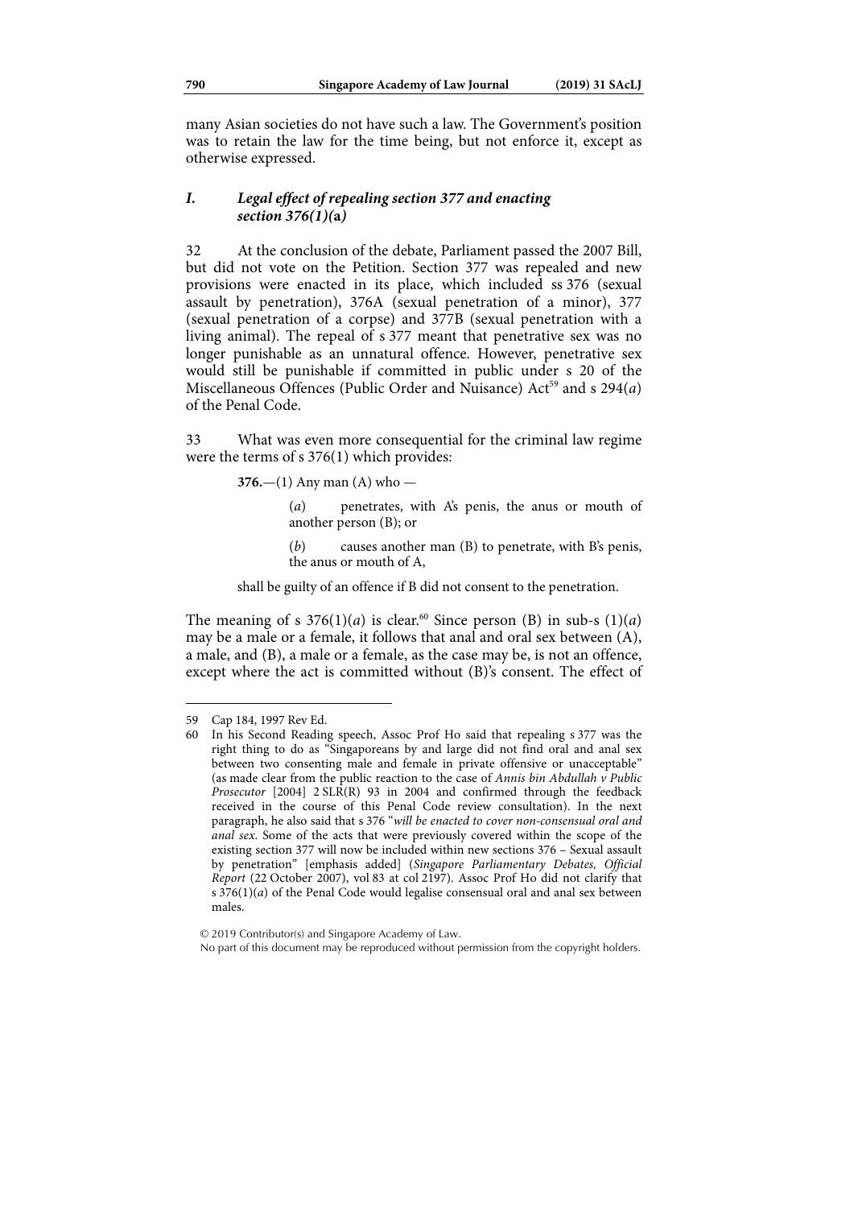many Asian societies do not have such a law. The Government's position was to retain the law for the time being, but not enforce it, except as otherwise expressed.

### *I. Legal effect of repealing section 377 and enacting section 376(1)(*a*)*

32 At the conclusion of the debate, Parliament passed the 2007 Bill, but did not vote on the Petition. Section 377 was repealed and new provisions were enacted in its place, which included ss 376 (sexual assault by penetration), 376A (sexual penetration of a minor), 377 (sexual penetration of a corpse) and 377B (sexual penetration with a living animal). The repeal of s 377 meant that penetrative sex was no longer punishable as an unnatural offence. However, penetrative sex would still be punishable if committed in public under s 20 of the Miscellaneous Offences (Public Order and Nuisance) Act[59] and s 294(*a*) of the Penal Code.

33 What was even more consequential for the criminal law regime were the terms of s 376(1) which provides:

> **376.**—(1) Any man (A) who —
>
> (*a*) penetrates, with A's penis, the anus or mouth of another person (B); or
>
> (*b*) causes another man (B) to penetrate, with B's penis, the anus or mouth of A,
>
> shall be guilty of an offence if B did not consent to the penetration.

The meaning of s 376(1)(*a*) is clear.[60] Since person (B) in sub-s (1)(*a*) may be a male or a female, it follows that anal and oral sex between (A), a male, and (B), a male or a female, as the case may be, is not an offence, except where the act is committed without (B)'s consent. The effect of

---

59 Cap 184, 1997 Rev Ed.

60 In his Second Reading speech, Assoc Prof Ho said that repealing s 377 was the right thing to do as "Singaporeans by and large did not find oral and anal sex between two consenting male and female in private offensive or unacceptable" (as made clear from the public reaction to the case of *Annis bin Abdullah v Public Prosecutor* [2004] 2 SLR(R) 93 in 2004 and confirmed through the feedback received in the course of this Penal Code review consultation). In the next paragraph, he also said that s 376 "*will be enacted to cover non-consensual oral and anal sex.* Some of the acts that were previously covered within the scope of the existing section 377 will now be included within new sections 376 – Sexual assault by penetration" [emphasis added] (*Singapore Parliamentary Debates, Official Report* (22 October 2007), vol 83 at col 2197). Assoc Prof Ho did not clarify that s 376(1)(*a*) of the Penal Code would legalise consensual oral and anal sex between males.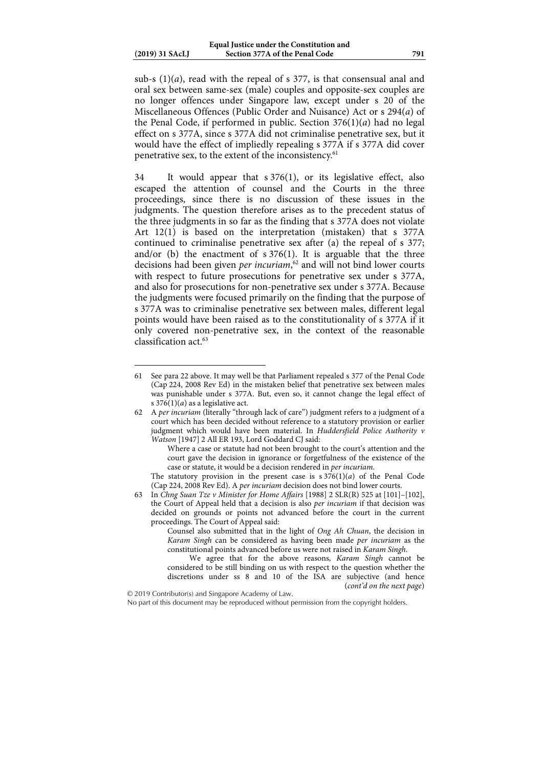sub-s (1)(*a*), read with the repeal of s 377, is that consensual anal and oral sex between same-sex (male) couples and opposite-sex couples are no longer offences under Singapore law, except under s 20 of the Miscellaneous Offences (Public Order and Nuisance) Act or s 294(*a*) of the Penal Code, if performed in public. Section 376(1)(*a*) had no legal effect on s 377A, since s 377A did not criminalise penetrative sex, but it would have the effect of impliedly repealing s 377A if s 377A did cover penetrative sex, to the extent of the inconsistency.[61]

34 It would appear that s 376(1), or its legislative effect, also escaped the attention of counsel and the Courts in the three proceedings, since there is no discussion of these issues in the judgments. The question therefore arises as to the precedent status of the three judgments in so far as the finding that s 377A does not violate Art 12(1) is based on the interpretation (mistaken) that s 377A continued to criminalise penetrative sex after (a) the repeal of s 377; and/or (b) the enactment of s 376(1). It is arguable that the three decisions had been given *per incuriam*,[62] and will not bind lower courts with respect to future prosecutions for penetrative sex under s 377A, and also for prosecutions for non-penetrative sex under s 377A. Because the judgments were focused primarily on the finding that the purpose of s 377A was to criminalise penetrative sex between males, different legal points would have been raised as to the constitutionality of s 377A if it only covered non-penetrative sex, in the context of the reasonable classification act.[63]

---

61 See para 22 above. It may well be that Parliament repealed s 377 of the Penal Code (Cap 224, 2008 Rev Ed) in the mistaken belief that penetrative sex between males was punishable under s 377A. But, even so, it cannot change the legal effect of s 376(1)(*a*) as a legislative act.

62 A *per incuriam* (literally "through lack of care") judgment refers to a judgment of a court which has been decided without reference to a statutory provision or earlier judgment which would have been material. In *Huddersfield Police Authority v Watson* [1947] 2 All ER 193, Lord Goddard CJ said:

> Where a case or statute had not been brought to the court's attention and the court gave the decision in ignorance or forgetfulness of the existence of the case or statute, it would be a decision rendered in *per incuriam*.

The statutory provision in the present case is s 376(1)(*a*) of the Penal Code (Cap 224, 2008 Rev Ed). A *per incuriam* decision does not bind lower courts.

63 In *Chng Suan Tze v Minister for Home Affairs* [1988] 2 SLR(R) 525 at [101]–[102], the Court of Appeal held that a decision is also *per incuriam* if that decision was decided on grounds or points not advanced before the court in the current proceedings. The Court of Appeal said:

> Counsel also submitted that in the light of *Ong Ah Chuan*, the decision in *Karam Singh* can be considered as having been made *per incuriam* as the constitutional points advanced before us were not raised in *Karam Singh*.
>
> We agree that for the above reasons, *Karam Singh* cannot be considered to be still binding on us with respect to the question whether the discretions under ss 8 and 10 of the ISA are subjective (and hence

(*cont'd on the next page*)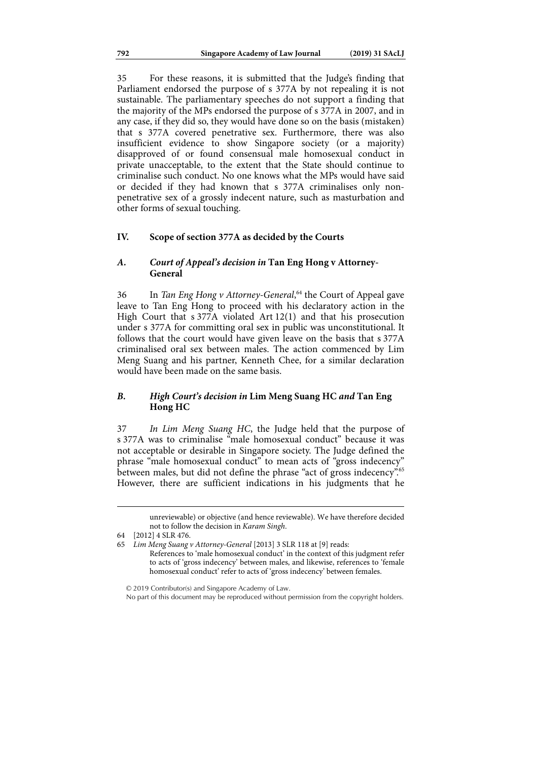35 For these reasons, it is submitted that the Judge's finding that Parliament endorsed the purpose of s 377A by not repealing it is not sustainable. The parliamentary speeches do not support a finding that the majority of the MPs endorsed the purpose of s 377A in 2007, and in any case, if they did so, they would have done so on the basis (mistaken) that s 377A covered penetrative sex. Furthermore, there was also insufficient evidence to show Singapore society (or a majority) disapproved of or found consensual male homosexual conduct in private unacceptable, to the extent that the State should continue to criminalise such conduct. No one knows what the MPs would have said or decided if they had known that s 377A criminalises only non-penetrative sex of a grossly indecent nature, such as masturbation and other forms of sexual touching.

## IV. Scope of section 377A as decided by the Courts

### *A. Court of Appeal's decision in* Tan Eng Hong v Attorney-General

36 In *Tan Eng Hong v Attorney-General*,[64] the Court of Appeal gave leave to Tan Eng Hong to proceed with his declaratory action in the High Court that s 377A violated Art 12(1) and that his prosecution under s 377A for committing oral sex in public was unconstitutional. It follows that the court would have given leave on the basis that s 377A criminalised oral sex between males. The action commenced by Lim Meng Suang and his partner, Kenneth Chee, for a similar declaration would have been made on the same basis.

### *B. High Court's decision in* Lim Meng Suang HC *and* Tan Eng Hong HC

37 *In Lim Meng Suang HC*, the Judge held that the purpose of s 377A was to criminalise "male homosexual conduct" because it was not acceptable or desirable in Singapore society. The Judge defined the phrase "male homosexual conduct" to mean acts of "gross indecency" between males, but did not define the phrase "act of gross indecency".[65] However, there are sufficient indications in his judgments that he

---

unreviewable) or objective (and hence reviewable). We have therefore decided not to follow the decision in *Karam Singh*.

64 [2012] 4 SLR 476.

65 *Lim Meng Suang v Attorney-General* [2013] 3 SLR 118 at [9] reads:

References to 'male homosexual conduct' in the context of this judgment refer to acts of 'gross indecency' between males, and likewise, references to 'female homosexual conduct' refer to acts of 'gross indecency' between females.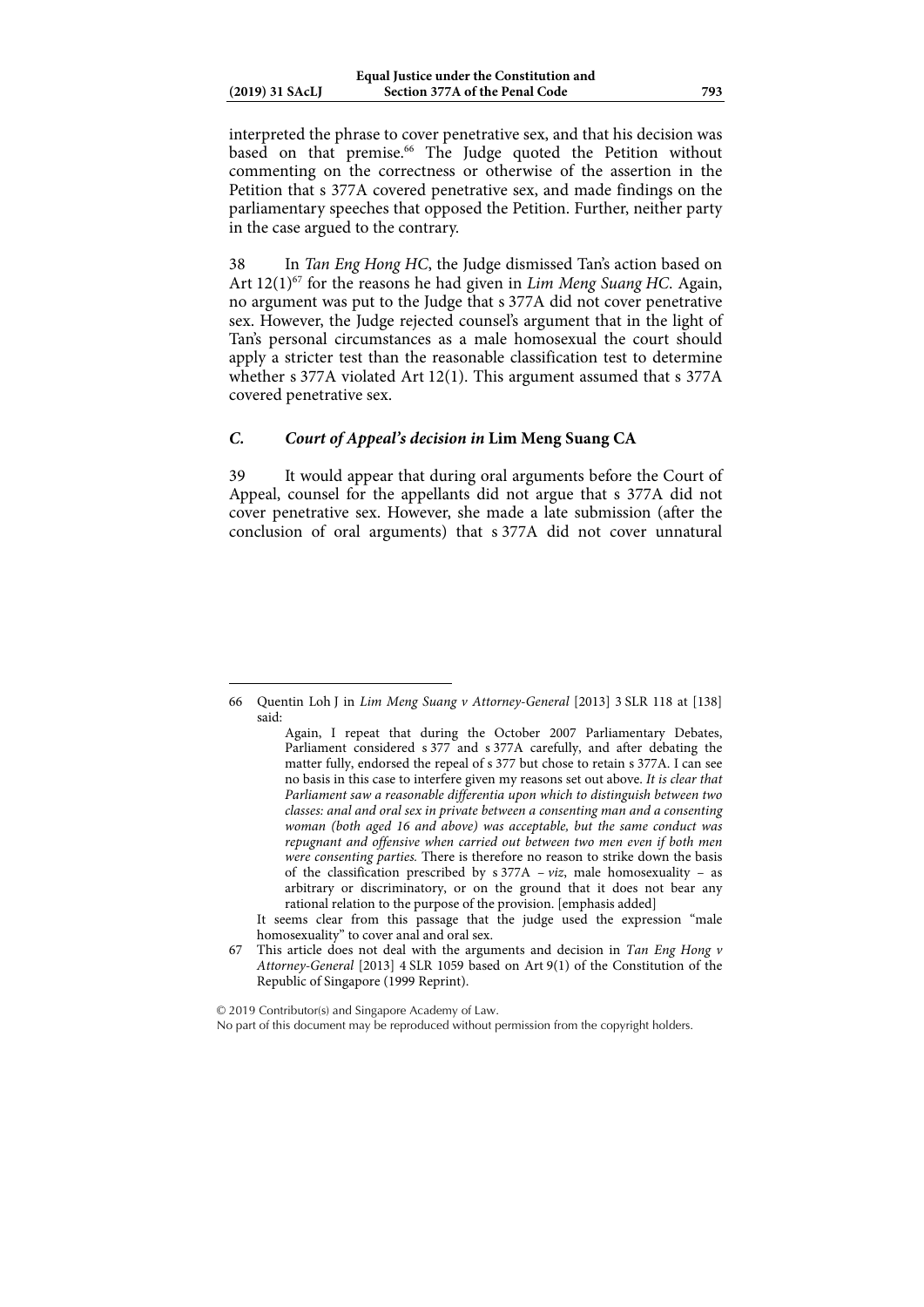interpreted the phrase to cover penetrative sex, and that his decision was based on that premise.[66] The Judge quoted the Petition without commenting on the correctness or otherwise of the assertion in the Petition that s 377A covered penetrative sex, and made findings on the parliamentary speeches that opposed the Petition. Further, neither party in the case argued to the contrary.

38 In *Tan Eng Hong HC*, the Judge dismissed Tan's action based on Art 12(1)[67] for the reasons he had given in *Lim Meng Suang HC*. Again, no argument was put to the Judge that s 377A did not cover penetrative sex. However, the Judge rejected counsel's argument that in the light of Tan's personal circumstances as a male homosexual the court should apply a stricter test than the reasonable classification test to determine whether s 377A violated Art 12(1). This argument assumed that s 377A covered penetrative sex.

### *C. Court of Appeal's decision in* **Lim Meng Suang CA**

39 It would appear that during oral arguments before the Court of Appeal, counsel for the appellants did not argue that s 377A did not cover penetrative sex. However, she made a late submission (after the conclusion of oral arguments) that s 377A did not cover unnatural

---

66 Quentin Loh J in *Lim Meng Suang v Attorney-General* [2013] 3 SLR 118 at [138] said:

> Again, I repeat that during the October 2007 Parliamentary Debates, Parliament considered s 377 and s 377A carefully, and after debating the matter fully, endorsed the repeal of s 377 but chose to retain s 377A. I can see no basis in this case to interfere given my reasons set out above. *It is clear that Parliament saw a reasonable differentia upon which to distinguish between two classes: anal and oral sex in private between a consenting man and a consenting woman (both aged 16 and above) was acceptable, but the same conduct was repugnant and offensive when carried out between two men even if both men were consenting parties.* There is therefore no reason to strike down the basis of the classification prescribed by s 377A – *viz*, male homosexuality – as arbitrary or discriminatory, or on the ground that it does not bear any rational relation to the purpose of the provision. [emphasis added]

It seems clear from this passage that the judge used the expression "male homosexuality" to cover anal and oral sex.

67 This article does not deal with the arguments and decision in *Tan Eng Hong v Attorney-General* [2013] 4 SLR 1059 based on Art 9(1) of the Constitution of the Republic of Singapore (1999 Reprint).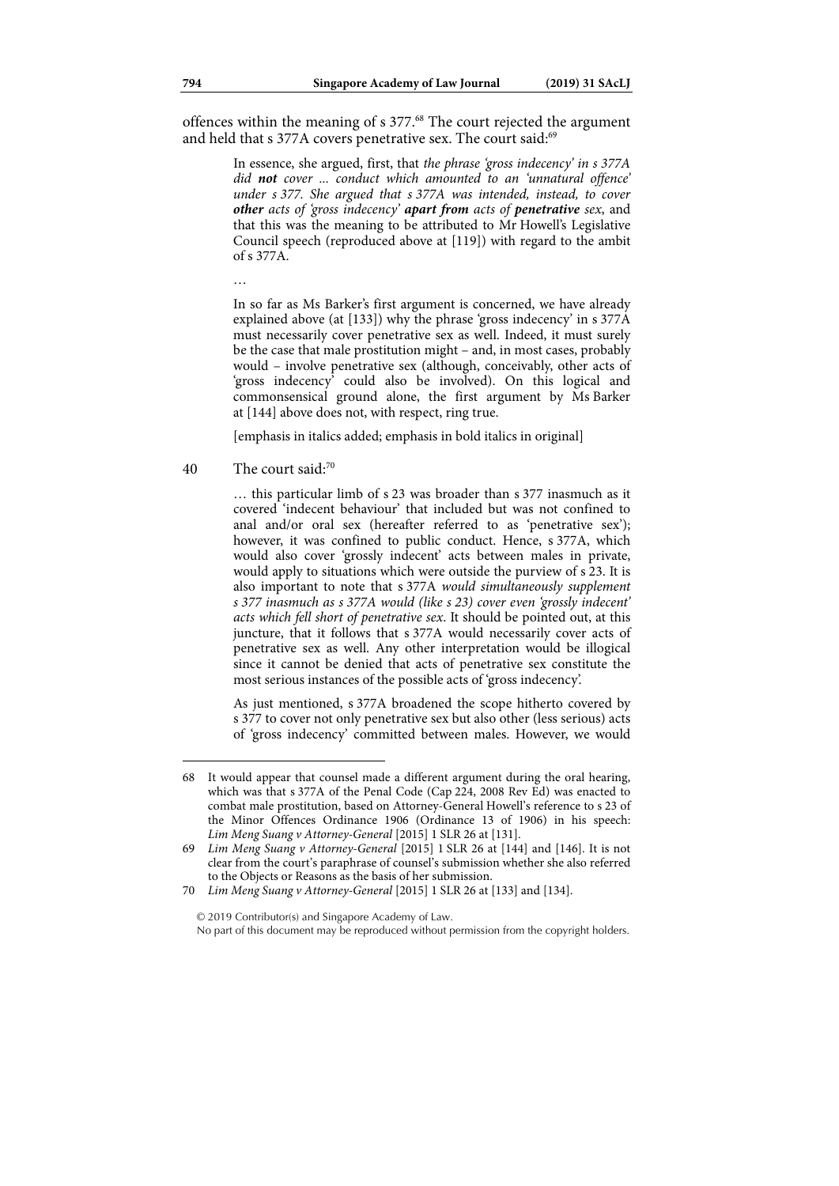offences within the meaning of s 377.[68] The court rejected the argument and held that s 377A covers penetrative sex. The court said:[69]

> In essence, she argued, first, that *the phrase 'gross indecency' in s 377A did **not** cover ... conduct which amounted to an 'unnatural offence' under s 377. She argued that s 377A was intended, instead, to cover **other** acts of 'gross indecency' **apart from** acts of **penetrative** sex*, and that this was the meaning to be attributed to Mr Howell's Legislative Council speech (reproduced above at [119]) with regard to the ambit of s 377A.
>
> …
>
> In so far as Ms Barker's first argument is concerned, we have already explained above (at [133]) why the phrase 'gross indecency' in s 377A must necessarily cover penetrative sex as well. Indeed, it must surely be the case that male prostitution might – and, in most cases, probably would – involve penetrative sex (although, conceivably, other acts of 'gross indecency' could also be involved). On this logical and commonsensical ground alone, the first argument by Ms Barker at [144] above does not, with respect, ring true.
>
> [emphasis in italics added; emphasis in bold italics in original]

40 The court said:[70]

> … this particular limb of s 23 was broader than s 377 inasmuch as it covered 'indecent behaviour' that included but was not confined to anal and/or oral sex (hereafter referred to as 'penetrative sex'); however, it was confined to public conduct. Hence, s 377A, which would also cover 'grossly indecent' acts between males in private, would apply to situations which were outside the purview of s 23. It is also important to note that s 377A *would simultaneously supplement s 377 inasmuch as s 377A would (like s 23) cover even 'grossly indecent' acts which fell short of penetrative sex*. It should be pointed out, at this juncture, that it follows that s 377A would necessarily cover acts of penetrative sex as well. Any other interpretation would be illogical since it cannot be denied that acts of penetrative sex constitute the most serious instances of the possible acts of 'gross indecency'.
>
> As just mentioned, s 377A broadened the scope hitherto covered by s 377 to cover not only penetrative sex but also other (less serious) acts of 'gross indecency' committed between males. However, we would

---

68 It would appear that counsel made a different argument during the oral hearing, which was that s 377A of the Penal Code (Cap 224, 2008 Rev Ed) was enacted to combat male prostitution, based on Attorney-General Howell's reference to s 23 of the Minor Offences Ordinance 1906 (Ordinance 13 of 1906) in his speech: *Lim Meng Suang v Attorney-General* [2015] 1 SLR 26 at [131].

69 *Lim Meng Suang v Attorney-General* [2015] 1 SLR 26 at [144] and [146]. It is not clear from the court's paraphrase of counsel's submission whether she also referred to the Objects or Reasons as the basis of her submission.

70 *Lim Meng Suang v Attorney-General* [2015] 1 SLR 26 at [133] and [134].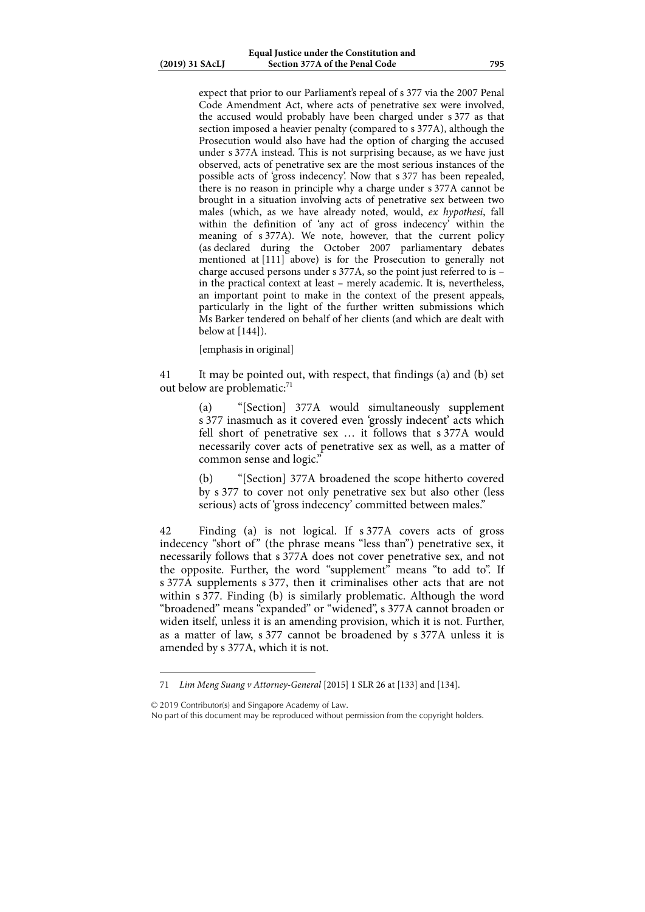> expect that prior to our Parliament's repeal of s 377 via the 2007 Penal Code Amendment Act, where acts of penetrative sex were involved, the accused would probably have been charged under s 377 as that section imposed a heavier penalty (compared to s 377A), although the Prosecution would also have had the option of charging the accused under s 377A instead. This is not surprising because, as we have just observed, acts of penetrative sex are the most serious instances of the possible acts of 'gross indecency'. Now that s 377 has been repealed, there is no reason in principle why a charge under s 377A cannot be brought in a situation involving acts of penetrative sex between two males (which, as we have already noted, would, *ex hypothesi*, fall within the definition of 'any act of gross indecency' within the meaning of s 377A). We note, however, that the current policy (as declared during the October 2007 parliamentary debates mentioned at [111] above) is for the Prosecution to generally not charge accused persons under s 377A, so the point just referred to is – in the practical context at least – merely academic. It is, nevertheless, an important point to make in the context of the present appeals, particularly in the light of the further written submissions which Ms Barker tendered on behalf of her clients (and which are dealt with below at [144]).
>
> [emphasis in original]

41 It may be pointed out, with respect, that findings (a) and (b) set out below are problematic:[71]

> (a) "[Section] 377A would simultaneously supplement s 377 inasmuch as it covered even 'grossly indecent' acts which fell short of penetrative sex … it follows that s 377A would necessarily cover acts of penetrative sex as well, as a matter of common sense and logic."
>
> (b) "[Section] 377A broadened the scope hitherto covered by s 377 to cover not only penetrative sex but also other (less serious) acts of 'gross indecency' committed between males."

42 Finding (a) is not logical. If s 377A covers acts of gross indecency "short of" (the phrase means "less than") penetrative sex, it necessarily follows that s 377A does not cover penetrative sex, and not the opposite. Further, the word "supplement" means "to add to". If s 377A supplements s 377, then it criminalises other acts that are not within s 377. Finding (b) is similarly problematic. Although the word "broadened" means "expanded" or "widened", s 377A cannot broaden or widen itself, unless it is an amending provision, which it is not. Further, as a matter of law, s 377 cannot be broadened by s 377A unless it is amended by s 377A, which it is not.

---

71 *Lim Meng Suang v Attorney-General* [2015] 1 SLR 26 at [133] and [134].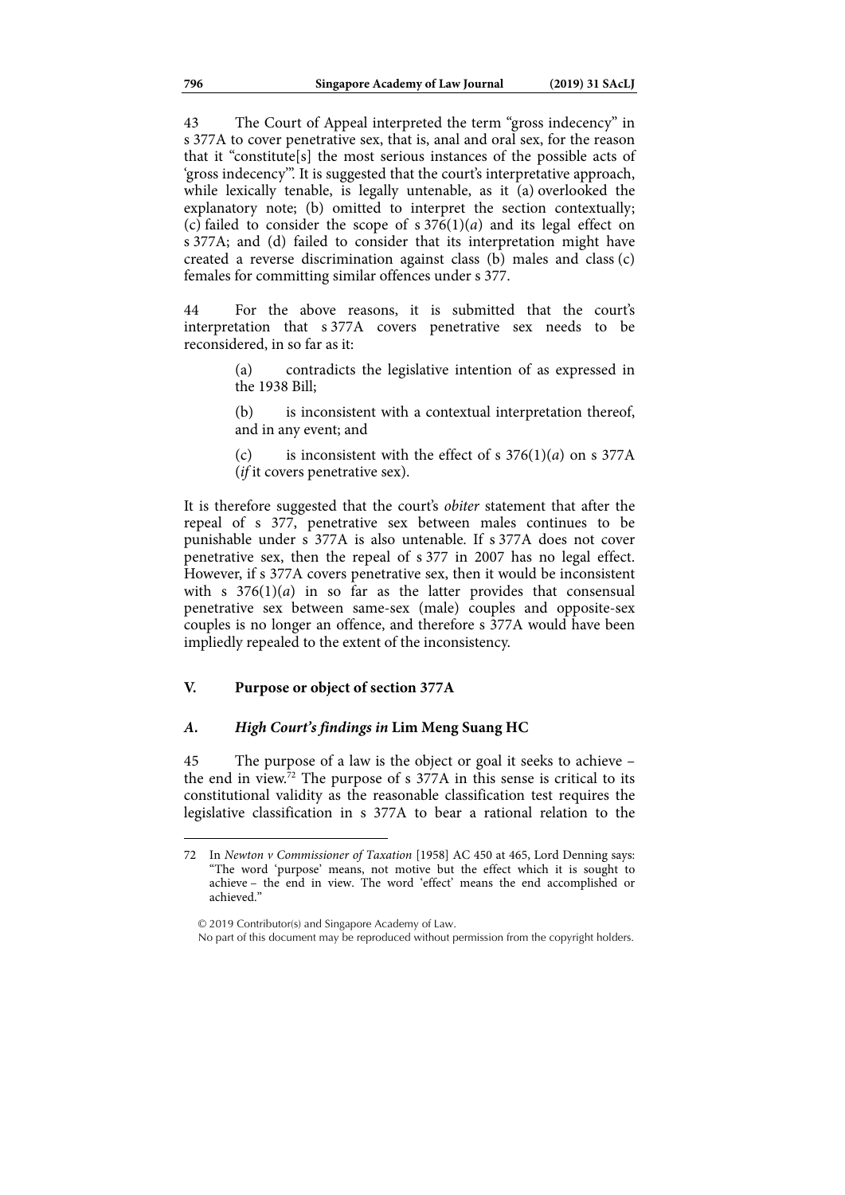43 The Court of Appeal interpreted the term "gross indecency" in s 377A to cover penetrative sex, that is, anal and oral sex, for the reason that it "constitute[s] the most serious instances of the possible acts of 'gross indecency'". It is suggested that the court's interpretative approach, while lexically tenable, is legally untenable, as it (a) overlooked the explanatory note; (b) omitted to interpret the section contextually; (c) failed to consider the scope of s 376(1)(*a*) and its legal effect on s 377A; and (d) failed to consider that its interpretation might have created a reverse discrimination against class (b) males and class (c) females for committing similar offences under s 377.

44 For the above reasons, it is submitted that the court's interpretation that s 377A covers penetrative sex needs to be reconsidered, in so far as it:

> (a) contradicts the legislative intention of as expressed in the 1938 Bill;
>
> (b) is inconsistent with a contextual interpretation thereof, and in any event; and
>
> (c) is inconsistent with the effect of s 376(1)(*a*) on s 377A (*if* it covers penetrative sex).

It is therefore suggested that the court's *obiter* statement that after the repeal of s 377, penetrative sex between males continues to be punishable under s 377A is also untenable. If s 377A does not cover penetrative sex, then the repeal of s 377 in 2007 has no legal effect. However, if s 377A covers penetrative sex, then it would be inconsistent with s 376(1)(*a*) in so far as the latter provides that consensual penetrative sex between same-sex (male) couples and opposite-sex couples is no longer an offence, and therefore s 377A would have been impliedly repealed to the extent of the inconsistency.

## V. Purpose or object of section 377A

### *A. High Court's findings in* **Lim Meng Suang HC**

45 The purpose of a law is the object or goal it seeks to achieve – the end in view.[72] The purpose of s 377A in this sense is critical to its constitutional validity as the reasonable classification test requires the legislative classification in s 377A to bear a rational relation to the

---

72 In *Newton v Commissioner of Taxation* [1958] AC 450 at 465, Lord Denning says: "The word 'purpose' means, not motive but the effect which it is sought to achieve – the end in view. The word 'effect' means the end accomplished or achieved."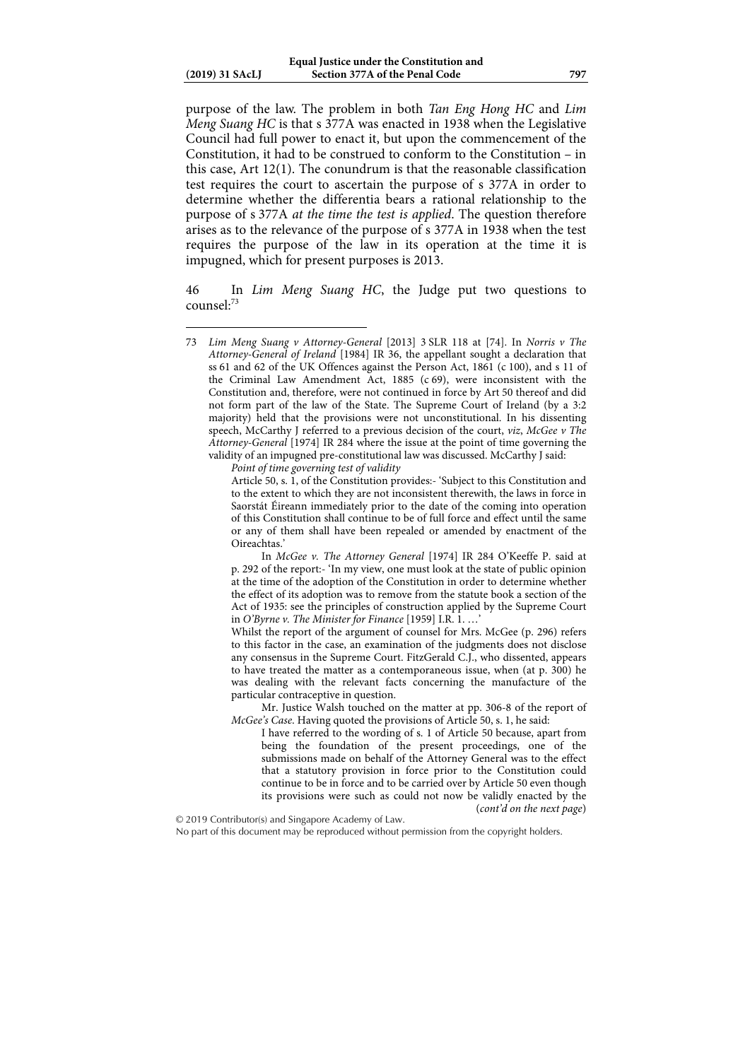purpose of the law. The problem in both *Tan Eng Hong HC* and *Lim Meng Suang HC* is that s 377A was enacted in 1938 when the Legislative Council had full power to enact it, but upon the commencement of the Constitution, it had to be construed to conform to the Constitution – in this case, Art 12(1). The conundrum is that the reasonable classification test requires the court to ascertain the purpose of s 377A in order to determine whether the differentia bears a rational relationship to the purpose of s 377A *at the time the test is applied*. The question therefore arises as to the relevance of the purpose of s 377A in 1938 when the test requires the purpose of the law in its operation at the time it is impugned, which for present purposes is 2013.

46 In *Lim Meng Suang HC*, the Judge put two questions to counsel:[73]

---

73 *Lim Meng Suang v Attorney-General* [2013] 3 SLR 118 at [74]. In *Norris v The Attorney-General of Ireland* [1984] IR 36, the appellant sought a declaration that ss 61 and 62 of the UK Offences against the Person Act, 1861 (c 100), and s 11 of the Criminal Law Amendment Act, 1885 (c 69), were inconsistent with the Constitution and, therefore, were not continued in force by Art 50 thereof and did not form part of the law of the State. The Supreme Court of Ireland (by a 3:2 majority) held that the provisions were not unconstitutional. In his dissenting speech, McCarthy J referred to a previous decision of the court, *viz*, *McGee v The Attorney-General* [1974] IR 284 where the issue at the point of time governing the validity of an impugned pre-constitutional law was discussed. McCarthy J said:

> *Point of time governing test of validity*
>
> Article 50, s. 1, of the Constitution provides:- 'Subject to this Constitution and to the extent to which they are not inconsistent therewith, the laws in force in Saorstát Éireann immediately prior to the date of the coming into operation of this Constitution shall continue to be of full force and effect until the same or any of them shall have been repealed or amended by enactment of the Oireachtas.'
>
> In *McGee v. The Attorney General* [1974] IR 284 O'Keeffe P. said at p. 292 of the report:- 'In my view, one must look at the state of public opinion at the time of the adoption of the Constitution in order to determine whether the effect of its adoption was to remove from the statute book a section of the Act of 1935: see the principles of construction applied by the Supreme Court in *O'Byrne v. The Minister for Finance* [1959] I.R. 1. …'
>
> Whilst the report of the argument of counsel for Mrs. McGee (p. 296) refers to this factor in the case, an examination of the judgments does not disclose any consensus in the Supreme Court. FitzGerald C.J., who dissented, appears to have treated the matter as a contemporaneous issue, when (at p. 300) he was dealing with the relevant facts concerning the manufacture of the particular contraceptive in question.
>
> Mr. Justice Walsh touched on the matter at pp. 306-8 of the report of *McGee's Case*. Having quoted the provisions of Article 50, s. 1, he said:
>
> > I have referred to the wording of s. 1 of Article 50 because, apart from being the foundation of the present proceedings, one of the submissions made on behalf of the Attorney General was to the effect that a statutory provision in force prior to the Constitution could continue to be in force and to be carried over by Article 50 even though its provisions were such as could not now be validly enacted by the

(*cont'd on the next page*)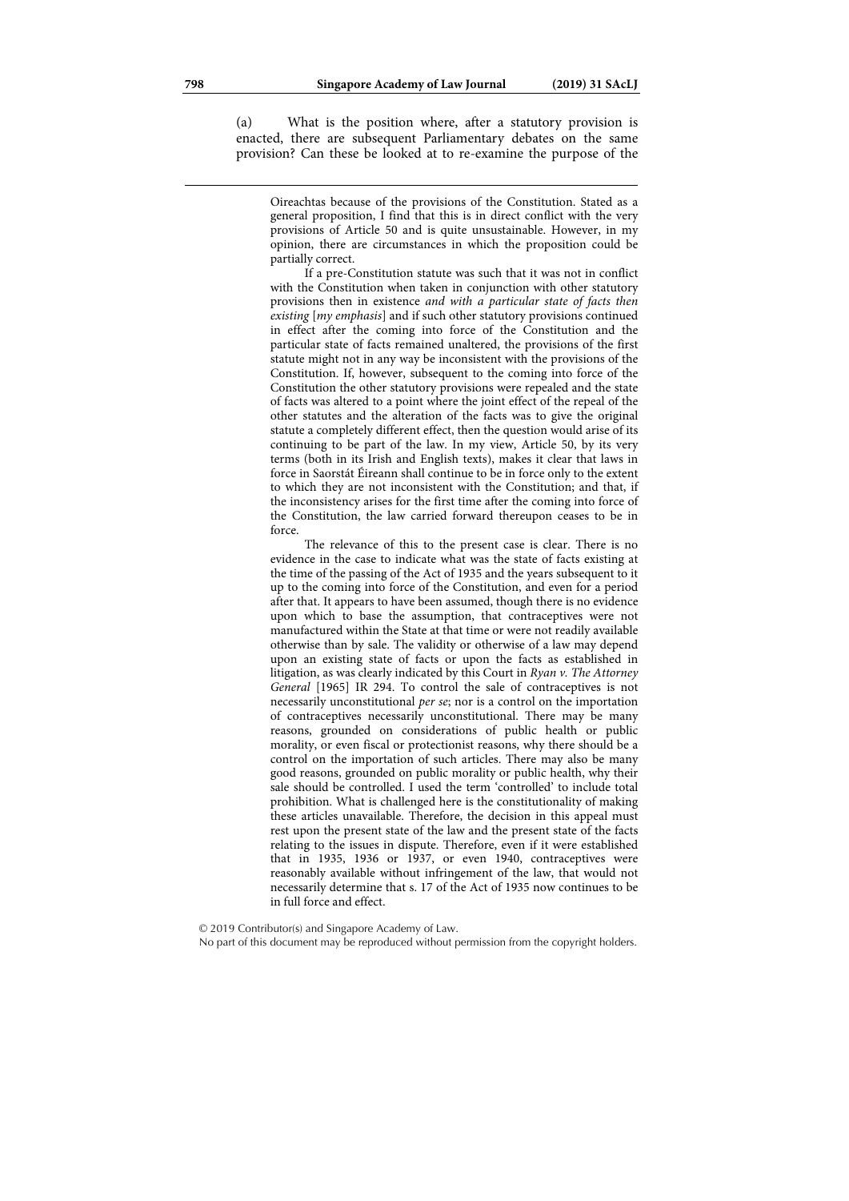(a) What is the position where, after a statutory provision is enacted, there are subsequent Parliamentary debates on the same provision? Can these be looked at to re-examine the purpose of the

> Oireachtas because of the provisions of the Constitution. Stated as a general proposition, I find that this is in direct conflict with the very provisions of Article 50 and is quite unsustainable. However, in my opinion, there are circumstances in which the proposition could be partially correct.
>
> If a pre-Constitution statute was such that it was not in conflict with the Constitution when taken in conjunction with other statutory provisions then in existence *and with a particular state of facts then existing* [*my emphasis*] and if such other statutory provisions continued in effect after the coming into force of the Constitution and the particular state of facts remained unaltered, the provisions of the first statute might not in any way be inconsistent with the provisions of the Constitution. If, however, subsequent to the coming into force of the Constitution the other statutory provisions were repealed and the state of facts was altered to a point where the joint effect of the repeal of the other statutes and the alteration of the facts was to give the original statute a completely different effect, then the question would arise of its continuing to be part of the law. In my view, Article 50, by its very terms (both in its Irish and English texts), makes it clear that laws in force in Saorstát Éireann shall continue to be in force only to the extent to which they are not inconsistent with the Constitution; and that, if the inconsistency arises for the first time after the coming into force of the Constitution, the law carried forward thereupon ceases to be in force.
>
> The relevance of this to the present case is clear. There is no evidence in the case to indicate what was the state of facts existing at the time of the passing of the Act of 1935 and the years subsequent to it up to the coming into force of the Constitution, and even for a period after that. It appears to have been assumed, though there is no evidence upon which to base the assumption, that contraceptives were not manufactured within the State at that time or were not readily available otherwise than by sale. The validity or otherwise of a law may depend upon an existing state of facts or upon the facts as established in litigation, as was clearly indicated by this Court in *Ryan v. The Attorney General* [1965] IR 294. To control the sale of contraceptives is not necessarily unconstitutional *per se*; nor is a control on the importation of contraceptives necessarily unconstitutional. There may be many reasons, grounded on considerations of public health or public morality, or even fiscal or protectionist reasons, why there should be a control on the importation of such articles. There may also be many good reasons, grounded on public morality or public health, why their sale should be controlled. I used the term 'controlled' to include total prohibition. What is challenged here is the constitutionality of making these articles unavailable. Therefore, the decision in this appeal must rest upon the present state of the law and the present state of the facts relating to the issues in dispute. Therefore, even if it were established that in 1935, 1936 or 1937, or even 1940, contraceptives were reasonably available without infringement of the law, that would not necessarily determine that s. 17 of the Act of 1935 now continues to be in full force and effect.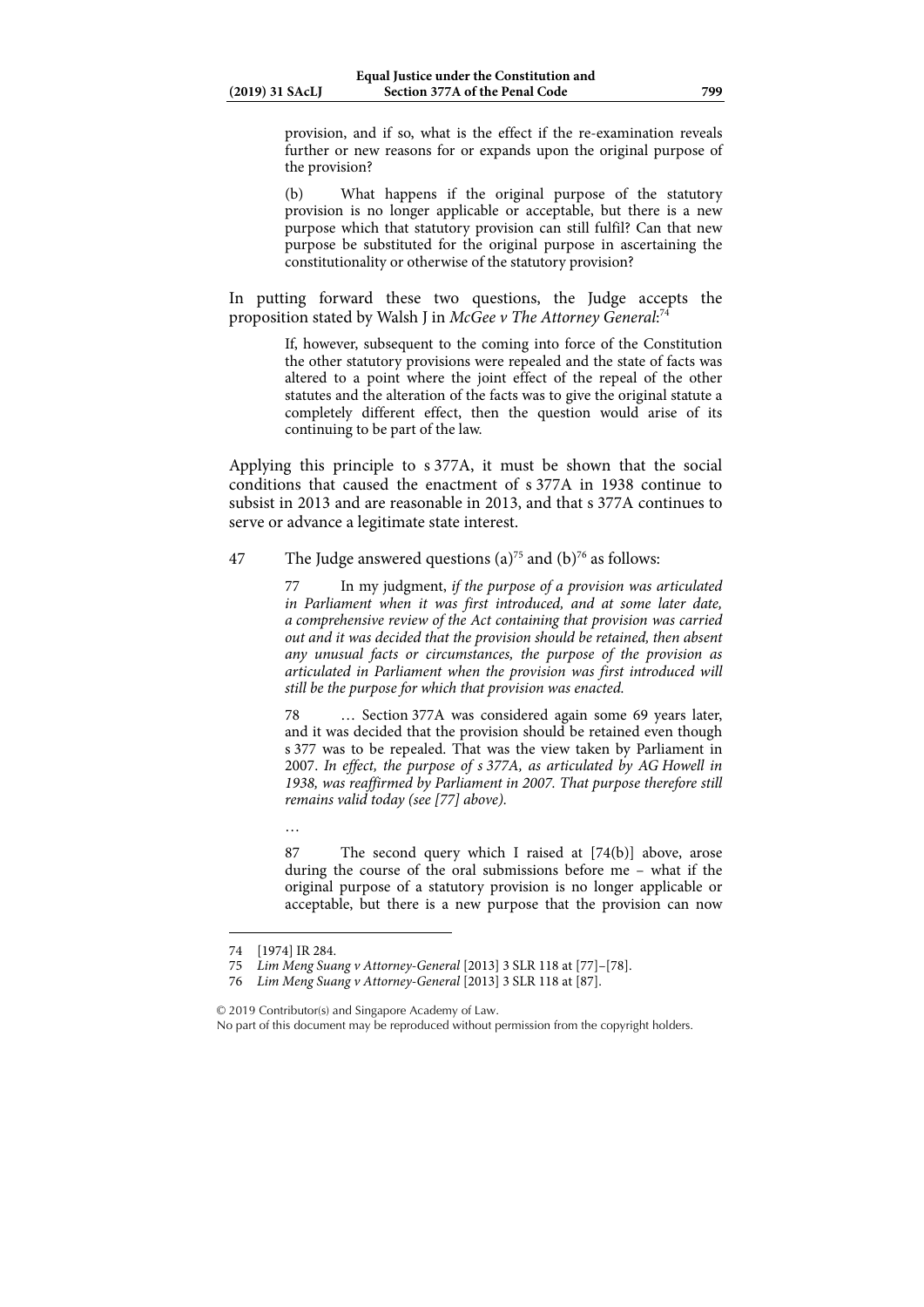> provision, and if so, what is the effect if the re-examination reveals further or new reasons for or expands upon the original purpose of the provision?
>
> (b) What happens if the original purpose of the statutory provision is no longer applicable or acceptable, but there is a new purpose which that statutory provision can still fulfil? Can that new purpose be substituted for the original purpose in ascertaining the constitutionality or otherwise of the statutory provision?

In putting forward these two questions, the Judge accepts the proposition stated by Walsh J in *McGee v The Attorney General*:[74]

> If, however, subsequent to the coming into force of the Constitution the other statutory provisions were repealed and the state of facts was altered to a point where the joint effect of the repeal of the other statutes and the alteration of the facts was to give the original statute a completely different effect, then the question would arise of its continuing to be part of the law.

Applying this principle to s 377A, it must be shown that the social conditions that caused the enactment of s 377A in 1938 continue to subsist in 2013 and are reasonable in 2013, and that s 377A continues to serve or advance a legitimate state interest.

47 The Judge answered questions (a)[75] and (b)[76] as follows:

> 77 In my judgment, *if the purpose of a provision was articulated in Parliament when it was first introduced, and at some later date, a comprehensive review of the Act containing that provision was carried out and it was decided that the provision should be retained, then absent any unusual facts or circumstances, the purpose of the provision as articulated in Parliament when the provision was first introduced will still be the purpose for which that provision was enacted.*
>
> 78 … Section 377A was considered again some 69 years later, and it was decided that the provision should be retained even though s 377 was to be repealed. That was the view taken by Parliament in 2007. *In effect, the purpose of s 377A, as articulated by AG Howell in 1938, was reaffirmed by Parliament in 2007. That purpose therefore still remains valid today (see [77] above).*
>
> …
>
> 87 The second query which I raised at [74(b)] above, arose during the course of the oral submissions before me – what if the original purpose of a statutory provision is no longer applicable or acceptable, but there is a new purpose that the provision can now

---

74 [1974] IR 284.

75 *Lim Meng Suang v Attorney-General* [2013] 3 SLR 118 at [77]–[78].

76 *Lim Meng Suang v Attorney-General* [2013] 3 SLR 118 at [87].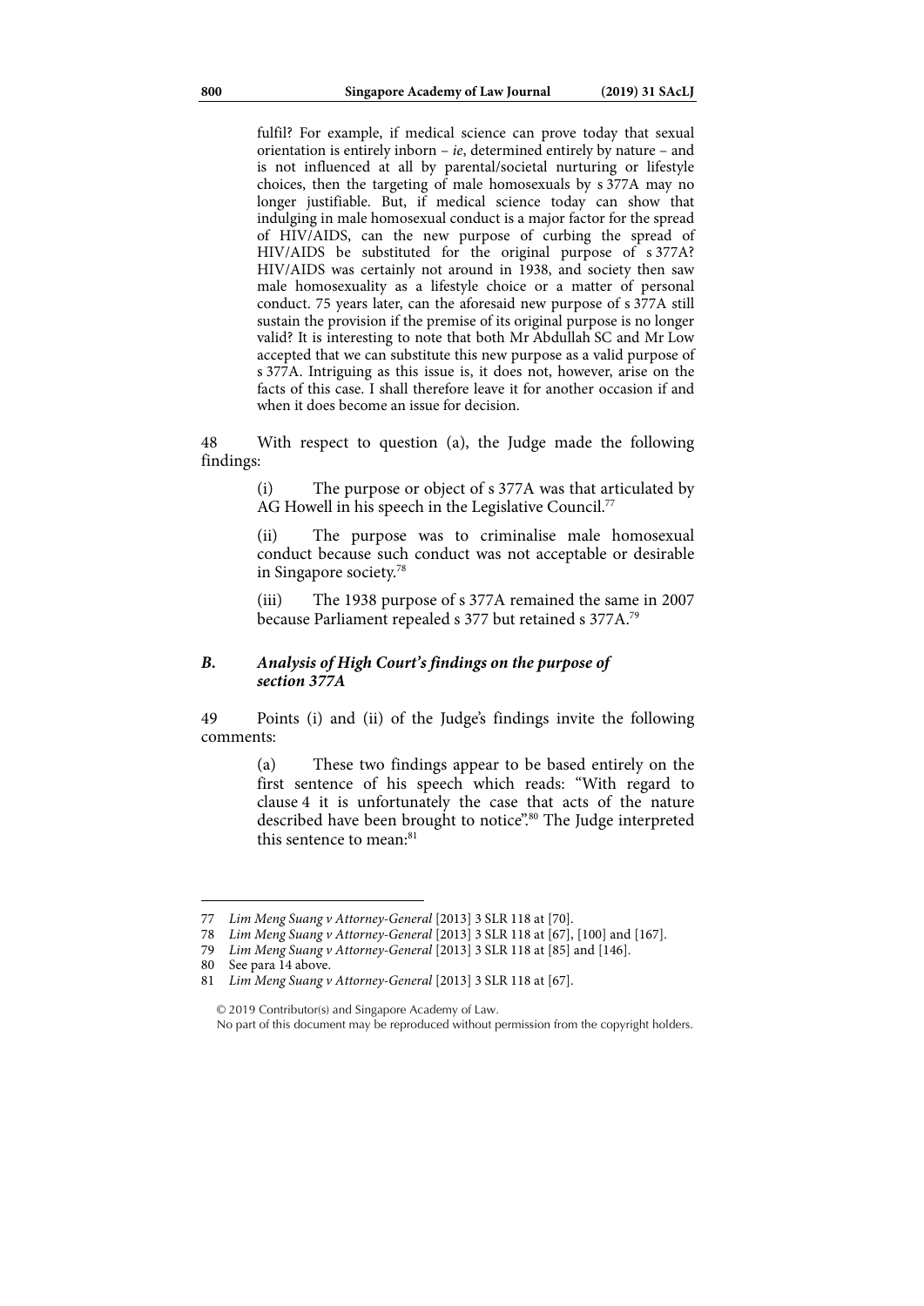fulfil? For example, if medical science can prove today that sexual orientation is entirely inborn – *ie*, determined entirely by nature – and is not influenced at all by parental/societal nurturing or lifestyle choices, then the targeting of male homosexuals by s 377A may no longer justifiable. But, if medical science today can show that indulging in male homosexual conduct is a major factor for the spread of HIV/AIDS, can the new purpose of curbing the spread of HIV/AIDS be substituted for the original purpose of s 377A? HIV/AIDS was certainly not around in 1938, and society then saw male homosexuality as a lifestyle choice or a matter of personal conduct. 75 years later, can the aforesaid new purpose of s 377A still sustain the provision if the premise of its original purpose is no longer valid? It is interesting to note that both Mr Abdullah SC and Mr Low accepted that we can substitute this new purpose as a valid purpose of s 377A. Intriguing as this issue is, it does not, however, arise on the facts of this case. I shall therefore leave it for another occasion if and when it does become an issue for decision.

48 With respect to question (a), the Judge made the following findings:

> (i) The purpose or object of s 377A was that articulated by AG Howell in his speech in the Legislative Council.[77]
>
> (ii) The purpose was to criminalise male homosexual conduct because such conduct was not acceptable or desirable in Singapore society.[78]
>
> (iii) The 1938 purpose of s 377A remained the same in 2007 because Parliament repealed s 377 but retained s 377A.[79]

### *B. Analysis of High Court's findings on the purpose of section 377A*

49 Points (i) and (ii) of the Judge's findings invite the following comments:

> (a) These two findings appear to be based entirely on the first sentence of his speech which reads: "With regard to clause 4 it is unfortunately the case that acts of the nature described have been brought to notice".[80] The Judge interpreted this sentence to mean:[81]

---

77 *Lim Meng Suang v Attorney-General* [2013] 3 SLR 118 at [70].

78 *Lim Meng Suang v Attorney-General* [2013] 3 SLR 118 at [67], [100] and [167].

79 *Lim Meng Suang v Attorney-General* [2013] 3 SLR 118 at [85] and [146].

80 See para 14 above.

81 *Lim Meng Suang v Attorney-General* [2013] 3 SLR 118 at [67].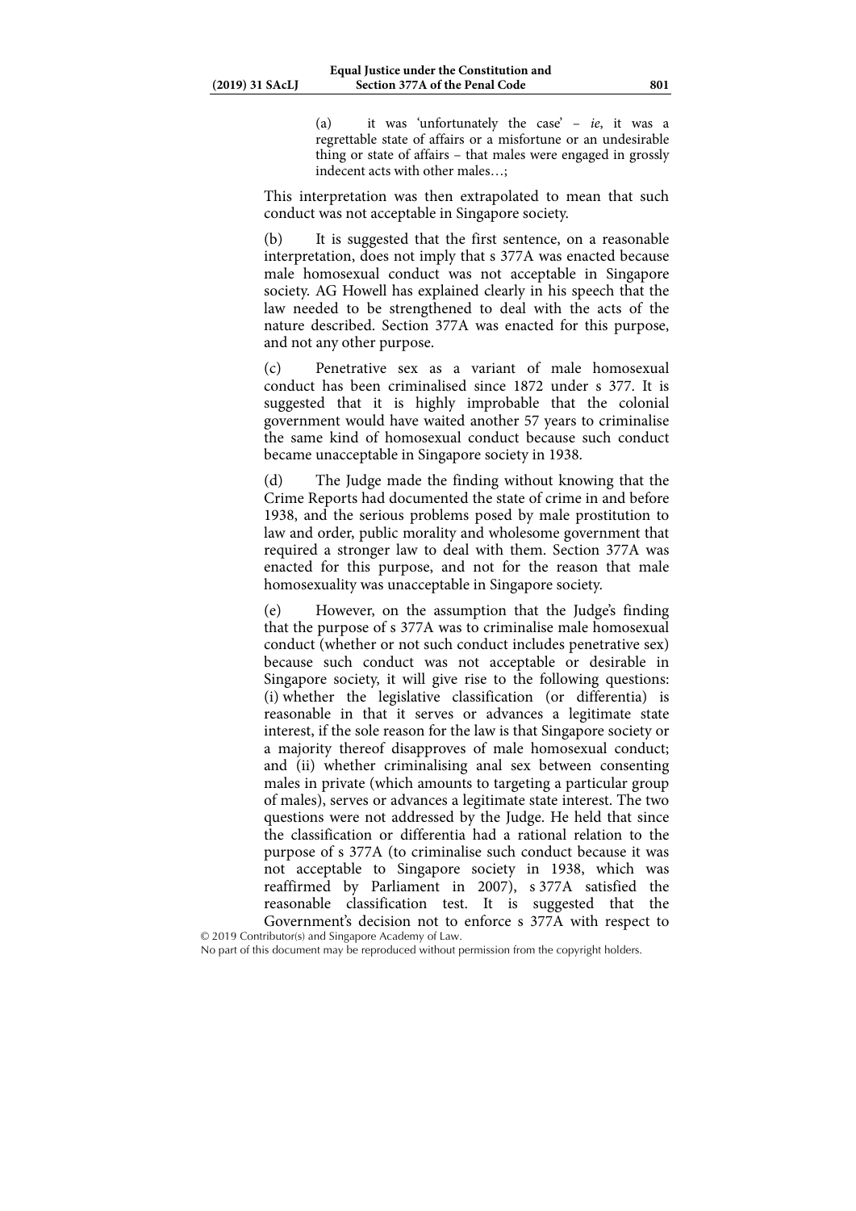(a) it was 'unfortunately the case' – *ie*, it was a regrettable state of affairs or a misfortune or an undesirable thing or state of affairs – that males were engaged in grossly indecent acts with other males…;

This interpretation was then extrapolated to mean that such conduct was not acceptable in Singapore society.

(b) It is suggested that the first sentence, on a reasonable interpretation, does not imply that s 377A was enacted because male homosexual conduct was not acceptable in Singapore society. AG Howell has explained clearly in his speech that the law needed to be strengthened to deal with the acts of the nature described. Section 377A was enacted for this purpose, and not any other purpose.

(c) Penetrative sex as a variant of male homosexual conduct has been criminalised since 1872 under s 377. It is suggested that it is highly improbable that the colonial government would have waited another 57 years to criminalise the same kind of homosexual conduct because such conduct became unacceptable in Singapore society in 1938.

(d) The Judge made the finding without knowing that the Crime Reports had documented the state of crime in and before 1938, and the serious problems posed by male prostitution to law and order, public morality and wholesome government that required a stronger law to deal with them. Section 377A was enacted for this purpose, and not for the reason that male homosexuality was unacceptable in Singapore society.

(e) However, on the assumption that the Judge's finding that the purpose of s 377A was to criminalise male homosexual conduct (whether or not such conduct includes penetrative sex) because such conduct was not acceptable or desirable in Singapore society, it will give rise to the following questions: (i) whether the legislative classification (or differentia) is reasonable in that it serves or advances a legitimate state interest, if the sole reason for the law is that Singapore society or a majority thereof disapproves of male homosexual conduct; and (ii) whether criminalising anal sex between consenting males in private (which amounts to targeting a particular group of males), serves or advances a legitimate state interest. The two questions were not addressed by the Judge. He held that since the classification or differentia had a rational relation to the purpose of s 377A (to criminalise such conduct because it was not acceptable to Singapore society in 1938, which was reaffirmed by Parliament in 2007), s 377A satisfied the reasonable classification test. It is suggested that the Government's decision not to enforce s 377A with respect to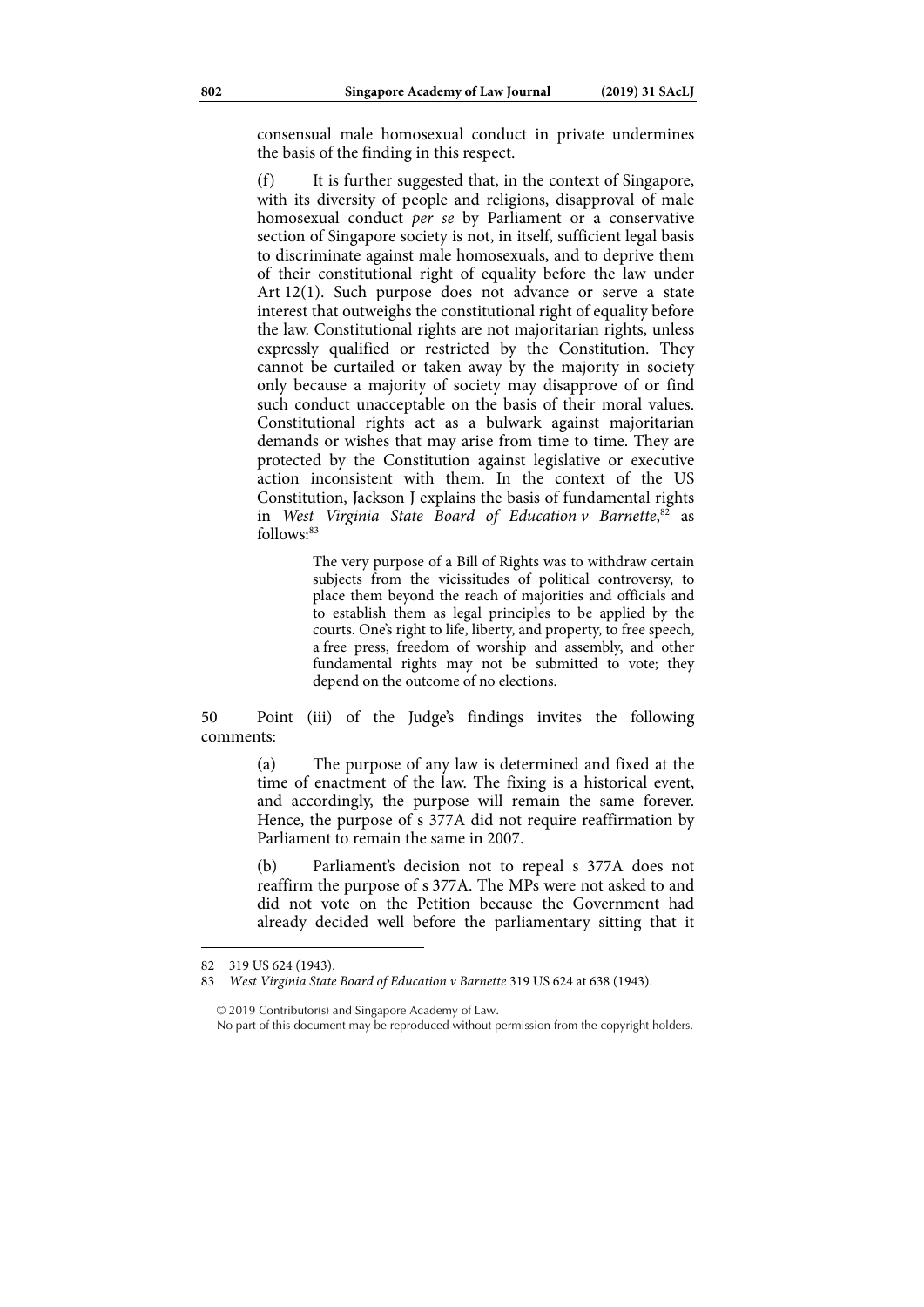consensual male homosexual conduct in private undermines the basis of the finding in this respect.

(f) It is further suggested that, in the context of Singapore, with its diversity of people and religions, disapproval of male homosexual conduct *per se* by Parliament or a conservative section of Singapore society is not, in itself, sufficient legal basis to discriminate against male homosexuals, and to deprive them of their constitutional right of equality before the law under Art 12(1). Such purpose does not advance or serve a state interest that outweighs the constitutional right of equality before the law. Constitutional rights are not majoritarian rights, unless expressly qualified or restricted by the Constitution. They cannot be curtailed or taken away by the majority in society only because a majority of society may disapprove of or find such conduct unacceptable on the basis of their moral values. Constitutional rights act as a bulwark against majoritarian demands or wishes that may arise from time to time. They are protected by the Constitution against legislative or executive action inconsistent with them. In the context of the US Constitution, Jackson J explains the basis of fundamental rights in *West Virginia State Board of Education v Barnette*,[82] as follows:[83]

> The very purpose of a Bill of Rights was to withdraw certain subjects from the vicissitudes of political controversy, to place them beyond the reach of majorities and officials and to establish them as legal principles to be applied by the courts. One's right to life, liberty, and property, to free speech, a free press, freedom of worship and assembly, and other fundamental rights may not be submitted to vote; they depend on the outcome of no elections.

50 Point (iii) of the Judge's findings invites the following comments:

(a) The purpose of any law is determined and fixed at the time of enactment of the law. The fixing is a historical event, and accordingly, the purpose will remain the same forever. Hence, the purpose of s 377A did not require reaffirmation by Parliament to remain the same in 2007.

(b) Parliament's decision not to repeal s 377A does not reaffirm the purpose of s 377A. The MPs were not asked to and did not vote on the Petition because the Government had already decided well before the parliamentary sitting that it

---

82 319 US 624 (1943).

83 *West Virginia State Board of Education v Barnette* 319 US 624 at 638 (1943).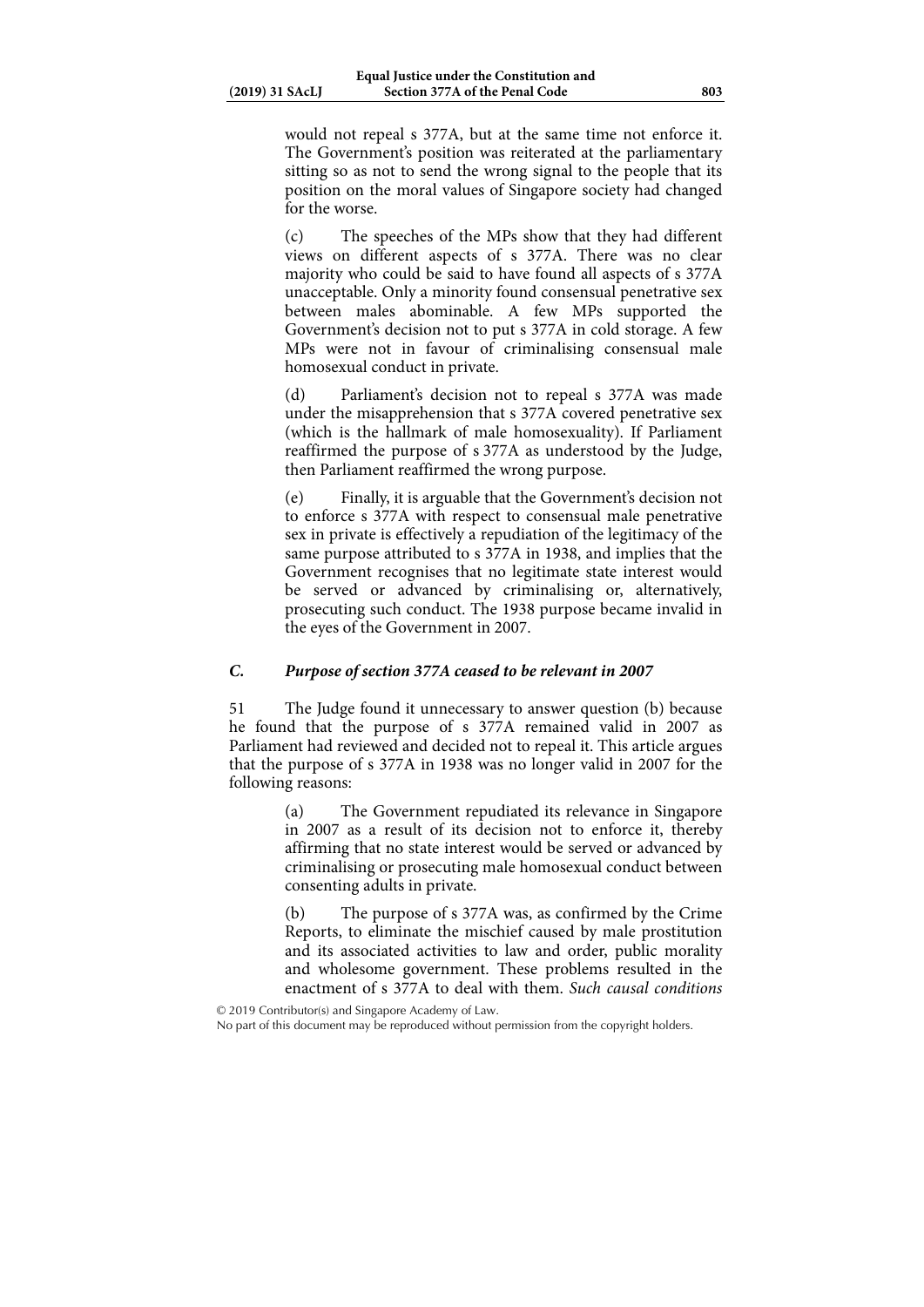would not repeal s 377A, but at the same time not enforce it. The Government's position was reiterated at the parliamentary sitting so as not to send the wrong signal to the people that its position on the moral values of Singapore society had changed for the worse.

(c) The speeches of the MPs show that they had different views on different aspects of s 377A. There was no clear majority who could be said to have found all aspects of s 377A unacceptable. Only a minority found consensual penetrative sex between males abominable. A few MPs supported the Government's decision not to put s 377A in cold storage. A few MPs were not in favour of criminalising consensual male homosexual conduct in private.

(d) Parliament's decision not to repeal s 377A was made under the misapprehension that s 377A covered penetrative sex (which is the hallmark of male homosexuality). If Parliament reaffirmed the purpose of s 377A as understood by the Judge, then Parliament reaffirmed the wrong purpose.

(e) Finally, it is arguable that the Government's decision not to enforce s 377A with respect to consensual male penetrative sex in private is effectively a repudiation of the legitimacy of the same purpose attributed to s 377A in 1938, and implies that the Government recognises that no legitimate state interest would be served or advanced by criminalising or, alternatively, prosecuting such conduct. The 1938 purpose became invalid in the eyes of the Government in 2007.

### *C. Purpose of section 377A ceased to be relevant in 2007*

51 The Judge found it unnecessary to answer question (b) because he found that the purpose of s 377A remained valid in 2007 as Parliament had reviewed and decided not to repeal it. This article argues that the purpose of s 377A in 1938 was no longer valid in 2007 for the following reasons:

(a) The Government repudiated its relevance in Singapore in 2007 as a result of its decision not to enforce it, thereby affirming that no state interest would be served or advanced by criminalising or prosecuting male homosexual conduct between consenting adults in private.

(b) The purpose of s 377A was, as confirmed by the Crime Reports, to eliminate the mischief caused by male prostitution and its associated activities to law and order, public morality and wholesome government. These problems resulted in the enactment of s 377A to deal with them. *Such causal conditions*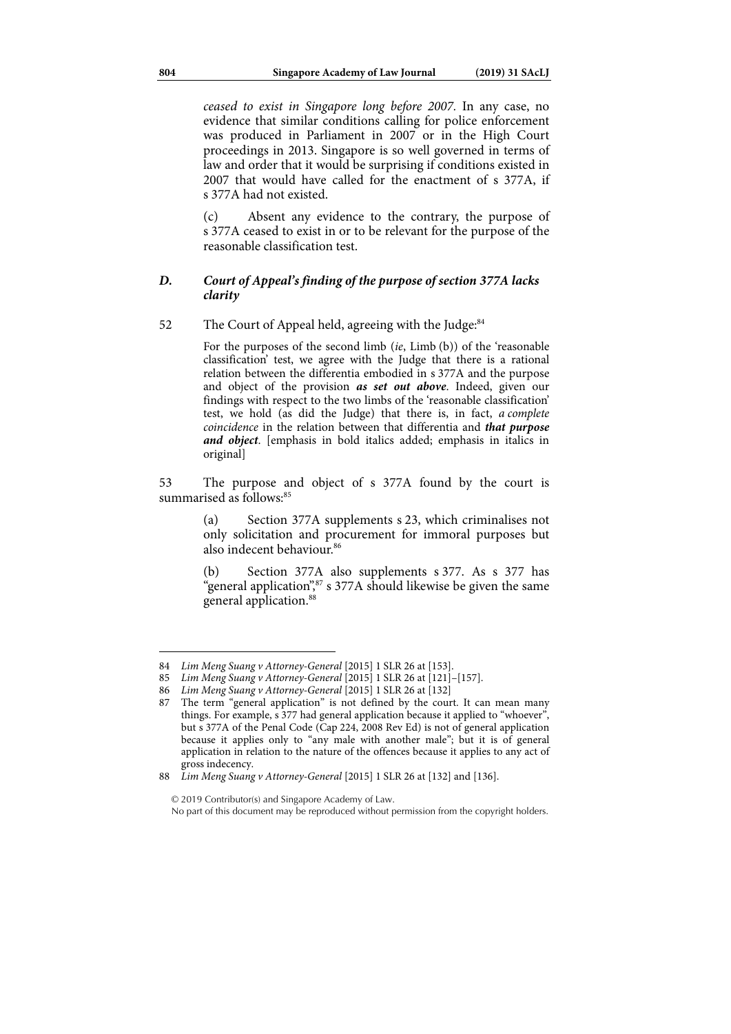*ceased to exist in Singapore long before 2007*. In any case, no evidence that similar conditions calling for police enforcement was produced in Parliament in 2007 or in the High Court proceedings in 2013. Singapore is so well governed in terms of law and order that it would be surprising if conditions existed in 2007 that would have called for the enactment of s 377A, if s 377A had not existed.

(c) Absent any evidence to the contrary, the purpose of s 377A ceased to exist in or to be relevant for the purpose of the reasonable classification test.

### *D. Court of Appeal's finding of the purpose of section 377A lacks clarity*

52 The Court of Appeal held, agreeing with the Judge:[84]

> For the purposes of the second limb (*ie*, Limb (b)) of the 'reasonable classification' test, we agree with the Judge that there is a rational relation between the differentia embodied in s 377A and the purpose and object of the provision ***as set out above***. Indeed, given our findings with respect to the two limbs of the 'reasonable classification' test, we hold (as did the Judge) that there is, in fact, *a complete coincidence* in the relation between that differentia and ***that purpose and object***. [emphasis in bold italics added; emphasis in italics in original]

53 The purpose and object of s 377A found by the court is summarised as follows:[85]

> (a) Section 377A supplements s 23, which criminalises not only solicitation and procurement for immoral purposes but also indecent behaviour.[86]
>
> (b) Section 377A also supplements s 377. As s 377 has "general application",[87] s 377A should likewise be given the same general application.[88]

---

84 *Lim Meng Suang v Attorney-General* [2015] 1 SLR 26 at [153].

85 *Lim Meng Suang v Attorney-General* [2015] 1 SLR 26 at [121]–[157].

86 *Lim Meng Suang v Attorney-General* [2015] 1 SLR 26 at [132]

87 The term "general application" is not defined by the court. It can mean many things. For example, s 377 had general application because it applied to "whoever", but s 377A of the Penal Code (Cap 224, 2008 Rev Ed) is not of general application because it applies only to "any male with another male"; but it is of general application in relation to the nature of the offences because it applies to any act of gross indecency.

88 *Lim Meng Suang v Attorney-General* [2015] 1 SLR 26 at [132] and [136].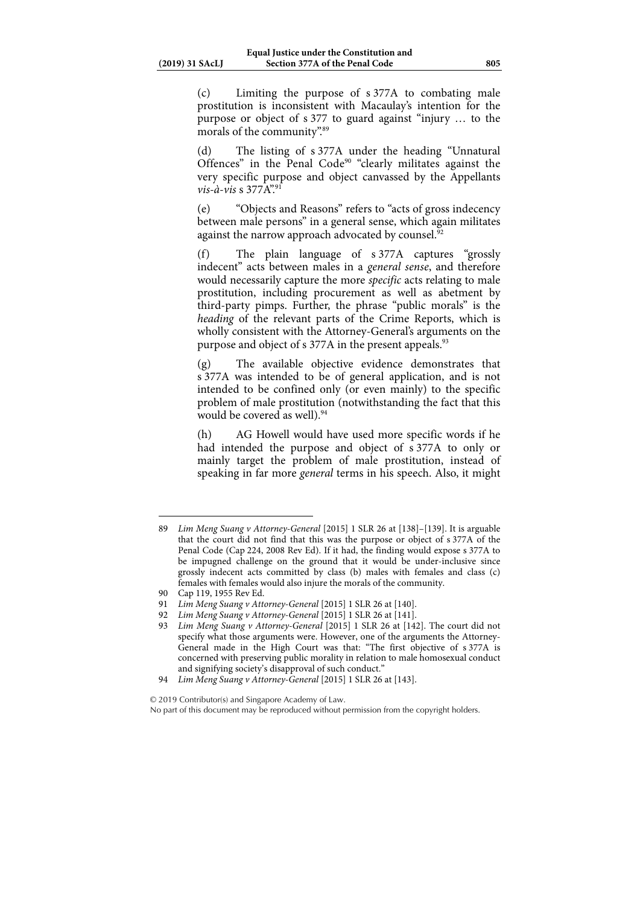(c) Limiting the purpose of s 377A to combating male prostitution is inconsistent with Macaulay's intention for the purpose or object of s 377 to guard against "injury … to the morals of the community".[89]

(d) The listing of s 377A under the heading "Unnatural Offences" in the Penal Code[90] "clearly militates against the very specific purpose and object canvassed by the Appellants *vis-à-vis* s 377A".[91]

(e) "Objects and Reasons" refers to "acts of gross indecency between male persons" in a general sense, which again militates against the narrow approach advocated by counsel.[92]

(f) The plain language of s 377A captures "grossly indecent" acts between males in a *general sense*, and therefore would necessarily capture the more *specific* acts relating to male prostitution, including procurement as well as abetment by third-party pimps. Further, the phrase "public morals" is the *heading* of the relevant parts of the Crime Reports, which is wholly consistent with the Attorney-General's arguments on the purpose and object of s 377A in the present appeals.[93]

(g) The available objective evidence demonstrates that s 377A was intended to be of general application, and is not intended to be confined only (or even mainly) to the specific problem of male prostitution (notwithstanding the fact that this would be covered as well).[94]

(h) AG Howell would have used more specific words if he had intended the purpose and object of s 377A to only or mainly target the problem of male prostitution, instead of speaking in far more *general* terms in his speech. Also, it might

---

89 *Lim Meng Suang v Attorney-General* [2015] 1 SLR 26 at [138]–[139]. It is arguable that the court did not find that this was the purpose or object of s 377A of the Penal Code (Cap 224, 2008 Rev Ed). If it had, the finding would expose s 377A to be impugned challenge on the ground that it would be under-inclusive since grossly indecent acts committed by class (b) males with females and class (c) females with females would also injure the morals of the community.

90 Cap 119, 1955 Rev Ed.

91 *Lim Meng Suang v Attorney-General* [2015] 1 SLR 26 at [140].

92 *Lim Meng Suang v Attorney-General* [2015] 1 SLR 26 at [141].

93 *Lim Meng Suang v Attorney-General* [2015] 1 SLR 26 at [142]. The court did not specify what those arguments were. However, one of the arguments the Attorney-General made in the High Court was that: "The first objective of s 377A is concerned with preserving public morality in relation to male homosexual conduct and signifying society's disapproval of such conduct."

94 *Lim Meng Suang v Attorney-General* [2015] 1 SLR 26 at [143].

© 2019 Contributor(s) and Singapore Academy of Law.
No part of this document may be reproduced without permission from the copyright holders.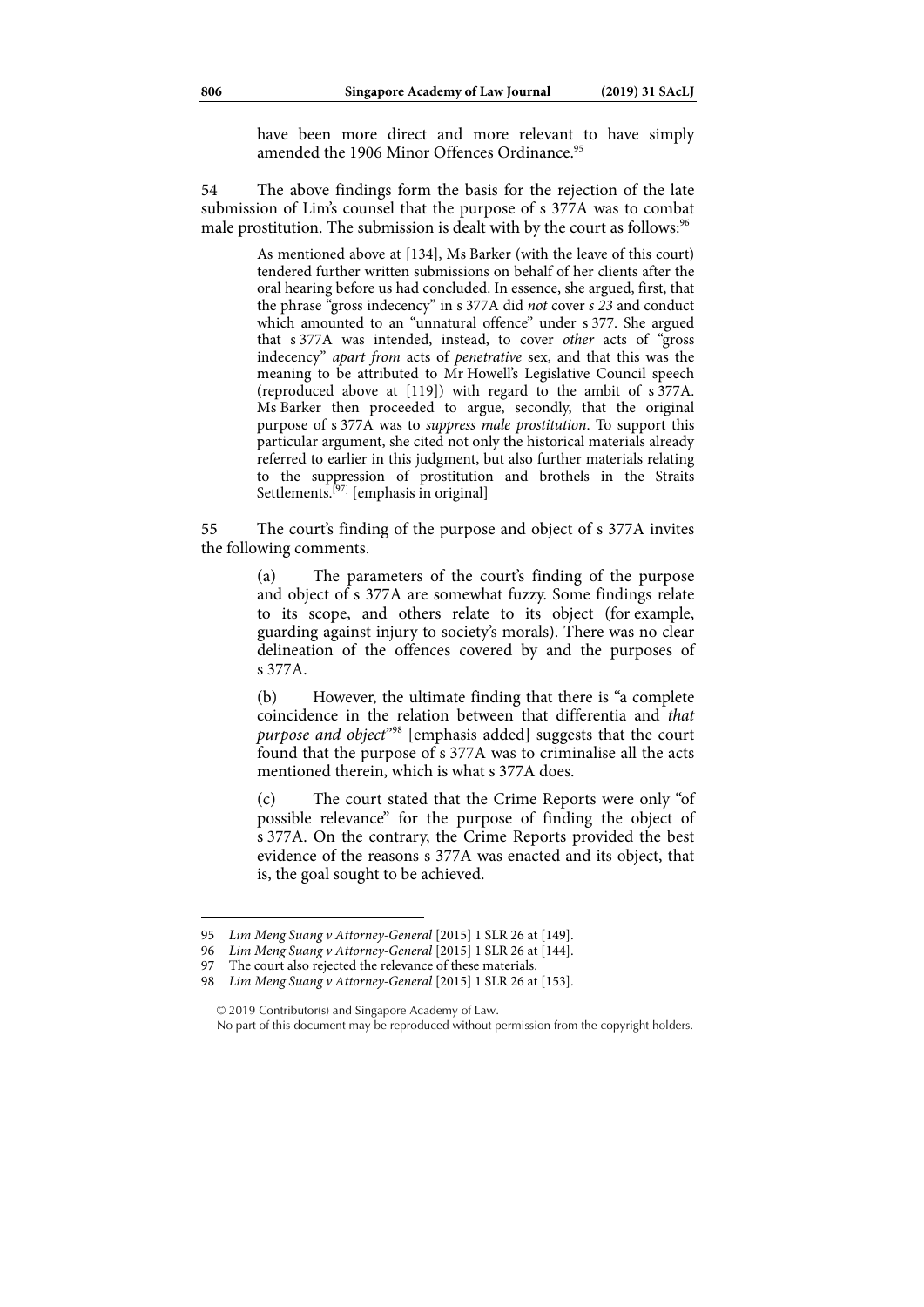have been more direct and more relevant to have simply amended the 1906 Minor Offences Ordinance.[95]

54 The above findings form the basis for the rejection of the late submission of Lim's counsel that the purpose of s 377A was to combat male prostitution. The submission is dealt with by the court as follows:[96]

> As mentioned above at [134], Ms Barker (with the leave of this court) tendered further written submissions on behalf of her clients after the oral hearing before us had concluded. In essence, she argued, first, that the phrase "gross indecency" in s 377A did *not* cover *s 23* and conduct which amounted to an "unnatural offence" under s 377. She argued that s 377A was intended, instead, to cover *other* acts of "gross indecency" *apart from* acts of *penetrative* sex, and that this was the meaning to be attributed to Mr Howell's Legislative Council speech (reproduced above at [119]) with regard to the ambit of s 377A. Ms Barker then proceeded to argue, secondly, that the original purpose of s 377A was to *suppress male prostitution*. To support this particular argument, she cited not only the historical materials already referred to earlier in this judgment, but also further materials relating to the suppression of prostitution and brothels in the Straits Settlements.[97] [emphasis in original]

55 The court's finding of the purpose and object of s 377A invites the following comments.

> (a) The parameters of the court's finding of the purpose and object of s 377A are somewhat fuzzy. Some findings relate to its scope, and others relate to its object (for example, guarding against injury to society's morals). There was no clear delineation of the offences covered by and the purposes of s 377A.
>
> (b) However, the ultimate finding that there is "a complete coincidence in the relation between that differentia and *that purpose and object*"[98] [emphasis added] suggests that the court found that the purpose of s 377A was to criminalise all the acts mentioned therein, which is what s 377A does.
>
> (c) The court stated that the Crime Reports were only "of possible relevance" for the purpose of finding the object of s 377A. On the contrary, the Crime Reports provided the best evidence of the reasons s 377A was enacted and its object, that is, the goal sought to be achieved.

---

95 *Lim Meng Suang v Attorney-General* [2015] 1 SLR 26 at [149].

96 *Lim Meng Suang v Attorney-General* [2015] 1 SLR 26 at [144].

97 The court also rejected the relevance of these materials.

98 *Lim Meng Suang v Attorney-General* [2015] 1 SLR 26 at [153].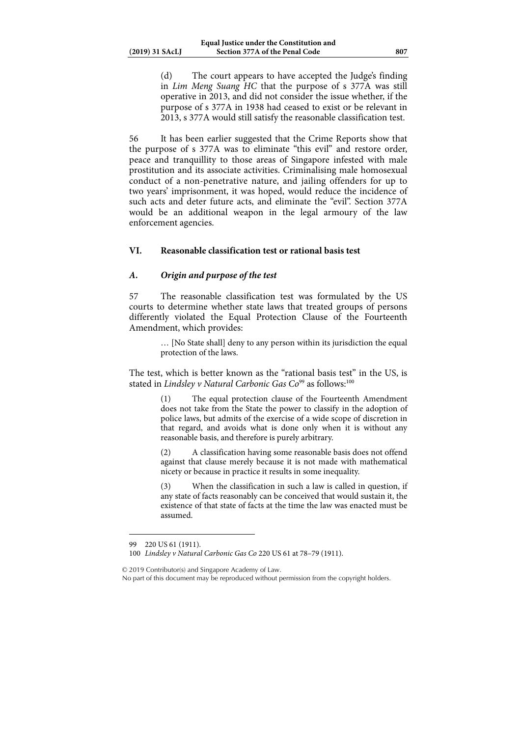(d) The court appears to have accepted the Judge's finding in *Lim Meng Suang HC* that the purpose of s 377A was still operative in 2013, and did not consider the issue whether, if the purpose of s 377A in 1938 had ceased to exist or be relevant in 2013, s 377A would still satisfy the reasonable classification test.

56 It has been earlier suggested that the Crime Reports show that the purpose of s 377A was to eliminate "this evil" and restore order, peace and tranquillity to those areas of Singapore infested with male prostitution and its associate activities. Criminalising male homosexual conduct of a non-penetrative nature, and jailing offenders for up to two years' imprisonment, it was hoped, would reduce the incidence of such acts and deter future acts, and eliminate the "evil". Section 377A would be an additional weapon in the legal armoury of the law enforcement agencies.

## VI. Reasonable classification test or rational basis test

### *A. Origin and purpose of the test*

57 The reasonable classification test was formulated by the US courts to determine whether state laws that treated groups of persons differently violated the Equal Protection Clause of the Fourteenth Amendment, which provides:

> … [No State shall] deny to any person within its jurisdiction the equal protection of the laws.

The test, which is better known as the "rational basis test" in the US, is stated in *Lindsley v Natural Carbonic Gas Co*[99] as follows:[100]

> (1) The equal protection clause of the Fourteenth Amendment does not take from the State the power to classify in the adoption of police laws, but admits of the exercise of a wide scope of discretion in that regard, and avoids what is done only when it is without any reasonable basis, and therefore is purely arbitrary.
>
> (2) A classification having some reasonable basis does not offend against that clause merely because it is not made with mathematical nicety or because in practice it results in some inequality.
>
> (3) When the classification in such a law is called in question, if any state of facts reasonably can be conceived that would sustain it, the existence of that state of facts at the time the law was enacted must be assumed.

---

99 220 US 61 (1911).

100 *Lindsley v Natural Carbonic Gas Co* 220 US 61 at 78–79 (1911).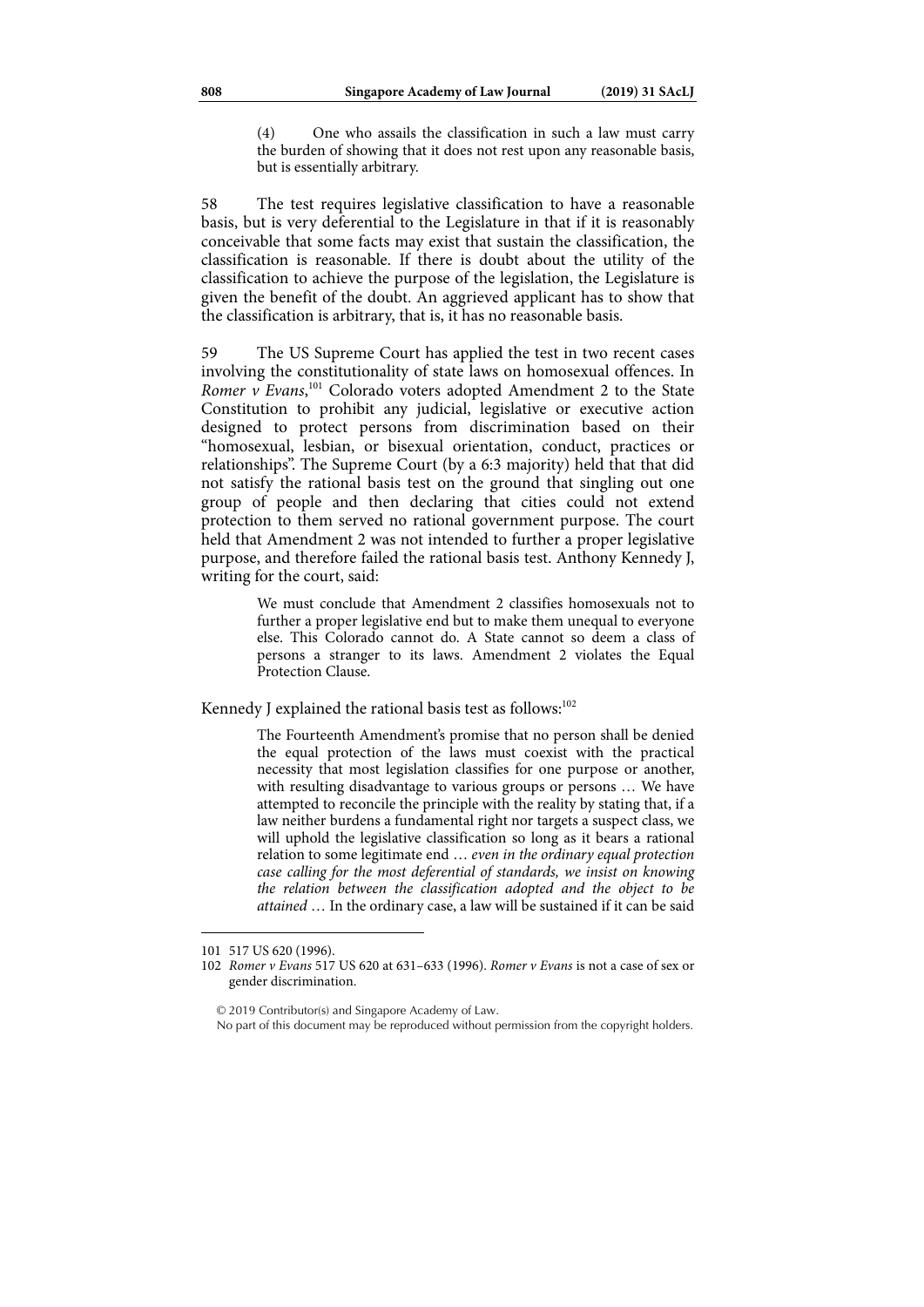> (4) One who assails the classification in such a law must carry the burden of showing that it does not rest upon any reasonable basis, but is essentially arbitrary.

58 The test requires legislative classification to have a reasonable basis, but is very deferential to the Legislature in that if it is reasonably conceivable that some facts may exist that sustain the classification, the classification is reasonable. If there is doubt about the utility of the classification to achieve the purpose of the legislation, the Legislature is given the benefit of the doubt. An aggrieved applicant has to show that the classification is arbitrary, that is, it has no reasonable basis.

59 The US Supreme Court has applied the test in two recent cases involving the constitutionality of state laws on homosexual offences. In *Romer v Evans*,[101] Colorado voters adopted Amendment 2 to the State Constitution to prohibit any judicial, legislative or executive action designed to protect persons from discrimination based on their "homosexual, lesbian, or bisexual orientation, conduct, practices or relationships". The Supreme Court (by a 6:3 majority) held that that did not satisfy the rational basis test on the ground that singling out one group of people and then declaring that cities could not extend protection to them served no rational government purpose. The court held that Amendment 2 was not intended to further a proper legislative purpose, and therefore failed the rational basis test. Anthony Kennedy J, writing for the court, said:

> We must conclude that Amendment 2 classifies homosexuals not to further a proper legislative end but to make them unequal to everyone else. This Colorado cannot do. A State cannot so deem a class of persons a stranger to its laws. Amendment 2 violates the Equal Protection Clause.

Kennedy J explained the rational basis test as follows:[102]

> The Fourteenth Amendment's promise that no person shall be denied the equal protection of the laws must coexist with the practical necessity that most legislation classifies for one purpose or another, with resulting disadvantage to various groups or persons … We have attempted to reconcile the principle with the reality by stating that, if a law neither burdens a fundamental right nor targets a suspect class, we will uphold the legislative classification so long as it bears a rational relation to some legitimate end … *even in the ordinary equal protection case calling for the most deferential of standards, we insist on knowing the relation between the classification adopted and the object to be attained* … In the ordinary case, a law will be sustained if it can be said

---

101 517 US 620 (1996).

102 *Romer v Evans* 517 US 620 at 631–633 (1996). *Romer v Evans* is not a case of sex or gender discrimination.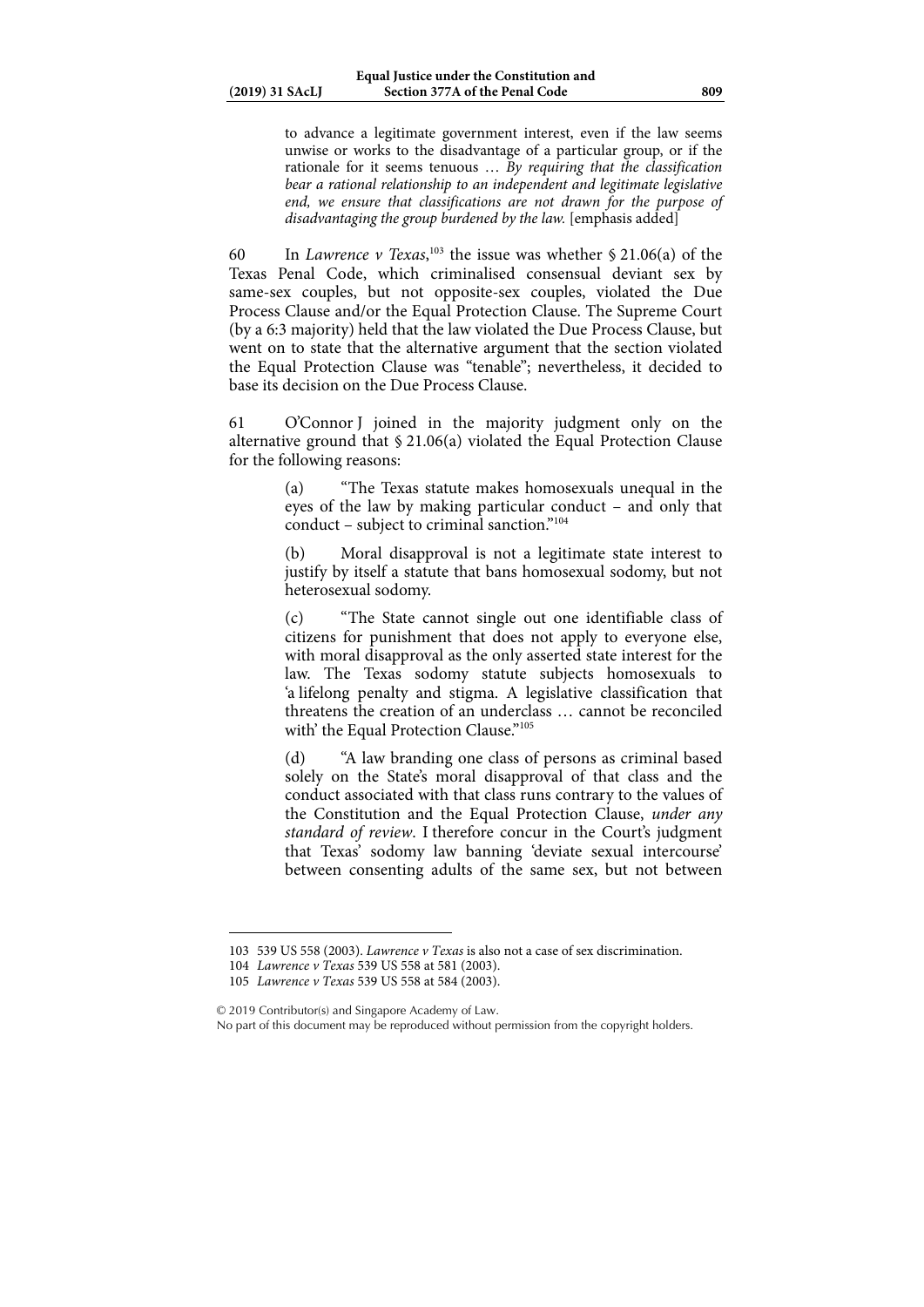> to advance a legitimate government interest, even if the law seems unwise or works to the disadvantage of a particular group, or if the rationale for it seems tenuous … *By requiring that the classification bear a rational relationship to an independent and legitimate legislative end, we ensure that classifications are not drawn for the purpose of disadvantaging the group burdened by the law.* [emphasis added]

60 In *Lawrence v Texas*,[103] the issue was whether § 21.06(a) of the Texas Penal Code, which criminalised consensual deviant sex by same-sex couples, but not opposite-sex couples, violated the Due Process Clause and/or the Equal Protection Clause. The Supreme Court (by a 6:3 majority) held that the law violated the Due Process Clause, but went on to state that the alternative argument that the section violated the Equal Protection Clause was "tenable"; nevertheless, it decided to base its decision on the Due Process Clause.

61 O'Connor J joined in the majority judgment only on the alternative ground that § 21.06(a) violated the Equal Protection Clause for the following reasons:

> (a) "The Texas statute makes homosexuals unequal in the eyes of the law by making particular conduct – and only that conduct – subject to criminal sanction."[104]
>
> (b) Moral disapproval is not a legitimate state interest to justify by itself a statute that bans homosexual sodomy, but not heterosexual sodomy.
>
> (c) "The State cannot single out one identifiable class of citizens for punishment that does not apply to everyone else, with moral disapproval as the only asserted state interest for the law. The Texas sodomy statute subjects homosexuals to 'a lifelong penalty and stigma. A legislative classification that threatens the creation of an underclass … cannot be reconciled with' the Equal Protection Clause."[105]
>
> (d) "A law branding one class of persons as criminal based solely on the State's moral disapproval of that class and the conduct associated with that class runs contrary to the values of the Constitution and the Equal Protection Clause, *under any standard of review*. I therefore concur in the Court's judgment that Texas' sodomy law banning 'deviate sexual intercourse' between consenting adults of the same sex, but not between

---

103 539 US 558 (2003). *Lawrence v Texas* is also not a case of sex discrimination.

104 *Lawrence v Texas* 539 US 558 at 581 (2003).

105 *Lawrence v Texas* 539 US 558 at 584 (2003).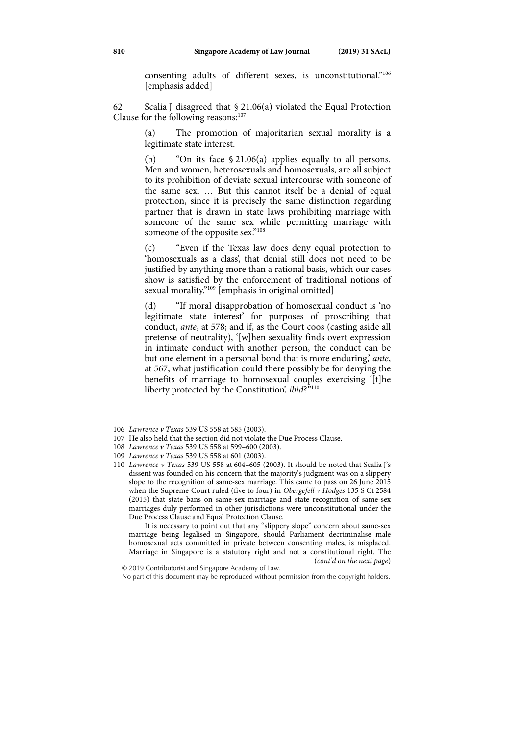consenting adults of different sexes, is unconstitutional."[106] [emphasis added]

62 Scalia J disagreed that § 21.06(a) violated the Equal Protection Clause for the following reasons:[107]

> (a) The promotion of majoritarian sexual morality is a legitimate state interest.
>
> (b) "On its face § 21.06(a) applies equally to all persons. Men and women, heterosexuals and homosexuals, are all subject to its prohibition of deviate sexual intercourse with someone of the same sex. … But this cannot itself be a denial of equal protection, since it is precisely the same distinction regarding partner that is drawn in state laws prohibiting marriage with someone of the same sex while permitting marriage with someone of the opposite sex."[108]
>
> (c) "Even if the Texas law does deny equal protection to 'homosexuals as a class', that denial still does not need to be justified by anything more than a rational basis, which our cases show is satisfied by the enforcement of traditional notions of sexual morality."[109] [emphasis in original omitted]
>
> (d) "If moral disapprobation of homosexual conduct is 'no legitimate state interest' for purposes of proscribing that conduct, *ante*, at 578; and if, as the Court coos (casting aside all pretense of neutrality), '[w]hen sexuality finds overt expression in intimate conduct with another person, the conduct can be but one element in a personal bond that is more enduring,' *ante*, at 567; what justification could there possibly be for denying the benefits of marriage to homosexual couples exercising '[t]he liberty protected by the Constitution', *ibid*?"[110]

---

106 *Lawrence v Texas* 539 US 558 at 585 (2003).

107 He also held that the section did not violate the Due Process Clause.

108 *Lawrence v Texas* 539 US 558 at 599–600 (2003).

109 *Lawrence v Texas* 539 US 558 at 601 (2003).

110 *Lawrence v Texas* 539 US 558 at 604–605 (2003). It should be noted that Scalia J's dissent was founded on his concern that the majority's judgment was on a slippery slope to the recognition of same-sex marriage. This came to pass on 26 June 2015 when the Supreme Court ruled (five to four) in *Obergefell v Hodges* 135 S Ct 2584 (2015) that state bans on same-sex marriage and state recognition of same-sex marriages duly performed in other jurisdictions were unconstitutional under the Due Process Clause and Equal Protection Clause.

It is necessary to point out that any "slippery slope" concern about same-sex marriage being legalised in Singapore, should Parliament decriminalise male homosexual acts committed in private between consenting males, is misplaced. Marriage in Singapore is a statutory right and not a constitutional right. The (*cont'd on the next page*)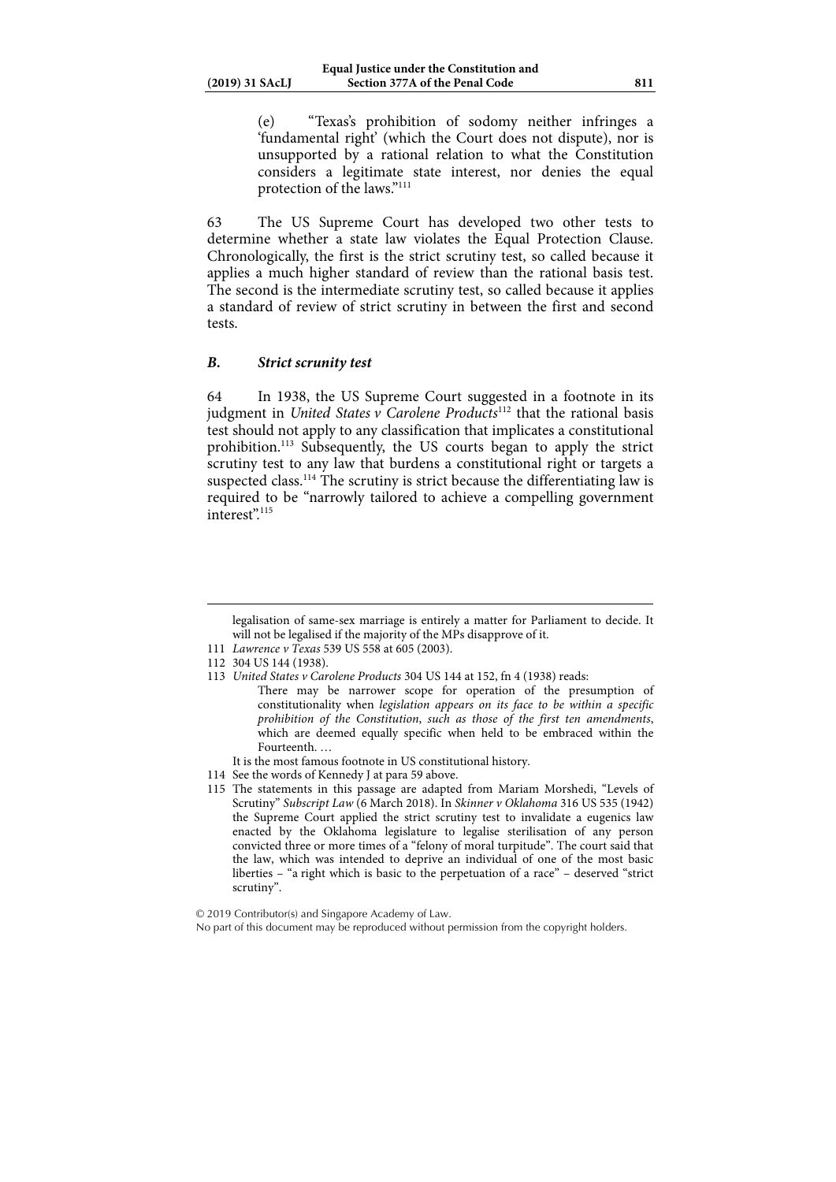(e) "Texas's prohibition of sodomy neither infringes a 'fundamental right' (which the Court does not dispute), nor is unsupported by a rational relation to what the Constitution considers a legitimate state interest, nor denies the equal protection of the laws."[111]

63 The US Supreme Court has developed two other tests to determine whether a state law violates the Equal Protection Clause. Chronologically, the first is the strict scrutiny test, so called because it applies a much higher standard of review than the rational basis test. The second is the intermediate scrutiny test, so called because it applies a standard of review of strict scrutiny in between the first and second tests.

### *B. Strict scrunity test*

64 In 1938, the US Supreme Court suggested in a footnote in its judgment in *United States v Carolene Products*[112] that the rational basis test should not apply to any classification that implicates a constitutional prohibition.[113] Subsequently, the US courts began to apply the strict scrutiny test to any law that burdens a constitutional right or targets a suspected class.[114] The scrutiny is strict because the differentiating law is required to be "narrowly tailored to achieve a compelling government interest".[115]

---

legalisation of same-sex marriage is entirely a matter for Parliament to decide. It will not be legalised if the majority of the MPs disapprove of it.

111 *Lawrence v Texas* 539 US 558 at 605 (2003).

112 304 US 144 (1938).

113 *United States v Carolene Products* 304 US 144 at 152, fn 4 (1938) reads:

> There may be narrower scope for operation of the presumption of constitutionality when *legislation appears on its face to be within a specific prohibition of the Constitution, such as those of the first ten amendments*, which are deemed equally specific when held to be embraced within the Fourteenth. …

It is the most famous footnote in US constitutional history.

114 See the words of Kennedy J at para 59 above.

115 The statements in this passage are adapted from Mariam Morshedi, "Levels of Scrutiny" *Subscript Law* (6 March 2018). In *Skinner v Oklahoma* 316 US 535 (1942) the Supreme Court applied the strict scrutiny test to invalidate a eugenics law enacted by the Oklahoma legislature to legalise sterilisation of any person convicted three or more times of a "felony of moral turpitude". The court said that the law, which was intended to deprive an individual of one of the most basic liberties – "a right which is basic to the perpetuation of a race" – deserved "strict scrutiny".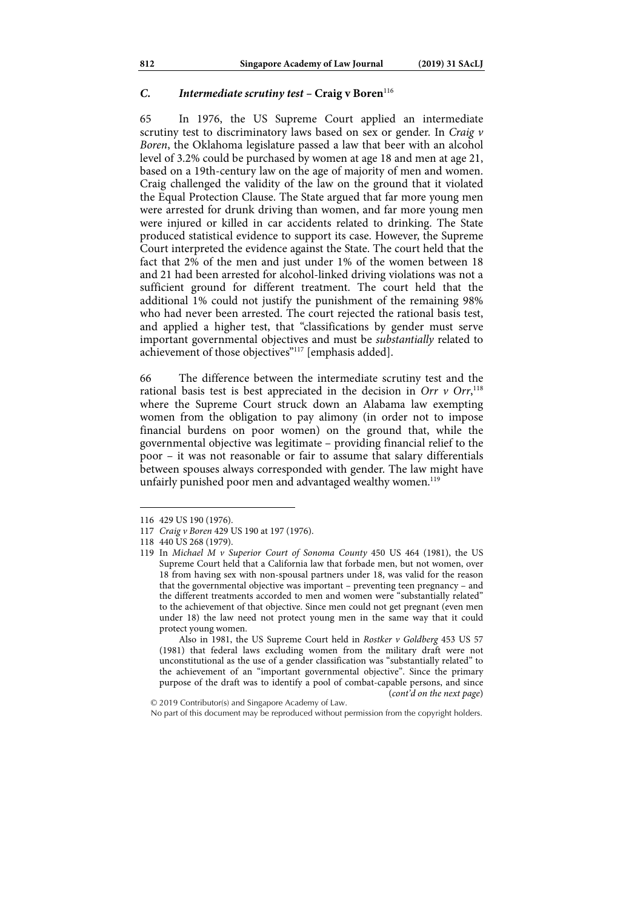### *C. Intermediate scrutiny test* – **Craig v Boren**[116]

65 In 1976, the US Supreme Court applied an intermediate scrutiny test to discriminatory laws based on sex or gender. In *Craig v Boren*, the Oklahoma legislature passed a law that beer with an alcohol level of 3.2% could be purchased by women at age 18 and men at age 21, based on a 19th-century law on the age of majority of men and women. Craig challenged the validity of the law on the ground that it violated the Equal Protection Clause. The State argued that far more young men were arrested for drunk driving than women, and far more young men were injured or killed in car accidents related to drinking. The State produced statistical evidence to support its case. However, the Supreme Court interpreted the evidence against the State. The court held that the fact that 2% of the men and just under 1% of the women between 18 and 21 had been arrested for alcohol-linked driving violations was not a sufficient ground for different treatment. The court held that the additional 1% could not justify the punishment of the remaining 98% who had never been arrested. The court rejected the rational basis test, and applied a higher test, that "classifications by gender must serve important governmental objectives and must be *substantially* related to achievement of those objectives"[117] [emphasis added].

66 The difference between the intermediate scrutiny test and the rational basis test is best appreciated in the decision in *Orr v Orr*,[118] where the Supreme Court struck down an Alabama law exempting women from the obligation to pay alimony (in order not to impose financial burdens on poor women) on the ground that, while the governmental objective was legitimate – providing financial relief to the poor – it was not reasonable or fair to assume that salary differentials between spouses always corresponded with gender. The law might have unfairly punished poor men and advantaged wealthy women.[119]

---

116 429 US 190 (1976).

117 *Craig v Boren* 429 US 190 at 197 (1976).

118 440 US 268 (1979).

119 In *Michael M v Superior Court of Sonoma County* 450 US 464 (1981), the US Supreme Court held that a California law that forbade men, but not women, over 18 from having sex with non-spousal partners under 18, was valid for the reason that the governmental objective was important – preventing teen pregnancy – and the different treatments accorded to men and women were "substantially related" to the achievement of that objective. Since men could not get pregnant (even men under 18) the law need not protect young men in the same way that it could protect young women.

Also in 1981, the US Supreme Court held in *Rostker v Goldberg* 453 US 57 (1981) that federal laws excluding women from the military draft were not unconstitutional as the use of a gender classification was "substantially related" to the achievement of an "important governmental objective". Since the primary purpose of the draft was to identify a pool of combat-capable persons, and since (*cont'd on the next page*)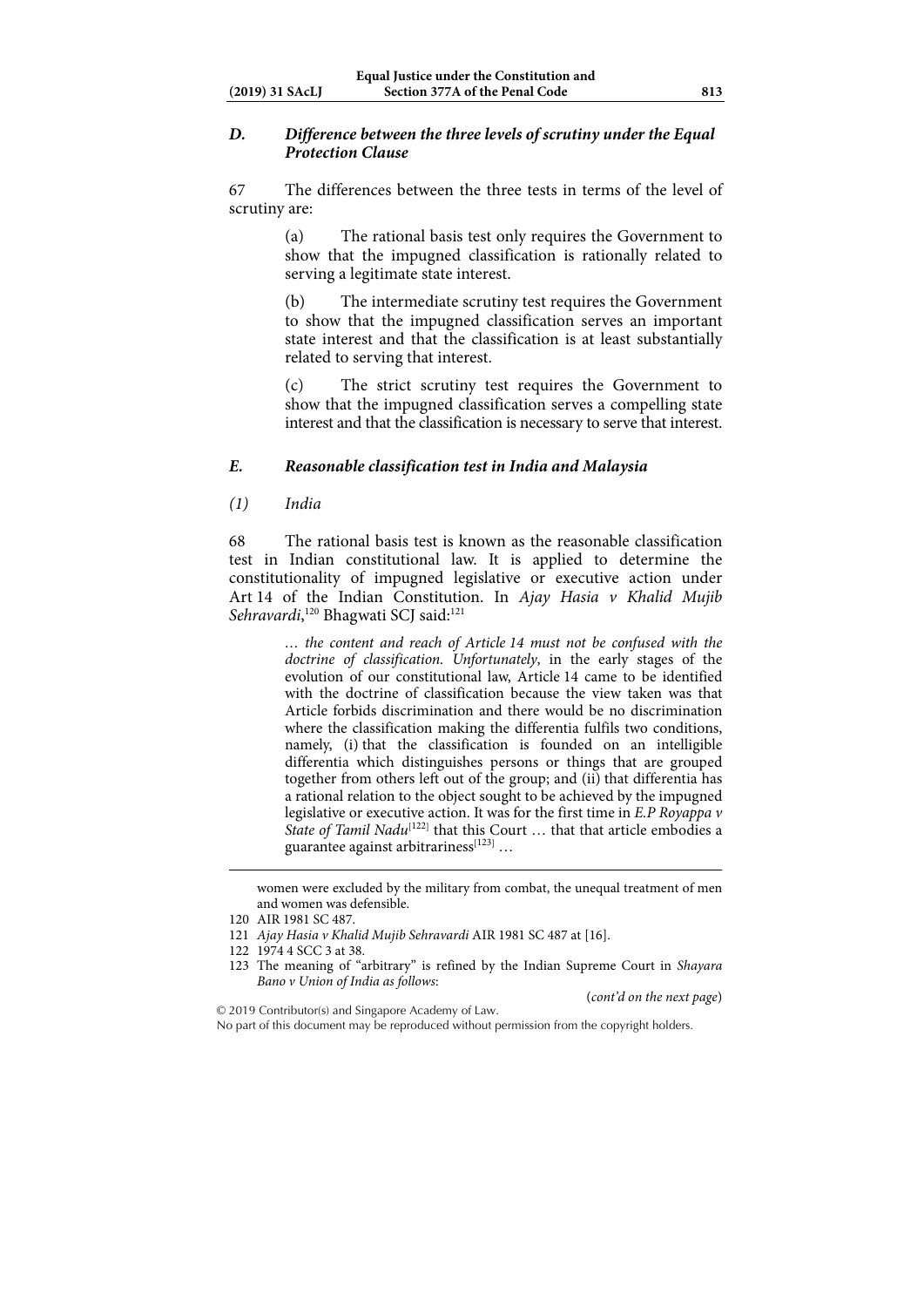## *D. Difference between the three levels of scrutiny under the Equal Protection Clause*

67 The differences between the three tests in terms of the level of scrutiny are:

> (a) The rational basis test only requires the Government to show that the impugned classification is rationally related to serving a legitimate state interest.
>
> (b) The intermediate scrutiny test requires the Government to show that the impugned classification serves an important state interest and that the classification is at least substantially related to serving that interest.
>
> (c) The strict scrutiny test requires the Government to show that the impugned classification serves a compelling state interest and that the classification is necessary to serve that interest.

## *E. Reasonable classification test in India and Malaysia*

### *(1) India*

68 The rational basis test is known as the reasonable classification test in Indian constitutional law. It is applied to determine the constitutionality of impugned legislative or executive action under Art 14 of the Indian Constitution. In *Ajay Hasia v Khalid Mujib Sehravardi*,[120] Bhagwati SCJ said:[121]

> … *the content and reach of Article 14 must not be confused with the doctrine of classification. Unfortunately*, in the early stages of the evolution of our constitutional law, Article 14 came to be identified with the doctrine of classification because the view taken was that Article forbids discrimination and there would be no discrimination where the classification making the differentia fulfils two conditions, namely, (i) that the classification is founded on an intelligible differentia which distinguishes persons or things that are grouped together from others left out of the group; and (ii) that differentia has a rational relation to the object sought to be achieved by the impugned legislative or executive action. It was for the first time in *E.P Royappa v State of Tamil Nadu*[122] that this Court … that that article embodies a guarantee against arbitrariness[123] …

---

women were excluded by the military from combat, the unequal treatment of men and women was defensible.

120 AIR 1981 SC 487.

121 *Ajay Hasia v Khalid Mujib Sehravardi* AIR 1981 SC 487 at [16].

122 1974 4 SCC 3 at 38.

123 The meaning of "arbitrary" is refined by the Indian Supreme Court in *Shayara Bano v Union of India as follows*:

(*cont'd on the next page*)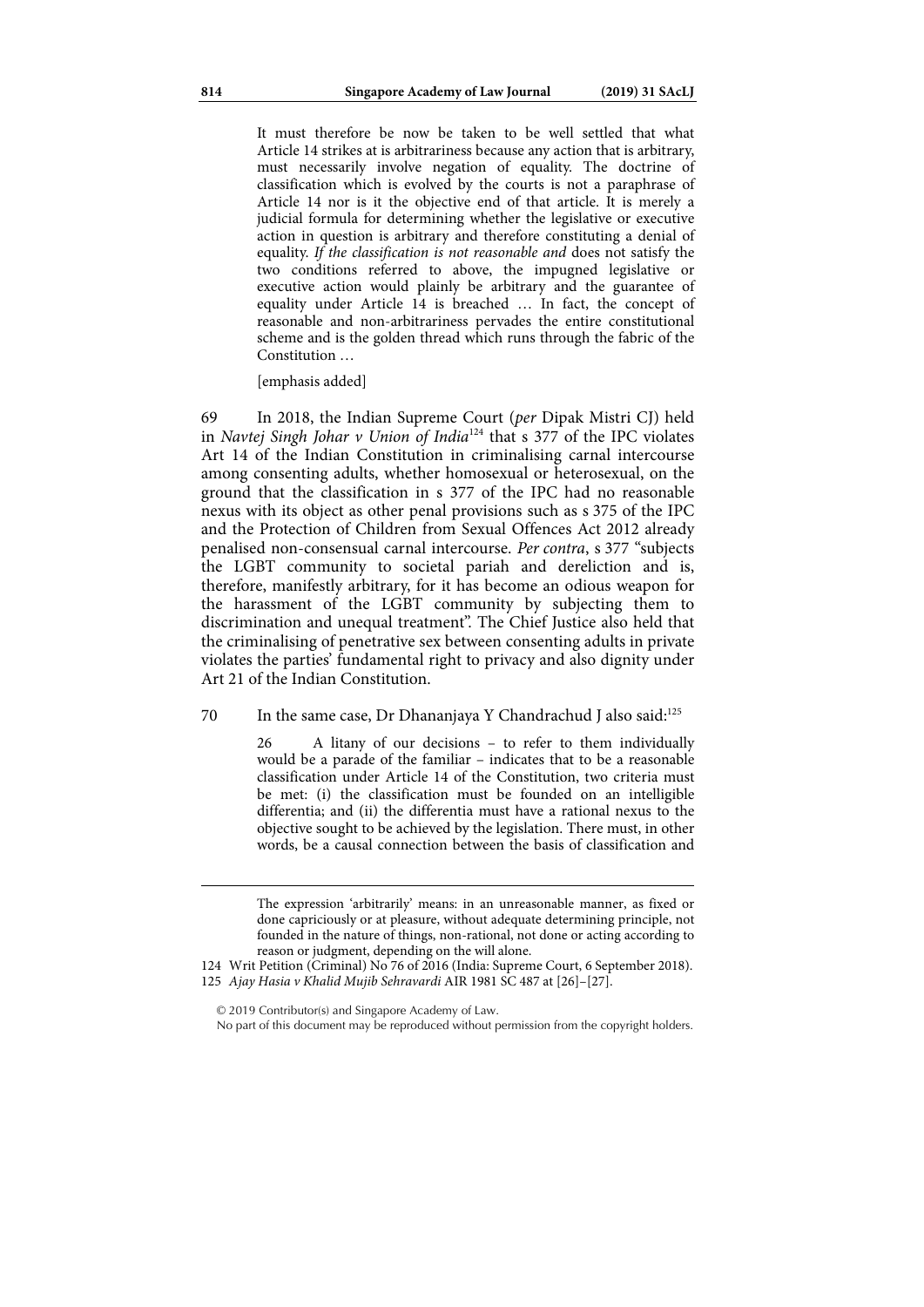> It must therefore be now be taken to be well settled that what Article 14 strikes at is arbitrariness because any action that is arbitrary, must necessarily involve negation of equality. The doctrine of classification which is evolved by the courts is not a paraphrase of Article 14 nor is it the objective end of that article. It is merely a judicial formula for determining whether the legislative or executive action in question is arbitrary and therefore constituting a denial of equality. *If the classification is not reasonable and* does not satisfy the two conditions referred to above, the impugned legislative or executive action would plainly be arbitrary and the guarantee of equality under Article 14 is breached … In fact, the concept of reasonable and non-arbitrariness pervades the entire constitutional scheme and is the golden thread which runs through the fabric of the Constitution …
>
> [emphasis added]

69 In 2018, the Indian Supreme Court (*per* Dipak Mistri CJ) held in *Navtej Singh Johar v Union of India*[124] that s 377 of the IPC violates Art 14 of the Indian Constitution in criminalising carnal intercourse among consenting adults, whether homosexual or heterosexual, on the ground that the classification in s 377 of the IPC had no reasonable nexus with its object as other penal provisions such as s 375 of the IPC and the Protection of Children from Sexual Offences Act 2012 already penalised non-consensual carnal intercourse. *Per contra*, s 377 "subjects the LGBT community to societal pariah and dereliction and is, therefore, manifestly arbitrary, for it has become an odious weapon for the harassment of the LGBT community by subjecting them to discrimination and unequal treatment". The Chief Justice also held that the criminalising of penetrative sex between consenting adults in private violates the parties' fundamental right to privacy and also dignity under Art 21 of the Indian Constitution.

70 In the same case, Dr Dhananjaya Y Chandrachud J also said:[125]

> 26 A litany of our decisions – to refer to them individually would be a parade of the familiar – indicates that to be a reasonable classification under Article 14 of the Constitution, two criteria must be met: (i) the classification must be founded on an intelligible differentia; and (ii) the differentia must have a rational nexus to the objective sought to be achieved by the legislation. There must, in other words, be a causal connection between the basis of classification and

---

The expression 'arbitrarily' means: in an unreasonable manner, as fixed or done capriciously or at pleasure, without adequate determining principle, not founded in the nature of things, non-rational, not done or acting according to reason or judgment, depending on the will alone.

124 Writ Petition (Criminal) No 76 of 2016 (India: Supreme Court, 6 September 2018).

125 *Ajay Hasia v Khalid Mujib Sehravardi* AIR 1981 SC 487 at [26]–[27].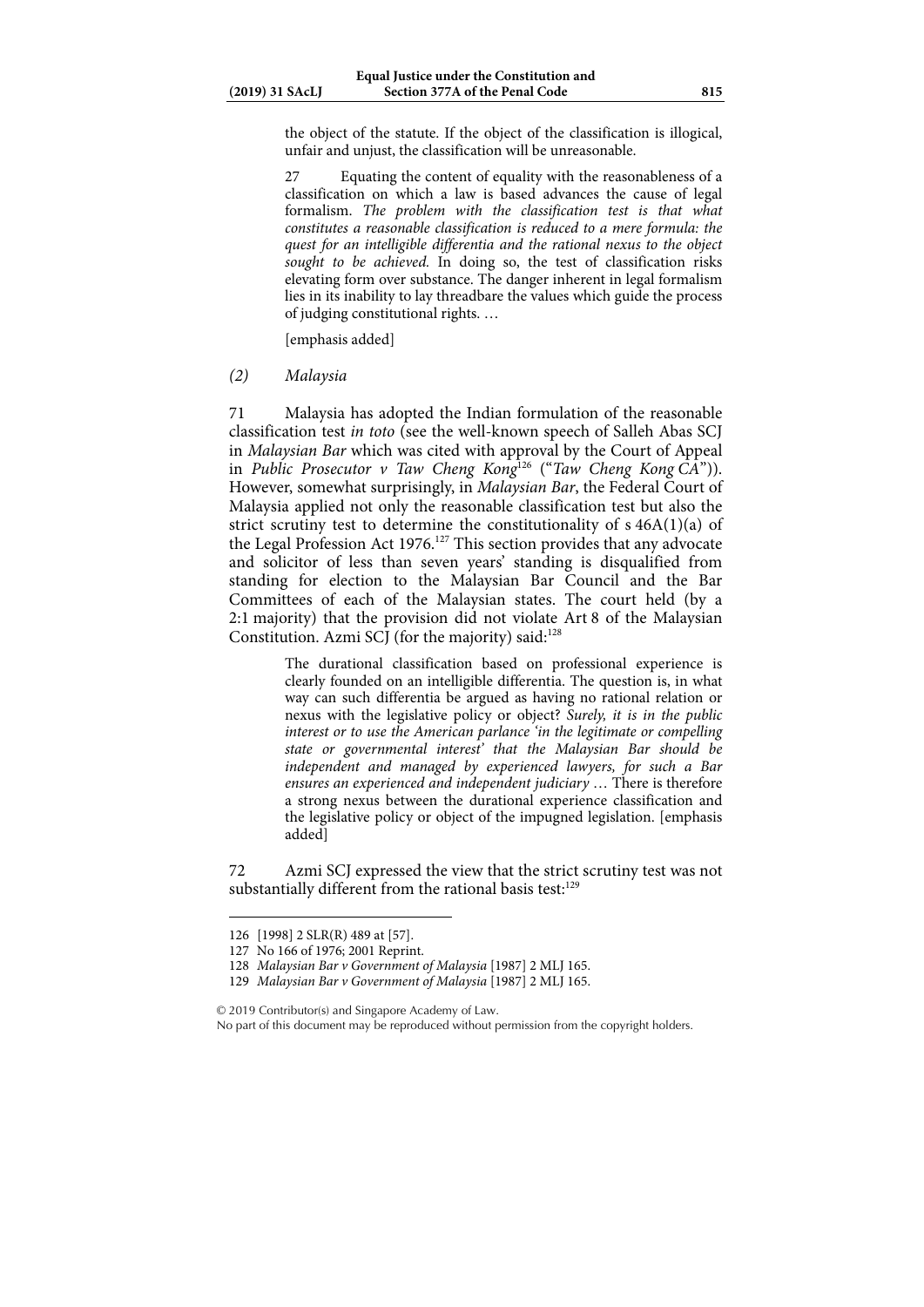> the object of the statute. If the object of the classification is illogical, unfair and unjust, the classification will be unreasonable.
>
> 27 Equating the content of equality with the reasonableness of a classification on which a law is based advances the cause of legal formalism. *The problem with the classification test is that what constitutes a reasonable classification is reduced to a mere formula: the quest for an intelligible differentia and the rational nexus to the object sought to be achieved.* In doing so, the test of classification risks elevating form over substance. The danger inherent in legal formalism lies in its inability to lay threadbare the values which guide the process of judging constitutional rights. …
>
> [emphasis added]

*(2) Malaysia*

71 Malaysia has adopted the Indian formulation of the reasonable classification test *in toto* (see the well-known speech of Salleh Abas SCJ in *Malaysian Bar* which was cited with approval by the Court of Appeal in *Public Prosecutor v Taw Cheng Kong*[126] ("*Taw Cheng Kong CA*")). However, somewhat surprisingly, in *Malaysian Bar*, the Federal Court of Malaysia applied not only the reasonable classification test but also the strict scrutiny test to determine the constitutionality of s 46A(1)(a) of the Legal Profession Act 1976.[127] This section provides that any advocate and solicitor of less than seven years' standing is disqualified from standing for election to the Malaysian Bar Council and the Bar Committees of each of the Malaysian states. The court held (by a 2:1 majority) that the provision did not violate Art 8 of the Malaysian Constitution. Azmi SCJ (for the majority) said:[128]

> The durational classification based on professional experience is clearly founded on an intelligible differentia. The question is, in what way can such differentia be argued as having no rational relation or nexus with the legislative policy or object? *Surely, it is in the public interest or to use the American parlance 'in the legitimate or compelling state or governmental interest' that the Malaysian Bar should be independent and managed by experienced lawyers, for such a Bar ensures an experienced and independent judiciary* … There is therefore a strong nexus between the durational experience classification and the legislative policy or object of the impugned legislation. [emphasis added]

72 Azmi SCJ expressed the view that the strict scrutiny test was not substantially different from the rational basis test:[129]

---

126 [1998] 2 SLR(R) 489 at [57].

127 No 166 of 1976; 2001 Reprint.

128 *Malaysian Bar v Government of Malaysia* [1987] 2 MLJ 165.

129 *Malaysian Bar v Government of Malaysia* [1987] 2 MLJ 165.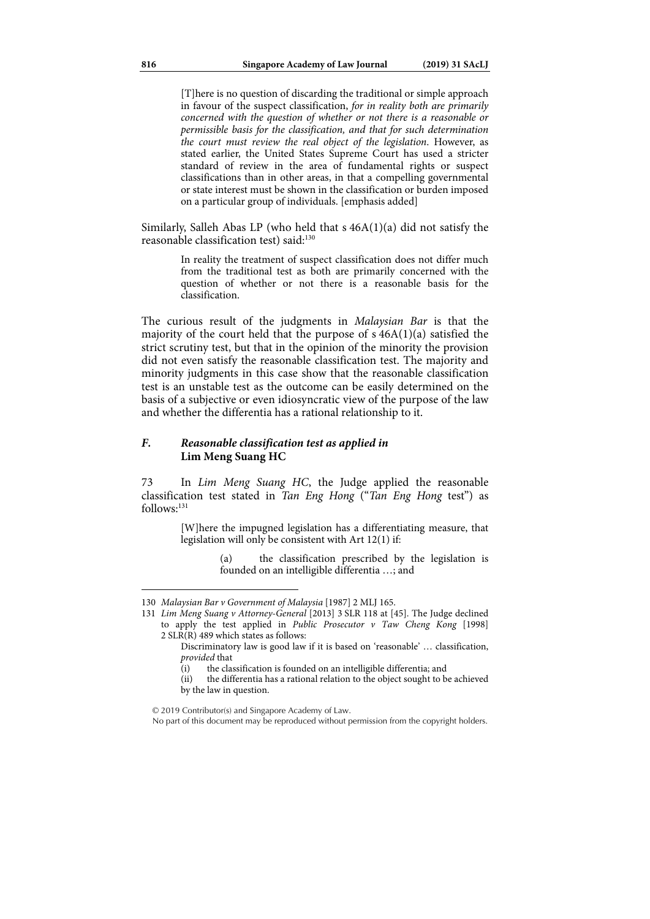> [T]here is no question of discarding the traditional or simple approach in favour of the suspect classification, *for in reality both are primarily concerned with the question of whether or not there is a reasonable or permissible basis for the classification, and that for such determination the court must review the real object of the legislation*. However, as stated earlier, the United States Supreme Court has used a stricter standard of review in the area of fundamental rights or suspect classifications than in other areas, in that a compelling governmental or state interest must be shown in the classification or burden imposed on a particular group of individuals. [emphasis added]

Similarly, Salleh Abas LP (who held that s 46A(1)(a) did not satisfy the reasonable classification test) said:[130]

> In reality the treatment of suspect classification does not differ much from the traditional test as both are primarily concerned with the question of whether or not there is a reasonable basis for the classification.

The curious result of the judgments in *Malaysian Bar* is that the majority of the court held that the purpose of s 46A(1)(a) satisfied the strict scrutiny test, but that in the opinion of the minority the provision did not even satisfy the reasonable classification test. The majority and minority judgments in this case show that the reasonable classification test is an unstable test as the outcome can be easily determined on the basis of a subjective or even idiosyncratic view of the purpose of the law and whether the differentia has a rational relationship to it.

### *F. Reasonable classification test as applied in* **Lim Meng Suang HC**

73 In *Lim Meng Suang HC*, the Judge applied the reasonable classification test stated in *Tan Eng Hong* ("*Tan Eng Hong* test") as follows:[131]

> [W]here the impugned legislation has a differentiating measure, that legislation will only be consistent with Art 12(1) if:
>
> (a) the classification prescribed by the legislation is founded on an intelligible differentia …; and

---

130 *Malaysian Bar v Government of Malaysia* [1987] 2 MLJ 165.

131 *Lim Meng Suang v Attorney-General* [2013] 3 SLR 118 at [45]. The Judge declined to apply the test applied in *Public Prosecutor v Taw Cheng Kong* [1998] 2 SLR(R) 489 which states as follows:

> Discriminatory law is good law if it is based on 'reasonable' … classification, *provided* that
>
> (i) the classification is founded on an intelligible differentia; and
>
> (ii) the differentia has a rational relation to the object sought to be achieved by the law in question.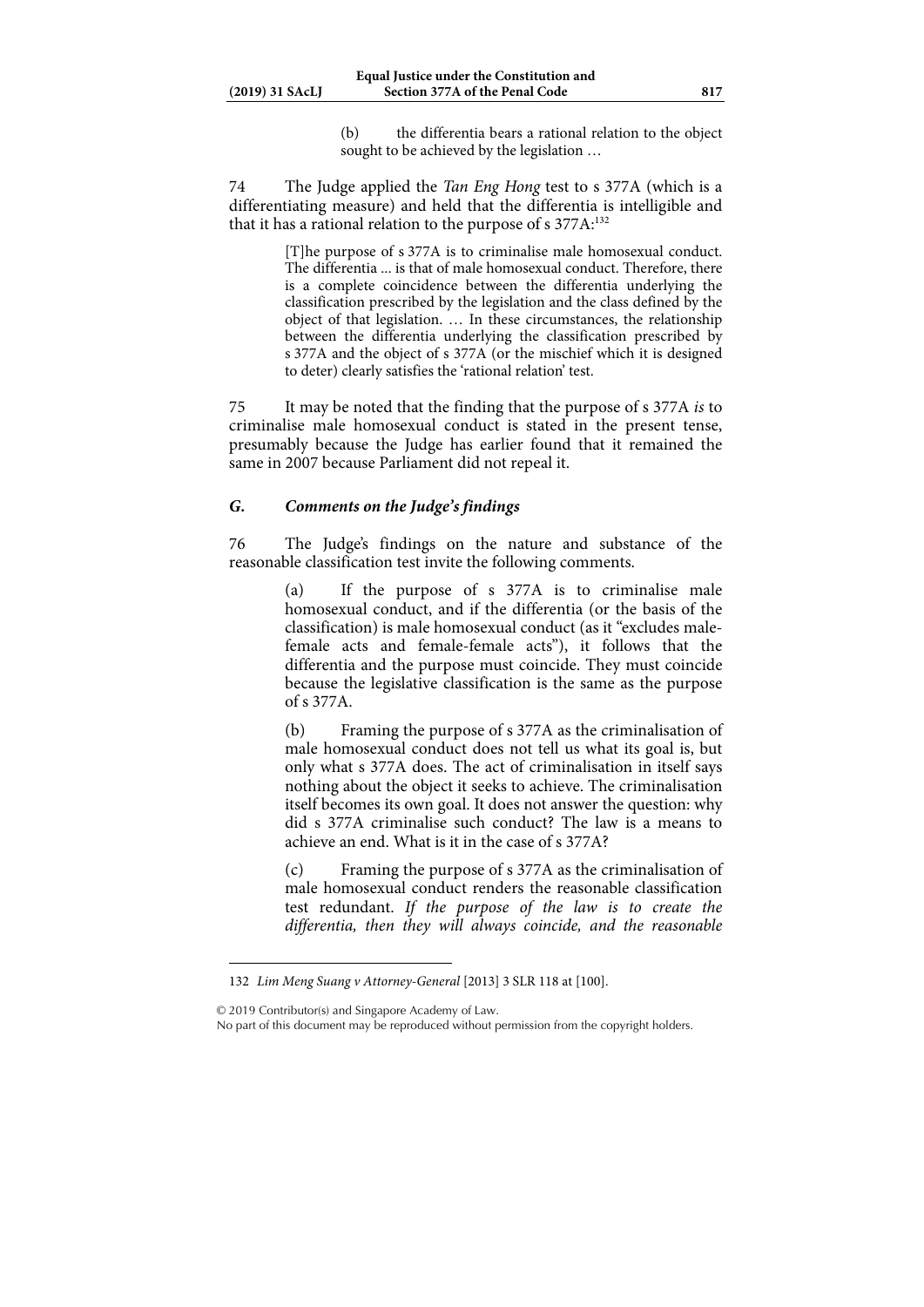(b) the differentia bears a rational relation to the object sought to be achieved by the legislation …

74 The Judge applied the *Tan Eng Hong* test to s 377A (which is a differentiating measure) and held that the differentia is intelligible and that it has a rational relation to the purpose of s 377A:[132]

> [T]he purpose of s 377A is to criminalise male homosexual conduct. The differentia ... is that of male homosexual conduct. Therefore, there is a complete coincidence between the differentia underlying the classification prescribed by the legislation and the class defined by the object of that legislation. … In these circumstances, the relationship between the differentia underlying the classification prescribed by s 377A and the object of s 377A (or the mischief which it is designed to deter) clearly satisfies the 'rational relation' test.

75 It may be noted that the finding that the purpose of s 377A *is* to criminalise male homosexual conduct is stated in the present tense, presumably because the Judge has earlier found that it remained the same in 2007 because Parliament did not repeal it.

### *G. Comments on the Judge's findings*

76 The Judge's findings on the nature and substance of the reasonable classification test invite the following comments.

> (a) If the purpose of s 377A is to criminalise male homosexual conduct, and if the differentia (or the basis of the classification) is male homosexual conduct (as it "excludes male-female acts and female-female acts"), it follows that the differentia and the purpose must coincide. They must coincide because the legislative classification is the same as the purpose of s 377A.
>
> (b) Framing the purpose of s 377A as the criminalisation of male homosexual conduct does not tell us what its goal is, but only what s 377A does. The act of criminalisation in itself says nothing about the object it seeks to achieve. The criminalisation itself becomes its own goal. It does not answer the question: why did s 377A criminalise such conduct? The law is a means to achieve an end. What is it in the case of s 377A?
>
> (c) Framing the purpose of s 377A as the criminalisation of male homosexual conduct renders the reasonable classification test redundant. *If the purpose of the law is to create the differentia, then they will always coincide, and the reasonable*

132 *Lim Meng Suang v Attorney-General* [2013] 3 SLR 118 at [100].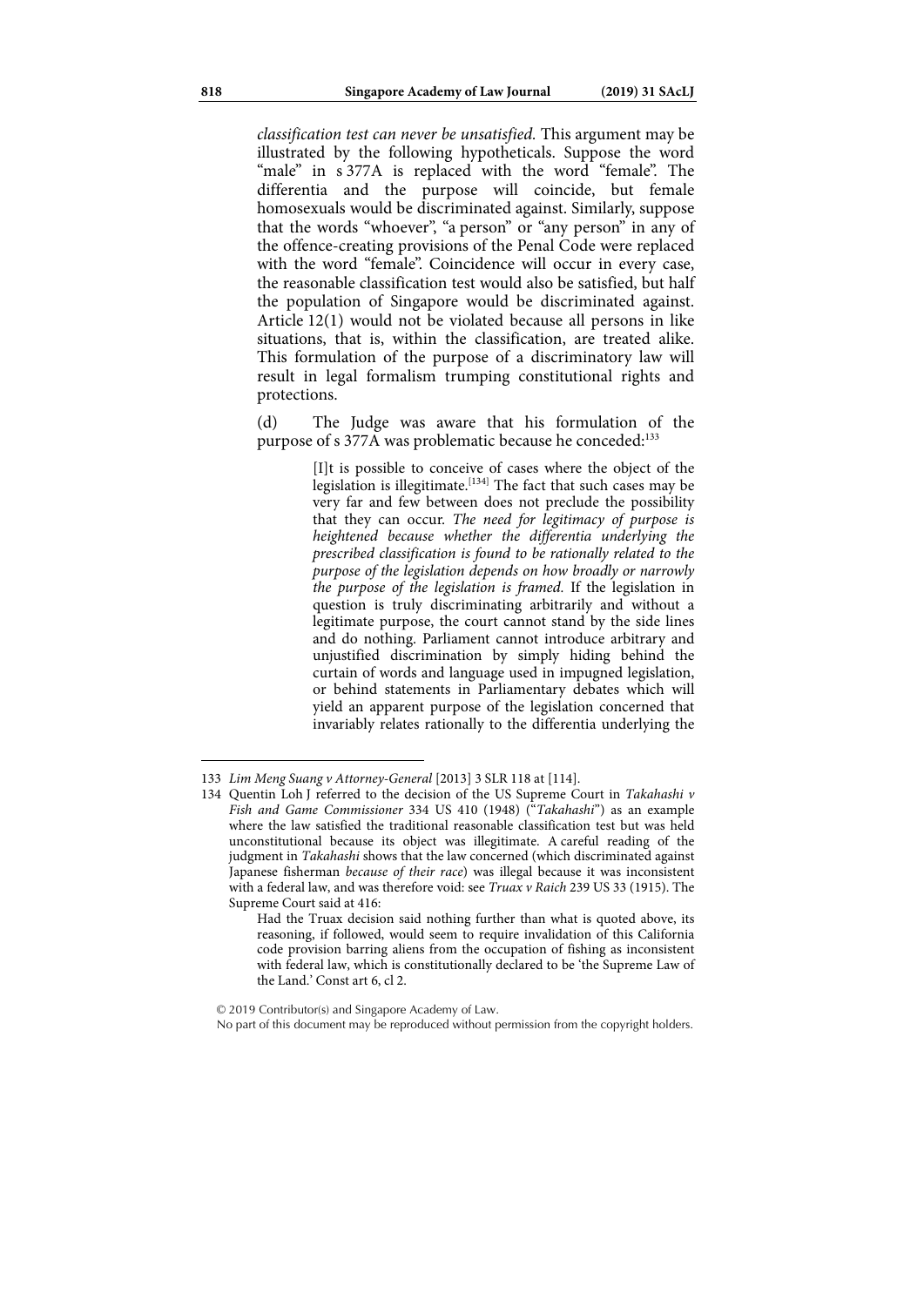*classification test can never be unsatisfied.* This argument may be illustrated by the following hypotheticals. Suppose the word "male" in s 377A is replaced with the word "female". The differentia and the purpose will coincide, but female homosexuals would be discriminated against. Similarly, suppose that the words "whoever", "a person" or "any person" in any of the offence-creating provisions of the Penal Code were replaced with the word "female". Coincidence will occur in every case, the reasonable classification test would also be satisfied, but half the population of Singapore would be discriminated against. Article 12(1) would not be violated because all persons in like situations, that is, within the classification, are treated alike. This formulation of the purpose of a discriminatory law will result in legal formalism trumping constitutional rights and protections.

(d) The Judge was aware that his formulation of the purpose of s 377A was problematic because he conceded:[133]

> [I]t is possible to conceive of cases where the object of the legislation is illegitimate.[134] The fact that such cases may be very far and few between does not preclude the possibility that they can occur. *The need for legitimacy of purpose is heightened because whether the differentia underlying the prescribed classification is found to be rationally related to the purpose of the legislation depends on how broadly or narrowly the purpose of the legislation is framed.* If the legislation in question is truly discriminating arbitrarily and without a legitimate purpose, the court cannot stand by the side lines and do nothing. Parliament cannot introduce arbitrary and unjustified discrimination by simply hiding behind the curtain of words and language used in impugned legislation, or behind statements in Parliamentary debates which will yield an apparent purpose of the legislation concerned that invariably relates rationally to the differentia underlying the

---

133 *Lim Meng Suang v Attorney-General* [2013] 3 SLR 118 at [114].

134 Quentin Loh J referred to the decision of the US Supreme Court in *Takahashi v Fish and Game Commissioner* 334 US 410 (1948) ("*Takahashi*") as an example where the law satisfied the traditional reasonable classification test but was held unconstitutional because its object was illegitimate. A careful reading of the judgment in *Takahashi* shows that the law concerned (which discriminated against Japanese fisherman *because of their race*) was illegal because it was inconsistent with a federal law, and was therefore void: see *Truax v Raich* 239 US 33 (1915). The Supreme Court said at 416:

> Had the Truax decision said nothing further than what is quoted above, its reasoning, if followed, would seem to require invalidation of this California code provision barring aliens from the occupation of fishing as inconsistent with federal law, which is constitutionally declared to be 'the Supreme Law of the Land.' Const art 6, cl 2.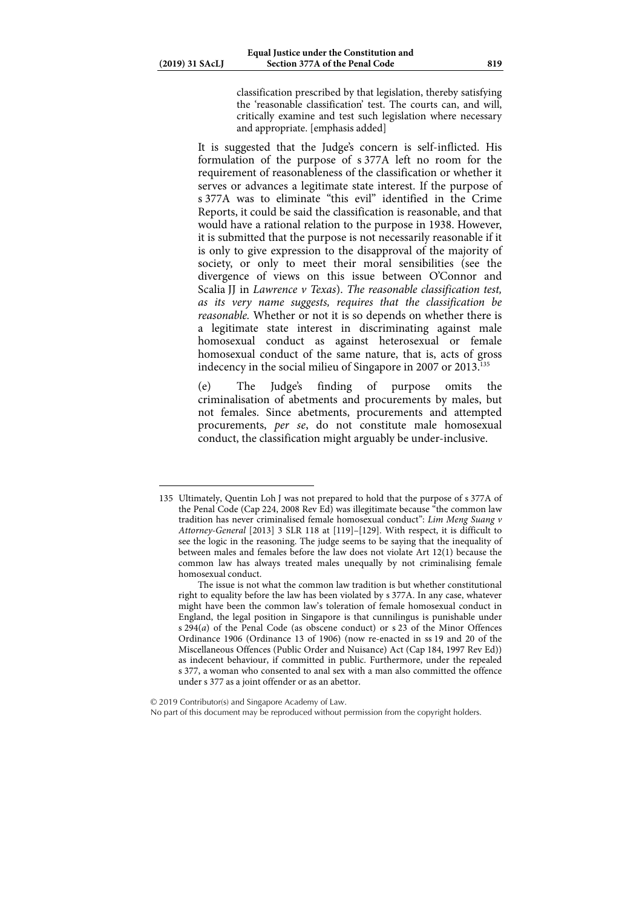classification prescribed by that legislation, thereby satisfying the 'reasonable classification' test. The courts can, and will, critically examine and test such legislation where necessary and appropriate. [emphasis added]

It is suggested that the Judge's concern is self-inflicted. His formulation of the purpose of s 377A left no room for the requirement of reasonableness of the classification or whether it serves or advances a legitimate state interest. If the purpose of s 377A was to eliminate "this evil" identified in the Crime Reports, it could be said the classification is reasonable, and that would have a rational relation to the purpose in 1938. However, it is submitted that the purpose is not necessarily reasonable if it is only to give expression to the disapproval of the majority of society, or only to meet their moral sensibilities (see the divergence of views on this issue between O'Connor and Scalia JJ in *Lawrence v Texas*). *The reasonable classification test, as its very name suggests, requires that the classification be reasonable.* Whether or not it is so depends on whether there is a legitimate state interest in discriminating against male homosexual conduct as against heterosexual or female homosexual conduct of the same nature, that is, acts of gross indecency in the social milieu of Singapore in 2007 or 2013.[135]

(e) The Judge's finding of purpose omits the criminalisation of abetments and procurements by males, but not females. Since abetments, procurements and attempted procurements, *per se*, do not constitute male homosexual conduct, the classification might arguably be under-inclusive.

---

135 Ultimately, Quentin Loh J was not prepared to hold that the purpose of s 377A of the Penal Code (Cap 224, 2008 Rev Ed) was illegitimate because "the common law tradition has never criminalised female homosexual conduct": *Lim Meng Suang v Attorney-General* [2013] 3 SLR 118 at [119]–[129]. With respect, it is difficult to see the logic in the reasoning. The judge seems to be saying that the inequality of between males and females before the law does not violate Art 12(1) because the common law has always treated males unequally by not criminalising female homosexual conduct.

The issue is not what the common law tradition is but whether constitutional right to equality before the law has been violated by s 377A. In any case, whatever might have been the common law's toleration of female homosexual conduct in England, the legal position in Singapore is that cunnilingus is punishable under s 294(*a*) of the Penal Code (as obscene conduct) or s 23 of the Minor Offences Ordinance 1906 (Ordinance 13 of 1906) (now re-enacted in ss 19 and 20 of the Miscellaneous Offences (Public Order and Nuisance) Act (Cap 184, 1997 Rev Ed)) as indecent behaviour, if committed in public. Furthermore, under the repealed s 377, a woman who consented to anal sex with a man also committed the offence under s 377 as a joint offender or as an abettor.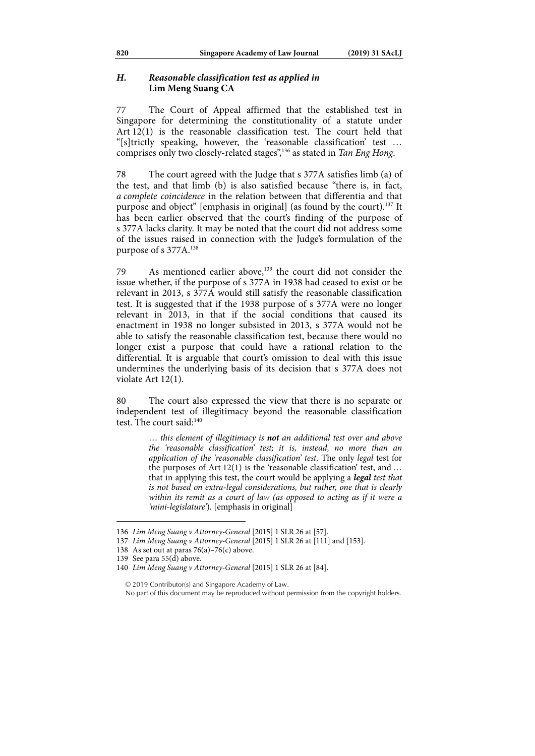### *H. Reasonable classification test as applied in* **Lim Meng Suang CA**

77 The Court of Appeal affirmed that the established test in Singapore for determining the constitutionality of a statute under Art 12(1) is the reasonable classification test. The court held that "[s]trictly speaking, however, the 'reasonable classification' test … comprises only two closely-related stages",[136] as stated in *Tan Eng Hong*.

78 The court agreed with the Judge that s 377A satisfies limb (a) of the test, and that limb (b) is also satisfied because "there is, in fact, *a complete coincidence* in the relation between that differentia and that purpose and object" [emphasis in original] (as found by the court).[137] It has been earlier observed that the court's finding of the purpose of s 377A lacks clarity. It may be noted that the court did not address some of the issues raised in connection with the Judge's formulation of the purpose of s 377A.[138]

79 As mentioned earlier above,[139] the court did not consider the issue whether, if the purpose of s 377A in 1938 had ceased to exist or be relevant in 2013, s 377A would still satisfy the reasonable classification test. It is suggested that if the 1938 purpose of s 377A were no longer relevant in 2013, in that if the social conditions that caused its enactment in 1938 no longer subsisted in 2013, s 377A would not be able to satisfy the reasonable classification test, because there would no longer exist a purpose that could have a rational relation to the differential. It is arguable that court's omission to deal with this issue undermines the underlying basis of its decision that s 377A does not violate Art 12(1).

80 The court also expressed the view that there is no separate or independent test of illegitimacy beyond the reasonable classification test. The court said:[140]

> … *this element of illegitimacy is **not** an additional test over and above the 'reasonable classification' test; it is, instead, no more than an application of the 'reasonable classification' test*. The only *legal* test for the purposes of Art 12(1) is the 'reasonable classification' test, and … that in applying this test, the court would be applying a ***legal** test that is not based on extra-legal considerations, but rather, one that is clearly within its remit as a court of law (as opposed to acting as if it were a 'mini-legislature'*). [emphasis in original]

---

136 *Lim Meng Suang v Attorney-General* [2015] 1 SLR 26 at [57].

137 *Lim Meng Suang v Attorney-General* [2015] 1 SLR 26 at [111] and [153].

138 As set out at paras 76(a)–76(c) above.

139 See para 55(d) above.

140 *Lim Meng Suang v Attorney-General* [2015] 1 SLR 26 at [84].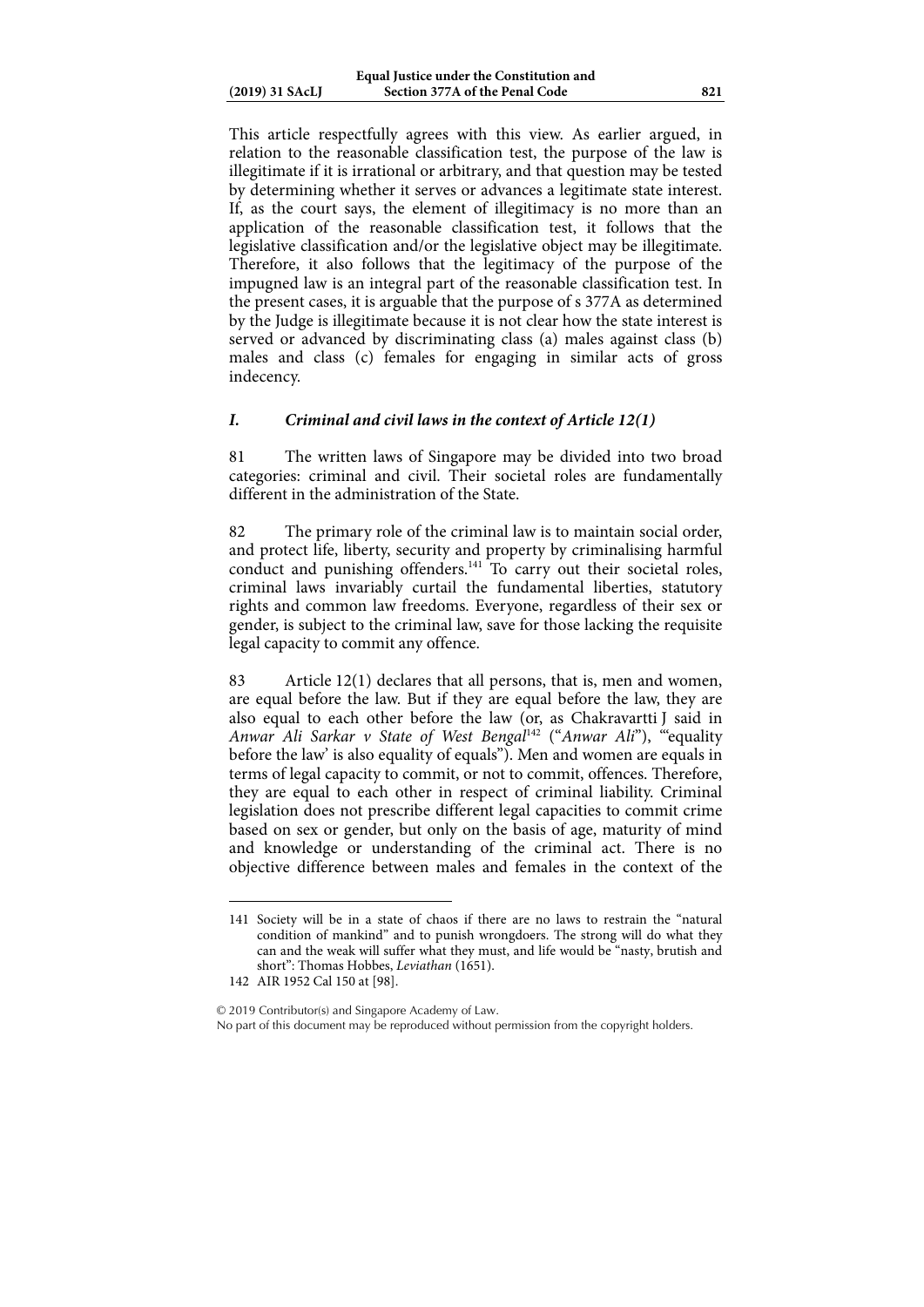This article respectfully agrees with this view. As earlier argued, in relation to the reasonable classification test, the purpose of the law is illegitimate if it is irrational or arbitrary, and that question may be tested by determining whether it serves or advances a legitimate state interest. If, as the court says, the element of illegitimacy is no more than an application of the reasonable classification test, it follows that the legislative classification and/or the legislative object may be illegitimate. Therefore, it also follows that the legitimacy of the purpose of the impugned law is an integral part of the reasonable classification test. In the present cases, it is arguable that the purpose of s 377A as determined by the Judge is illegitimate because it is not clear how the state interest is served or advanced by discriminating class (a) males against class (b) males and class (c) females for engaging in similar acts of gross indecency.

### *I. Criminal and civil laws in the context of Article 12(1)*

81 The written laws of Singapore may be divided into two broad categories: criminal and civil. Their societal roles are fundamentally different in the administration of the State.

82 The primary role of the criminal law is to maintain social order, and protect life, liberty, security and property by criminalising harmful conduct and punishing offenders.[141] To carry out their societal roles, criminal laws invariably curtail the fundamental liberties, statutory rights and common law freedoms. Everyone, regardless of their sex or gender, is subject to the criminal law, save for those lacking the requisite legal capacity to commit any offence.

83 Article 12(1) declares that all persons, that is, men and women, are equal before the law. But if they are equal before the law, they are also equal to each other before the law (or, as Chakravartti J said in *Anwar Ali Sarkar v State of West Bengal*[142] ("*Anwar Ali*"), "'equality before the law' is also equality of equals"). Men and women are equals in terms of legal capacity to commit, or not to commit, offences. Therefore, they are equal to each other in respect of criminal liability. Criminal legislation does not prescribe different legal capacities to commit crime based on sex or gender, but only on the basis of age, maturity of mind and knowledge or understanding of the criminal act. There is no objective difference between males and females in the context of the

---

141 Society will be in a state of chaos if there are no laws to restrain the "natural condition of mankind" and to punish wrongdoers. The strong will do what they can and the weak will suffer what they must, and life would be "nasty, brutish and short": Thomas Hobbes, *Leviathan* (1651).

142 AIR 1952 Cal 150 at [98].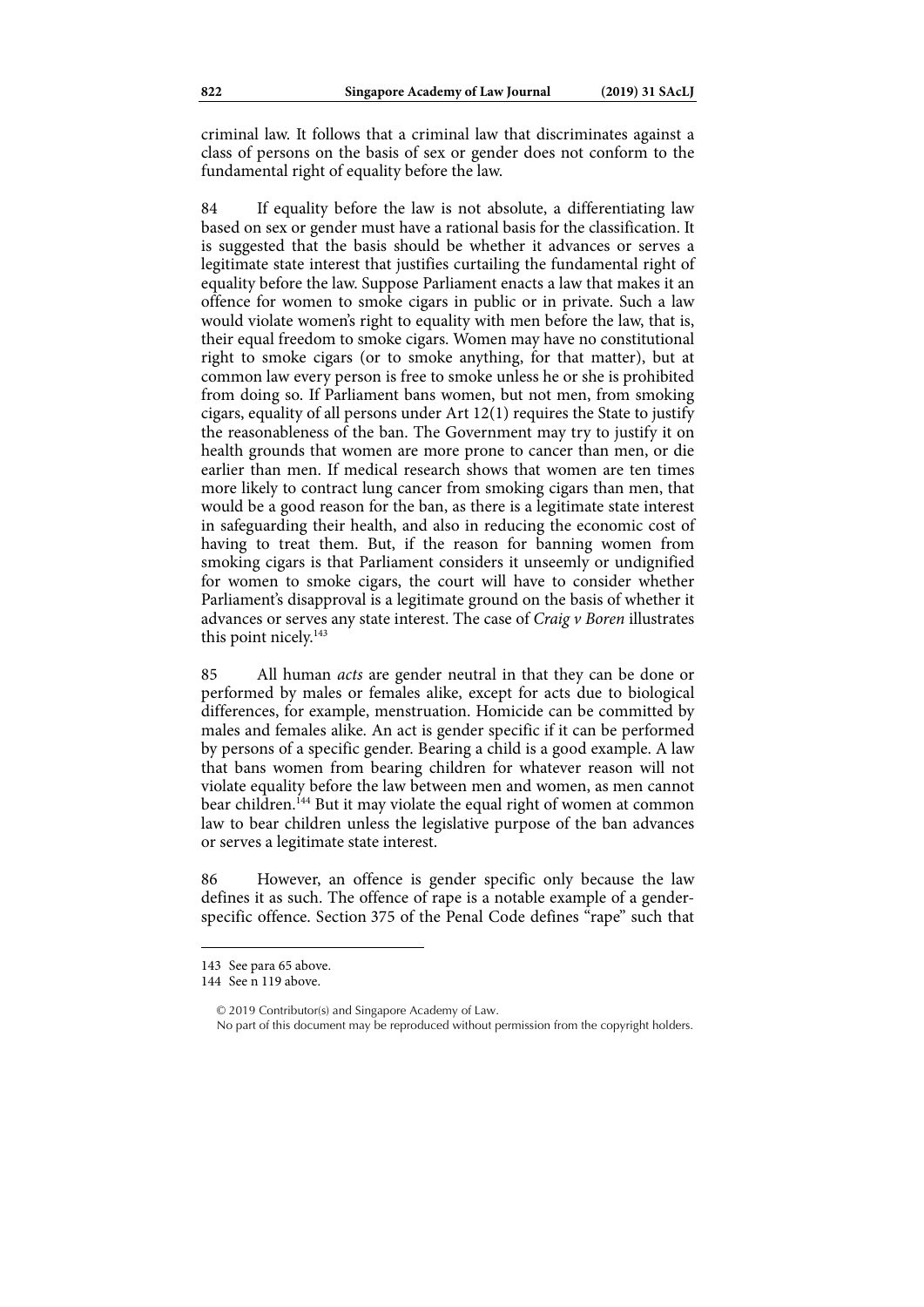criminal law. It follows that a criminal law that discriminates against a class of persons on the basis of sex or gender does not conform to the fundamental right of equality before the law.

84 If equality before the law is not absolute, a differentiating law based on sex or gender must have a rational basis for the classification. It is suggested that the basis should be whether it advances or serves a legitimate state interest that justifies curtailing the fundamental right of equality before the law. Suppose Parliament enacts a law that makes it an offence for women to smoke cigars in public or in private. Such a law would violate women's right to equality with men before the law, that is, their equal freedom to smoke cigars. Women may have no constitutional right to smoke cigars (or to smoke anything, for that matter), but at common law every person is free to smoke unless he or she is prohibited from doing so. If Parliament bans women, but not men, from smoking cigars, equality of all persons under Art 12(1) requires the State to justify the reasonableness of the ban. The Government may try to justify it on health grounds that women are more prone to cancer than men, or die earlier than men. If medical research shows that women are ten times more likely to contract lung cancer from smoking cigars than men, that would be a good reason for the ban, as there is a legitimate state interest in safeguarding their health, and also in reducing the economic cost of having to treat them. But, if the reason for banning women from smoking cigars is that Parliament considers it unseemly or undignified for women to smoke cigars, the court will have to consider whether Parliament's disapproval is a legitimate ground on the basis of whether it advances or serves any state interest. The case of *Craig v Boren* illustrates this point nicely.[143]

85 All human *acts* are gender neutral in that they can be done or performed by males or females alike, except for acts due to biological differences, for example, menstruation. Homicide can be committed by males and females alike. An act is gender specific if it can be performed by persons of a specific gender. Bearing a child is a good example. A law that bans women from bearing children for whatever reason will not violate equality before the law between men and women, as men cannot bear children.[144] But it may violate the equal right of women at common law to bear children unless the legislative purpose of the ban advances or serves a legitimate state interest.

86 However, an offence is gender specific only because the law defines it as such. The offence of rape is a notable example of a gender-specific offence. Section 375 of the Penal Code defines "rape" such that

143 See para 65 above.

144 See n 119 above.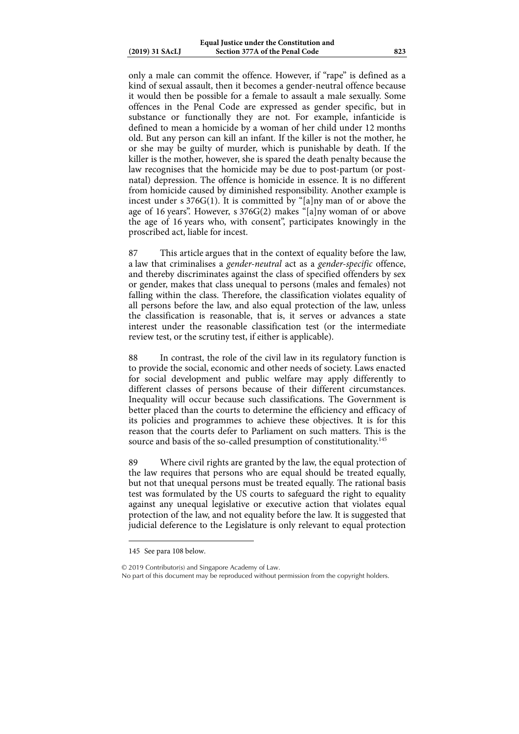only a male can commit the offence. However, if "rape" is defined as a kind of sexual assault, then it becomes a gender-neutral offence because it would then be possible for a female to assault a male sexually. Some offences in the Penal Code are expressed as gender specific, but in substance or functionally they are not. For example, infanticide is defined to mean a homicide by a woman of her child under 12 months old. But any person can kill an infant. If the killer is not the mother, he or she may be guilty of murder, which is punishable by death. If the killer is the mother, however, she is spared the death penalty because the law recognises that the homicide may be due to post-partum (or post-natal) depression. The offence is homicide in essence. It is no different from homicide caused by diminished responsibility. Another example is incest under s 376G(1). It is committed by "[a]ny man of or above the age of 16 years". However, s 376G(2) makes "[a]ny woman of or above the age of 16 years who, with consent", participates knowingly in the proscribed act, liable for incest.

87 This article argues that in the context of equality before the law, a law that criminalises a *gender-neutral* act as a *gender-specific* offence, and thereby discriminates against the class of specified offenders by sex or gender, makes that class unequal to persons (males and females) not falling within the class. Therefore, the classification violates equality of all persons before the law, and also equal protection of the law, unless the classification is reasonable, that is, it serves or advances a state interest under the reasonable classification test (or the intermediate review test, or the scrutiny test, if either is applicable).

88 In contrast, the role of the civil law in its regulatory function is to provide the social, economic and other needs of society. Laws enacted for social development and public welfare may apply differently to different classes of persons because of their different circumstances. Inequality will occur because such classifications. The Government is better placed than the courts to determine the efficiency and efficacy of its policies and programmes to achieve these objectives. It is for this reason that the courts defer to Parliament on such matters. This is the source and basis of the so-called presumption of constitutionality.[145]

89 Where civil rights are granted by the law, the equal protection of the law requires that persons who are equal should be treated equally, but not that unequal persons must be treated equally. The rational basis test was formulated by the US courts to safeguard the right to equality against any unequal legislative or executive action that violates equal protection of the law, and not equality before the law. It is suggested that judicial deference to the Legislature is only relevant to equal protection

145 See para 108 below.

© 2019 Contributor(s) and Singapore Academy of Law.
No part of this document may be reproduced without permission from the copyright holders.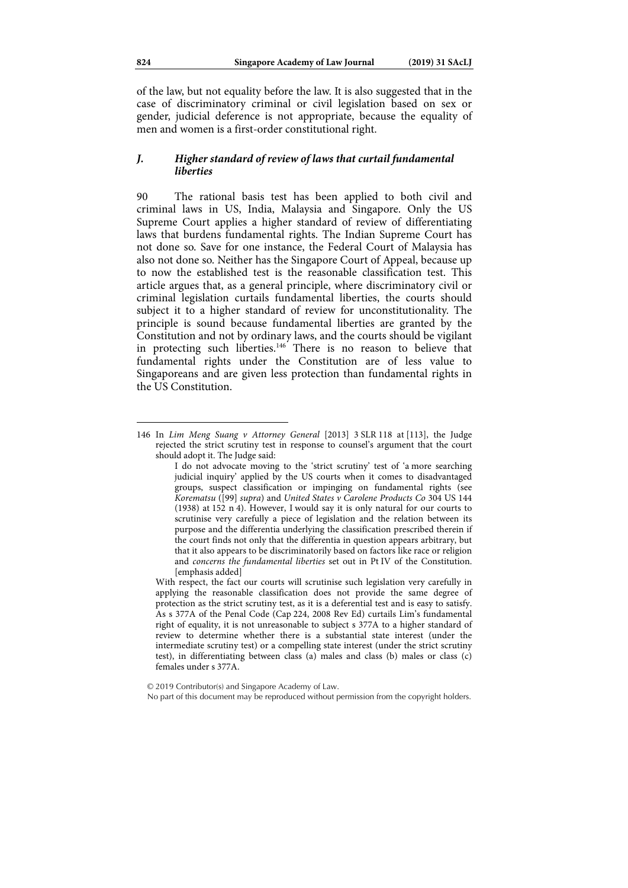of the law, but not equality before the law. It is also suggested that in the case of discriminatory criminal or civil legislation based on sex or gender, judicial deference is not appropriate, because the equality of men and women is a first-order constitutional right.

### *J. Higher standard of review of laws that curtail fundamental liberties*

90 The rational basis test has been applied to both civil and criminal laws in US, India, Malaysia and Singapore. Only the US Supreme Court applies a higher standard of review of differentiating laws that burdens fundamental rights. The Indian Supreme Court has not done so. Save for one instance, the Federal Court of Malaysia has also not done so. Neither has the Singapore Court of Appeal, because up to now the established test is the reasonable classification test. This article argues that, as a general principle, where discriminatory civil or criminal legislation curtails fundamental liberties, the courts should subject it to a higher standard of review for unconstitutionality. The principle is sound because fundamental liberties are granted by the Constitution and not by ordinary laws, and the courts should be vigilant in protecting such liberties.[146] There is no reason to believe that fundamental rights under the Constitution are of less value to Singaporeans and are given less protection than fundamental rights in the US Constitution.

---

146 In *Lim Meng Suang v Attorney General* [2013] 3 SLR 118 at [113], the Judge rejected the strict scrutiny test in response to counsel's argument that the court should adopt it. The Judge said:

> I do not advocate moving to the 'strict scrutiny' test of 'a more searching judicial inquiry' applied by the US courts when it comes to disadvantaged groups, suspect classification or impinging on fundamental rights (see *Korematsu* ([99] *supra*) and *United States v Carolene Products Co* 304 US 144 (1938) at 152 n 4). However, I would say it is only natural for our courts to scrutinise very carefully a piece of legislation and the relation between its purpose and the differentia underlying the classification prescribed therein if the court finds not only that the differentia in question appears arbitrary, but that it also appears to be discriminatorily based on factors like race or religion and *concerns the fundamental liberties* set out in Pt IV of the Constitution. [emphasis added]

With respect, the fact our courts will scrutinise such legislation very carefully in applying the reasonable classification does not provide the same degree of protection as the strict scrutiny test, as it is a deferential test and is easy to satisfy. As s 377A of the Penal Code (Cap 224, 2008 Rev Ed) curtails Lim's fundamental right of equality, it is not unreasonable to subject s 377A to a higher standard of review to determine whether there is a substantial state interest (under the intermediate scrutiny test) or a compelling state interest (under the strict scrutiny test), in differentiating between class (a) males and class (b) males or class (c) females under s 377A.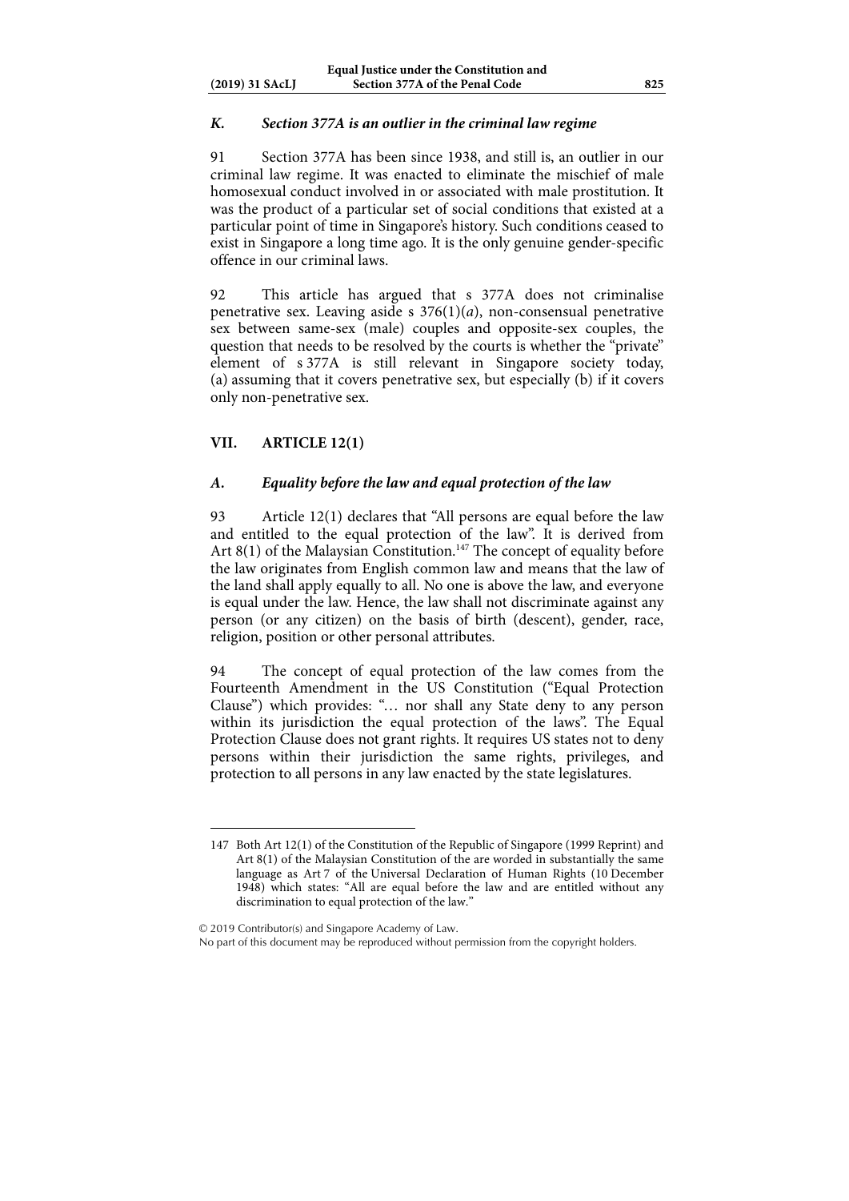### *K. Section 377A is an outlier in the criminal law regime*

91 Section 377A has been since 1938, and still is, an outlier in our criminal law regime. It was enacted to eliminate the mischief of male homosexual conduct involved in or associated with male prostitution. It was the product of a particular set of social conditions that existed at a particular point of time in Singapore's history. Such conditions ceased to exist in Singapore a long time ago. It is the only genuine gender-specific offence in our criminal laws.

92 This article has argued that s 377A does not criminalise penetrative sex. Leaving aside s 376(1)(*a*), non-consensual penetrative sex between same-sex (male) couples and opposite-sex couples, the question that needs to be resolved by the courts is whether the "private" element of s 377A is still relevant in Singapore society today, (a) assuming that it covers penetrative sex, but especially (b) if it covers only non-penetrative sex.

## VII. ARTICLE 12(1)

### *A. Equality before the law and equal protection of the law*

93 Article 12(1) declares that "All persons are equal before the law and entitled to the equal protection of the law". It is derived from Art 8(1) of the Malaysian Constitution.[147] The concept of equality before the law originates from English common law and means that the law of the land shall apply equally to all. No one is above the law, and everyone is equal under the law. Hence, the law shall not discriminate against any person (or any citizen) on the basis of birth (descent), gender, race, religion, position or other personal attributes.

94 The concept of equal protection of the law comes from the Fourteenth Amendment in the US Constitution ("Equal Protection Clause") which provides: "… nor shall any State deny to any person within its jurisdiction the equal protection of the laws". The Equal Protection Clause does not grant rights. It requires US states not to deny persons within their jurisdiction the same rights, privileges, and protection to all persons in any law enacted by the state legislatures.

---

147 Both Art 12(1) of the Constitution of the Republic of Singapore (1999 Reprint) and Art 8(1) of the Malaysian Constitution of the are worded in substantially the same language as Art 7 of the Universal Declaration of Human Rights (10 December 1948) which states: "All are equal before the law and are entitled without any discrimination to equal protection of the law."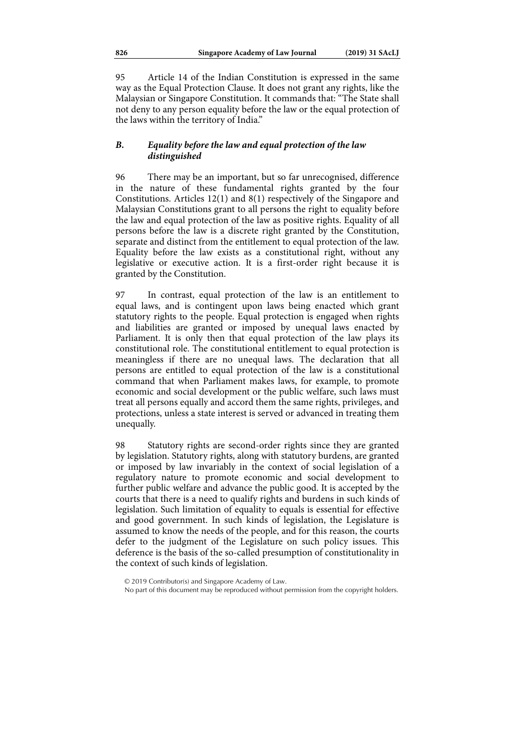95 Article 14 of the Indian Constitution is expressed in the same way as the Equal Protection Clause. It does not grant any rights, like the Malaysian or Singapore Constitution. It commands that: "The State shall not deny to any person equality before the law or the equal protection of the laws within the territory of India."

### *B. Equality before the law and equal protection of the law distinguished*

96 There may be an important, but so far unrecognised, difference in the nature of these fundamental rights granted by the four Constitutions. Articles 12(1) and 8(1) respectively of the Singapore and Malaysian Constitutions grant to all persons the right to equality before the law and equal protection of the law as positive rights. Equality of all persons before the law is a discrete right granted by the Constitution, separate and distinct from the entitlement to equal protection of the law. Equality before the law exists as a constitutional right, without any legislative or executive action. It is a first-order right because it is granted by the Constitution.

97 In contrast, equal protection of the law is an entitlement to equal laws, and is contingent upon laws being enacted which grant statutory rights to the people. Equal protection is engaged when rights and liabilities are granted or imposed by unequal laws enacted by Parliament. It is only then that equal protection of the law plays its constitutional role. The constitutional entitlement to equal protection is meaningless if there are no unequal laws. The declaration that all persons are entitled to equal protection of the law is a constitutional command that when Parliament makes laws, for example, to promote economic and social development or the public welfare, such laws must treat all persons equally and accord them the same rights, privileges, and protections, unless a state interest is served or advanced in treating them unequally.

98 Statutory rights are second-order rights since they are granted by legislation. Statutory rights, along with statutory burdens, are granted or imposed by law invariably in the context of social legislation of a regulatory nature to promote economic and social development to further public welfare and advance the public good. It is accepted by the courts that there is a need to qualify rights and burdens in such kinds of legislation. Such limitation of equality to equals is essential for effective and good government. In such kinds of legislation, the Legislature is assumed to know the needs of the people, and for this reason, the courts defer to the judgment of the Legislature on such policy issues. This deference is the basis of the so-called presumption of constitutionality in the context of such kinds of legislation.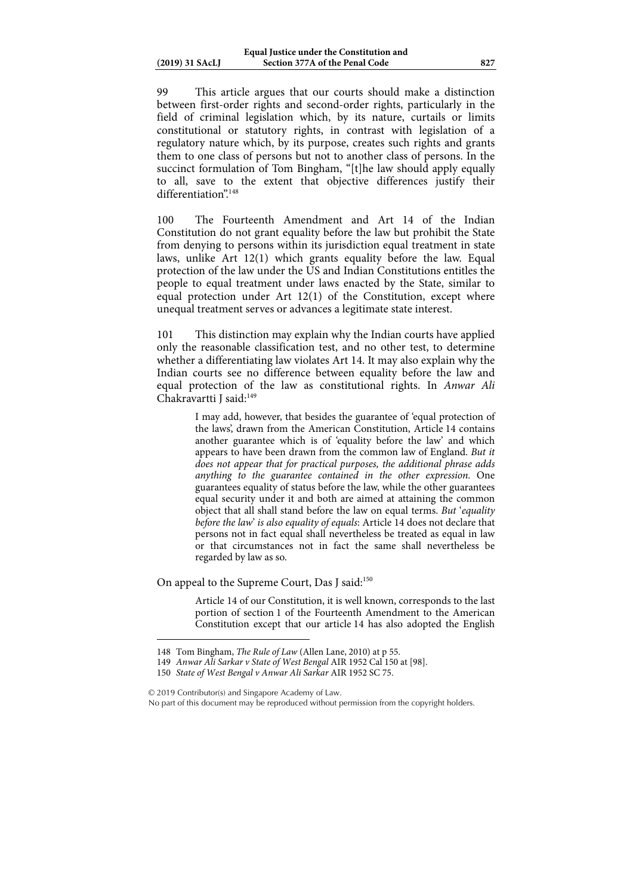99 This article argues that our courts should make a distinction between first-order rights and second-order rights, particularly in the field of criminal legislation which, by its nature, curtails or limits constitutional or statutory rights, in contrast with legislation of a regulatory nature which, by its purpose, creates such rights and grants them to one class of persons but not to another class of persons. In the succinct formulation of Tom Bingham, "[t]he law should apply equally to all, save to the extent that objective differences justify their differentiation".[148]

100 The Fourteenth Amendment and Art 14 of the Indian Constitution do not grant equality before the law but prohibit the State from denying to persons within its jurisdiction equal treatment in state laws, unlike Art 12(1) which grants equality before the law. Equal protection of the law under the US and Indian Constitutions entitles the people to equal treatment under laws enacted by the State, similar to equal protection under Art 12(1) of the Constitution, except where unequal treatment serves or advances a legitimate state interest.

101 This distinction may explain why the Indian courts have applied only the reasonable classification test, and no other test, to determine whether a differentiating law violates Art 14. It may also explain why the Indian courts see no difference between equality before the law and equal protection of the law as constitutional rights. In *Anwar Ali* Chakravartti J said:[149]

> I may add, however, that besides the guarantee of 'equal protection of the laws', drawn from the American Constitution, Article 14 contains another guarantee which is of 'equality before the law' and which appears to have been drawn from the common law of England. *But it does not appear that for practical purposes, the additional phrase adds anything to the guarantee contained in the other expression.* One guarantees equality of status before the law, while the other guarantees equal security under it and both are aimed at attaining the common object that all shall stand before the law on equal terms. *But 'equality before the law' is also equality of equals*: Article 14 does not declare that persons not in fact equal shall nevertheless be treated as equal in law or that circumstances not in fact the same shall nevertheless be regarded by law as so.

On appeal to the Supreme Court, Das J said:[150]

> Article 14 of our Constitution, it is well known, corresponds to the last portion of section 1 of the Fourteenth Amendment to the American Constitution except that our article 14 has also adopted the English

---

148 Tom Bingham, *The Rule of Law* (Allen Lane, 2010) at p 55.

149 *Anwar Ali Sarkar v State of West Bengal* AIR 1952 Cal 150 at [98].

150 *State of West Bengal v Anwar Ali Sarkar* AIR 1952 SC 75.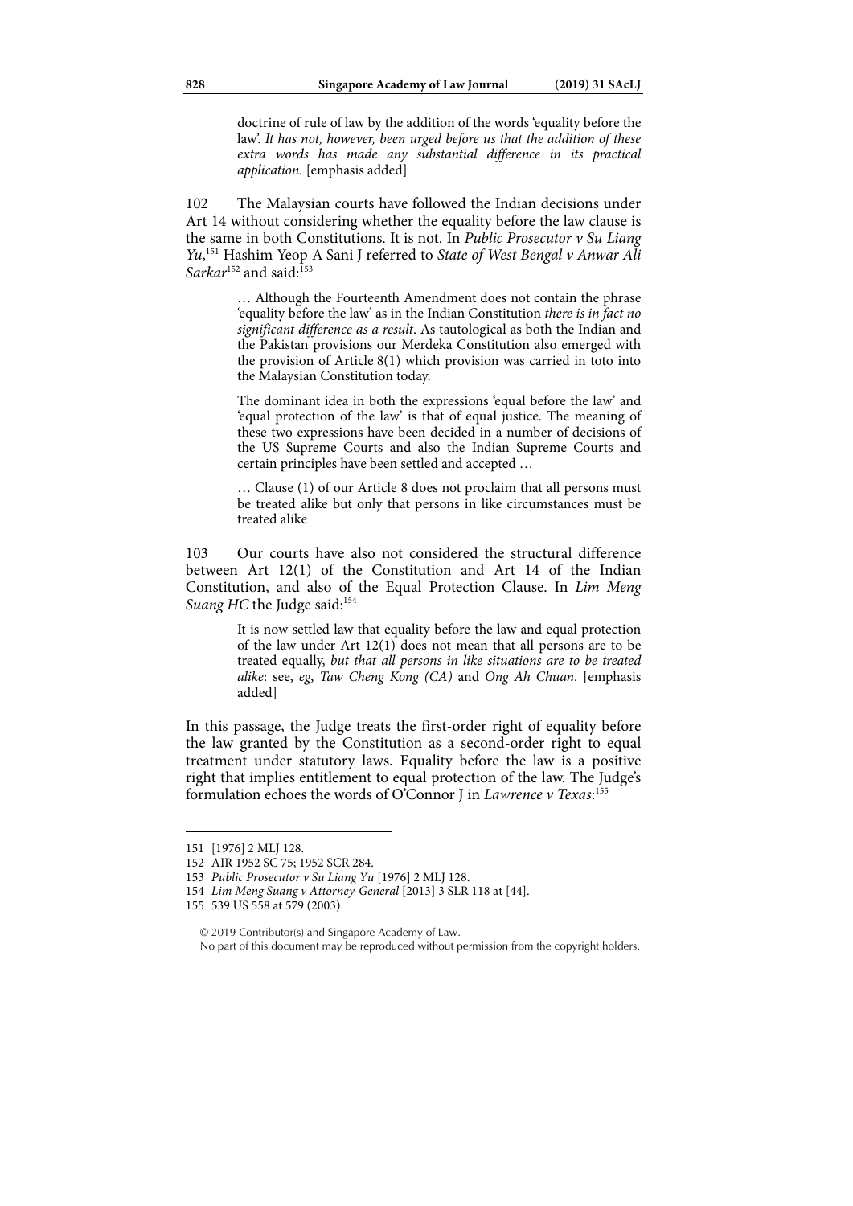> doctrine of rule of law by the addition of the words 'equality before the law'. *It has not, however, been urged before us that the addition of these extra words has made any substantial difference in its practical application.* [emphasis added]

102 The Malaysian courts have followed the Indian decisions under Art 14 without considering whether the equality before the law clause is the same in both Constitutions. It is not. In *Public Prosecutor v Su Liang Yu*,[151] Hashim Yeop A Sani J referred to *State of West Bengal v Anwar Ali Sarkar*[152] and said:[153]

> … Although the Fourteenth Amendment does not contain the phrase 'equality before the law' as in the Indian Constitution *there is in fact no significant difference as a result*. As tautological as both the Indian and the Pakistan provisions our Merdeka Constitution also emerged with the provision of Article 8(1) which provision was carried in toto into the Malaysian Constitution today.
>
> The dominant idea in both the expressions 'equal before the law' and 'equal protection of the law' is that of equal justice. The meaning of these two expressions have been decided in a number of decisions of the US Supreme Courts and also the Indian Supreme Courts and certain principles have been settled and accepted …
>
> … Clause (1) of our Article 8 does not proclaim that all persons must be treated alike but only that persons in like circumstances must be treated alike

103 Our courts have also not considered the structural difference between Art 12(1) of the Constitution and Art 14 of the Indian Constitution, and also of the Equal Protection Clause. In *Lim Meng Suang HC* the Judge said:[154]

> It is now settled law that equality before the law and equal protection of the law under Art 12(1) does not mean that all persons are to be treated equally, *but that all persons in like situations are to be treated alike*: see, *eg*, *Taw Cheng Kong (CA)* and *Ong Ah Chuan*. [emphasis added]

In this passage, the Judge treats the first-order right of equality before the law granted by the Constitution as a second-order right to equal treatment under statutory laws. Equality before the law is a positive right that implies entitlement to equal protection of the law. The Judge's formulation echoes the words of O'Connor J in *Lawrence v Texas*:[155]

---

151 [1976] 2 MLJ 128.

152 AIR 1952 SC 75; 1952 SCR 284.

153 *Public Prosecutor v Su Liang Yu* [1976] 2 MLJ 128.

154 *Lim Meng Suang v Attorney-General* [2013] 3 SLR 118 at [44].

155 539 US 558 at 579 (2003).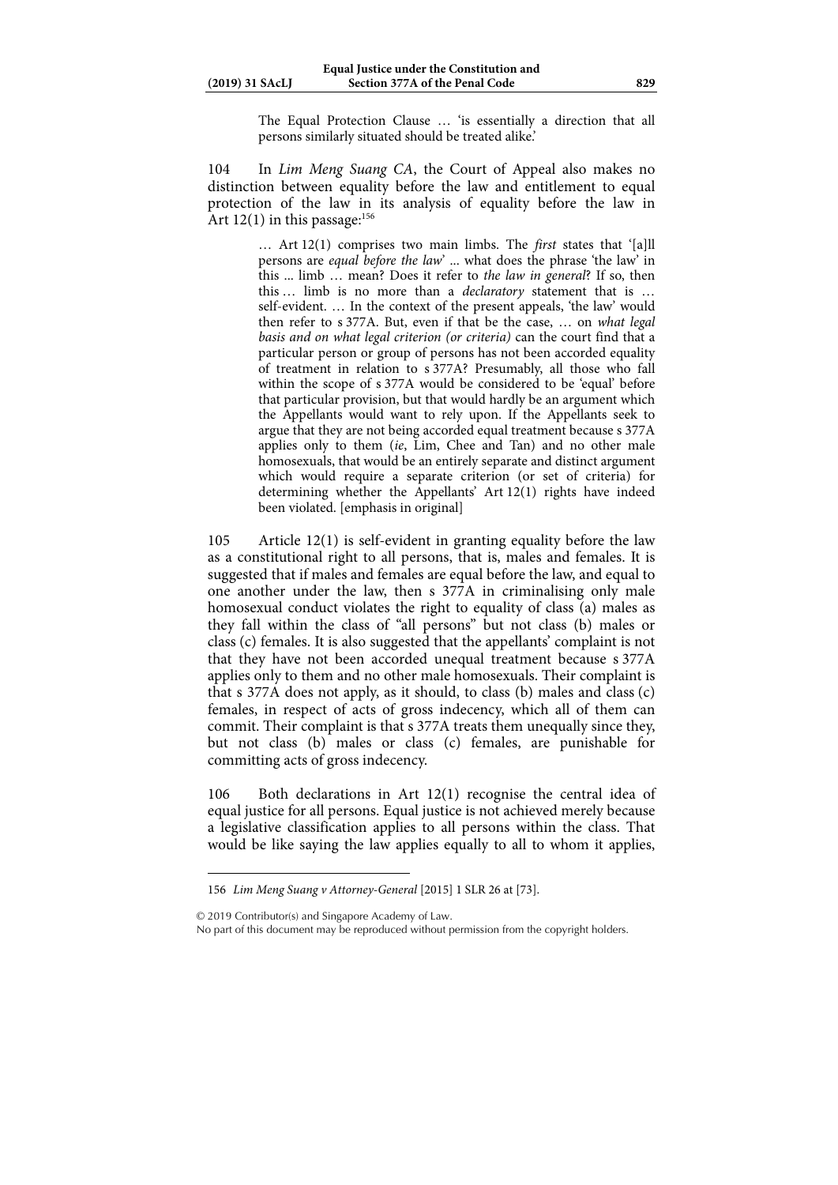> The Equal Protection Clause … 'is essentially a direction that all persons similarly situated should be treated alike.'

104 In *Lim Meng Suang CA*, the Court of Appeal also makes no distinction between equality before the law and entitlement to equal protection of the law in its analysis of equality before the law in Art 12(1) in this passage:[156]

> … Art 12(1) comprises two main limbs. The *first* states that '[a]ll persons are *equal before the law*' ... what does the phrase 'the law' in this ... limb … mean? Does it refer to *the law in general*? If so, then this … limb is no more than a *declaratory* statement that is … self-evident. … In the context of the present appeals, 'the law' would then refer to s 377A. But, even if that be the case, … on *what legal basis and on what legal criterion (or criteria)* can the court find that a particular person or group of persons has not been accorded equality of treatment in relation to s 377A? Presumably, all those who fall within the scope of s 377A would be considered to be 'equal' before that particular provision, but that would hardly be an argument which the Appellants would want to rely upon. If the Appellants seek to argue that they are not being accorded equal treatment because s 377A applies only to them (*ie*, Lim, Chee and Tan) and no other male homosexuals, that would be an entirely separate and distinct argument which would require a separate criterion (or set of criteria) for determining whether the Appellants' Art 12(1) rights have indeed been violated. [emphasis in original]

105 Article 12(1) is self-evident in granting equality before the law as a constitutional right to all persons, that is, males and females. It is suggested that if males and females are equal before the law, and equal to one another under the law, then s 377A in criminalising only male homosexual conduct violates the right to equality of class (a) males as they fall within the class of "all persons" but not class (b) males or class (c) females. It is also suggested that the appellants' complaint is not that they have not been accorded unequal treatment because s 377A applies only to them and no other male homosexuals. Their complaint is that s 377A does not apply, as it should, to class (b) males and class (c) females, in respect of acts of gross indecency, which all of them can commit. Their complaint is that s 377A treats them unequally since they, but not class (b) males or class (c) females, are punishable for committing acts of gross indecency.

106 Both declarations in Art 12(1) recognise the central idea of equal justice for all persons. Equal justice is not achieved merely because a legislative classification applies to all persons within the class. That would be like saying the law applies equally to all to whom it applies,

---

156 *Lim Meng Suang v Attorney-General* [2015] 1 SLR 26 at [73].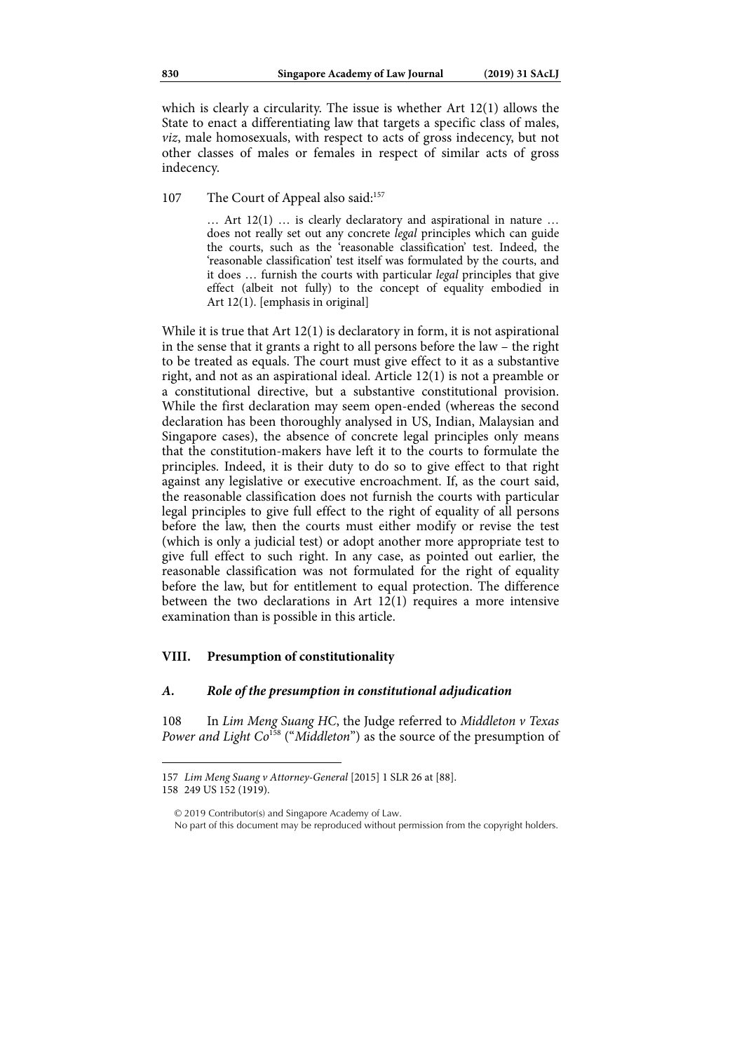which is clearly a circularity. The issue is whether Art 12(1) allows the State to enact a differentiating law that targets a specific class of males, *viz*, male homosexuals, with respect to acts of gross indecency, but not other classes of males or females in respect of similar acts of gross indecency.

107 The Court of Appeal also said:[157]

> … Art 12(1) … is clearly declaratory and aspirational in nature … does not really set out any concrete *legal* principles which can guide the courts, such as the 'reasonable classification' test. Indeed, the 'reasonable classification' test itself was formulated by the courts, and it does … furnish the courts with particular *legal* principles that give effect (albeit not fully) to the concept of equality embodied in Art 12(1). [emphasis in original]

While it is true that Art 12(1) is declaratory in form, it is not aspirational in the sense that it grants a right to all persons before the law – the right to be treated as equals. The court must give effect to it as a substantive right, and not as an aspirational ideal. Article 12(1) is not a preamble or a constitutional directive, but a substantive constitutional provision. While the first declaration may seem open-ended (whereas the second declaration has been thoroughly analysed in US, Indian, Malaysian and Singapore cases), the absence of concrete legal principles only means that the constitution-makers have left it to the courts to formulate the principles. Indeed, it is their duty to do so to give effect to that right against any legislative or executive encroachment. If, as the court said, the reasonable classification does not furnish the courts with particular legal principles to give full effect to the right of equality of all persons before the law, then the courts must either modify or revise the test (which is only a judicial test) or adopt another more appropriate test to give full effect to such right. In any case, as pointed out earlier, the reasonable classification was not formulated for the right of equality before the law, but for entitlement to equal protection. The difference between the two declarations in Art 12(1) requires a more intensive examination than is possible in this article.

## VIII. Presumption of constitutionality

### *A. Role of the presumption in constitutional adjudication*

108 In *Lim Meng Suang HC*, the Judge referred to *Middleton v Texas Power and Light Co*[158] ("*Middleton*") as the source of the presumption of

---

157 *Lim Meng Suang v Attorney-General* [2015] 1 SLR 26 at [88].

158 249 US 152 (1919).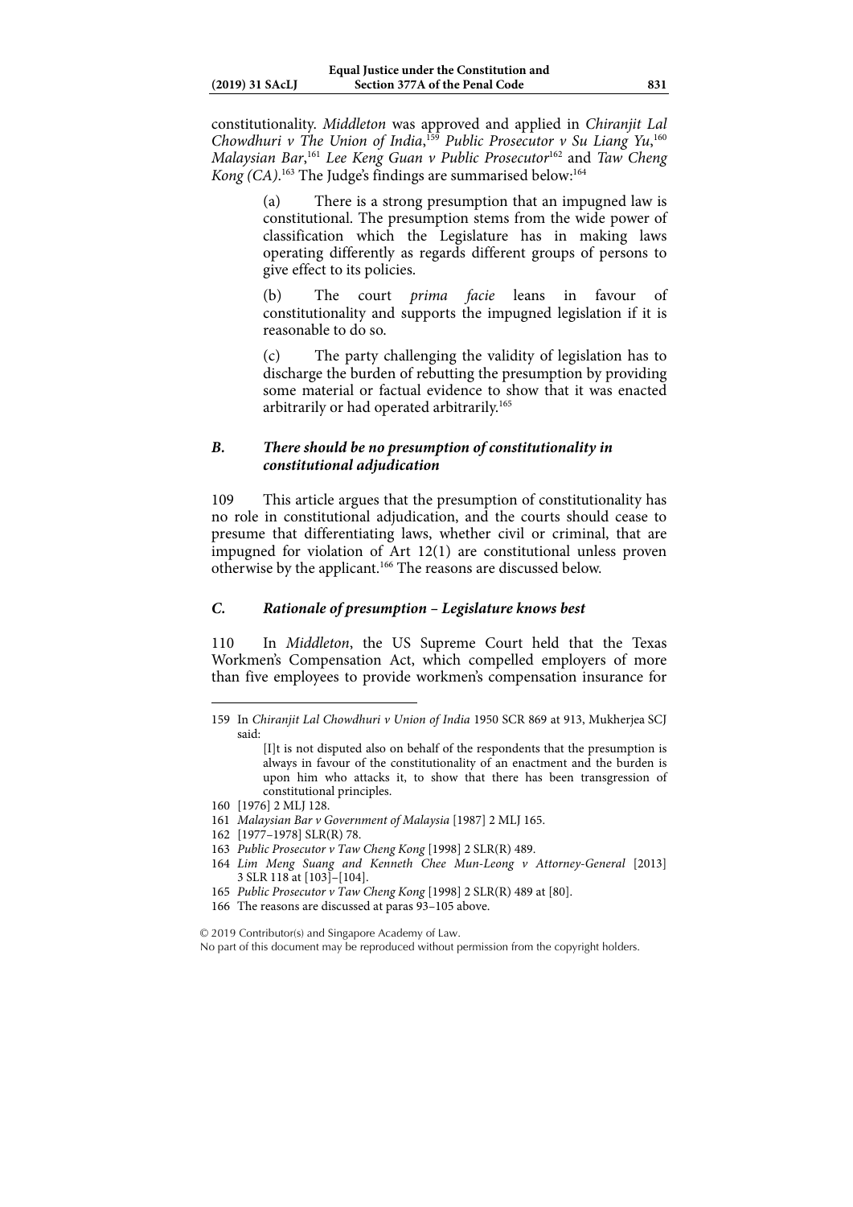constitutionality. *Middleton* was approved and applied in *Chiranjit Lal Chowdhuri v The Union of India*,[159] *Public Prosecutor v Su Liang Yu*,[160] *Malaysian Bar*,[161] *Lee Keng Guan v Public Prosecutor*[162] and *Taw Cheng Kong (CA)*.[163] The Judge's findings are summarised below:[164]

> (a) There is a strong presumption that an impugned law is constitutional. The presumption stems from the wide power of classification which the Legislature has in making laws operating differently as regards different groups of persons to give effect to its policies.
>
> (b) The court *prima facie* leans in favour of constitutionality and supports the impugned legislation if it is reasonable to do so.
>
> (c) The party challenging the validity of legislation has to discharge the burden of rebutting the presumption by providing some material or factual evidence to show that it was enacted arbitrarily or had operated arbitrarily.[165]

### *B. There should be no presumption of constitutionality in constitutional adjudication*

109 This article argues that the presumption of constitutionality has no role in constitutional adjudication, and the courts should cease to presume that differentiating laws, whether civil or criminal, that are impugned for violation of Art 12(1) are constitutional unless proven otherwise by the applicant.[166] The reasons are discussed below.

### *C. Rationale of presumption – Legislature knows best*

110 In *Middleton*, the US Supreme Court held that the Texas Workmen's Compensation Act, which compelled employers of more than five employees to provide workmen's compensation insurance for

---

159 In *Chiranjit Lal Chowdhuri v Union of India* 1950 SCR 869 at 913, Mukherjea SCJ said:

> [I]t is not disputed also on behalf of the respondents that the presumption is always in favour of the constitutionality of an enactment and the burden is upon him who attacks it, to show that there has been transgression of constitutional principles.

160 [1976] 2 MLJ 128.

161 *Malaysian Bar v Government of Malaysia* [1987] 2 MLJ 165.

162 [1977–1978] SLR(R) 78.

163 *Public Prosecutor v Taw Cheng Kong* [1998] 2 SLR(R) 489.

164 *Lim Meng Suang and Kenneth Chee Mun-Leong v Attorney-General* [2013] 3 SLR 118 at [103]–[104].

165 *Public Prosecutor v Taw Cheng Kong* [1998] 2 SLR(R) 489 at [80].

166 The reasons are discussed at paras 93–105 above.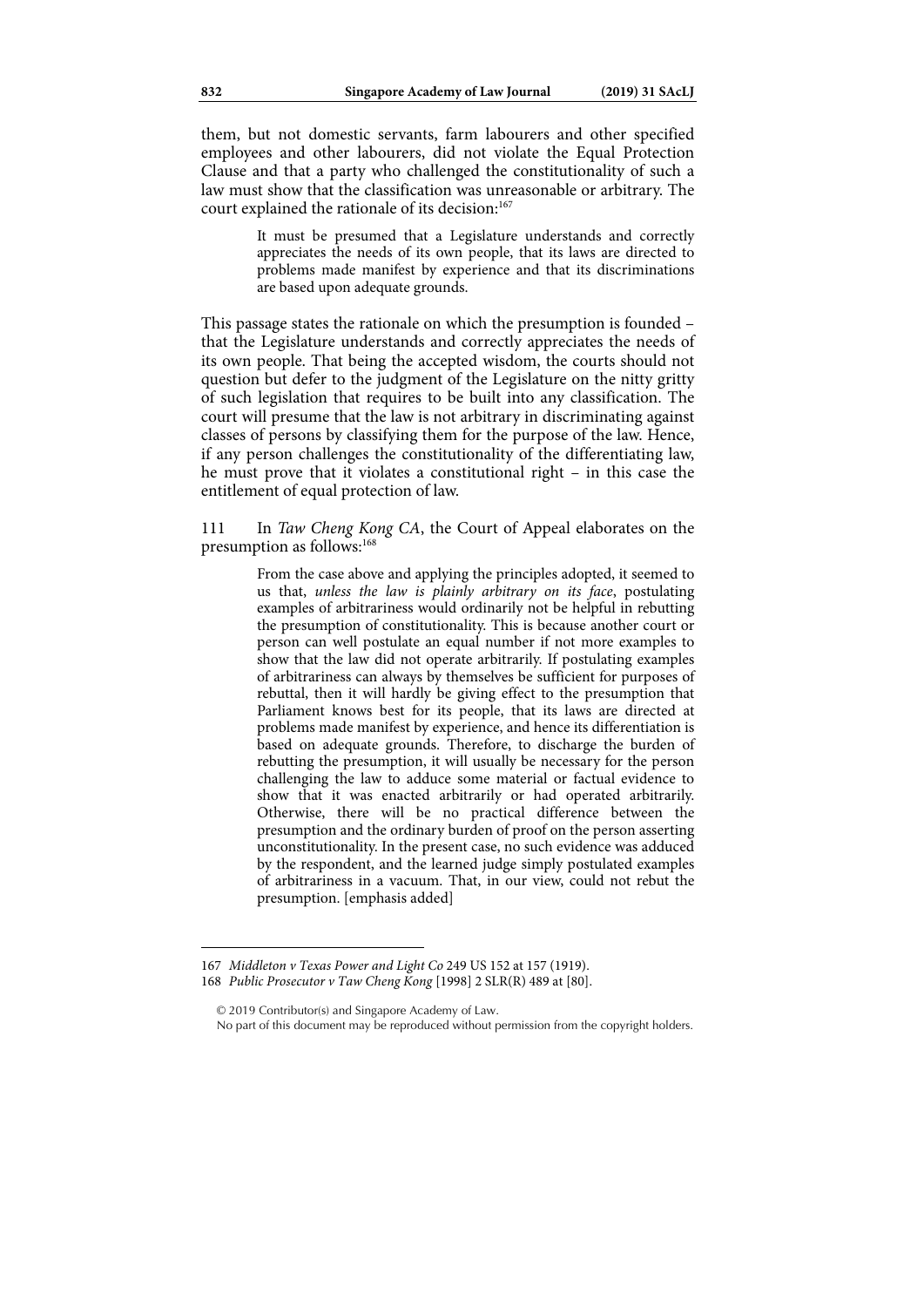them, but not domestic servants, farm labourers and other specified employees and other labourers, did not violate the Equal Protection Clause and that a party who challenged the constitutionality of such a law must show that the classification was unreasonable or arbitrary. The court explained the rationale of its decision:[167]

> It must be presumed that a Legislature understands and correctly appreciates the needs of its own people, that its laws are directed to problems made manifest by experience and that its discriminations are based upon adequate grounds.

This passage states the rationale on which the presumption is founded – that the Legislature understands and correctly appreciates the needs of its own people. That being the accepted wisdom, the courts should not question but defer to the judgment of the Legislature on the nitty gritty of such legislation that requires to be built into any classification. The court will presume that the law is not arbitrary in discriminating against classes of persons by classifying them for the purpose of the law. Hence, if any person challenges the constitutionality of the differentiating law, he must prove that it violates a constitutional right – in this case the entitlement of equal protection of law.

111 In *Taw Cheng Kong CA*, the Court of Appeal elaborates on the presumption as follows:[168]

> From the case above and applying the principles adopted, it seemed to us that, *unless the law is plainly arbitrary on its face*, postulating examples of arbitrariness would ordinarily not be helpful in rebutting the presumption of constitutionality. This is because another court or person can well postulate an equal number if not more examples to show that the law did not operate arbitrarily. If postulating examples of arbitrariness can always by themselves be sufficient for purposes of rebuttal, then it will hardly be giving effect to the presumption that Parliament knows best for its people, that its laws are directed at problems made manifest by experience, and hence its differentiation is based on adequate grounds. Therefore, to discharge the burden of rebutting the presumption, it will usually be necessary for the person challenging the law to adduce some material or factual evidence to show that it was enacted arbitrarily or had operated arbitrarily. Otherwise, there will be no practical difference between the presumption and the ordinary burden of proof on the person asserting unconstitutionality. In the present case, no such evidence was adduced by the respondent, and the learned judge simply postulated examples of arbitrariness in a vacuum. That, in our view, could not rebut the presumption. [emphasis added]

---

167 *Middleton v Texas Power and Light Co* 249 US 152 at 157 (1919).

168 *Public Prosecutor v Taw Cheng Kong* [1998] 2 SLR(R) 489 at [80].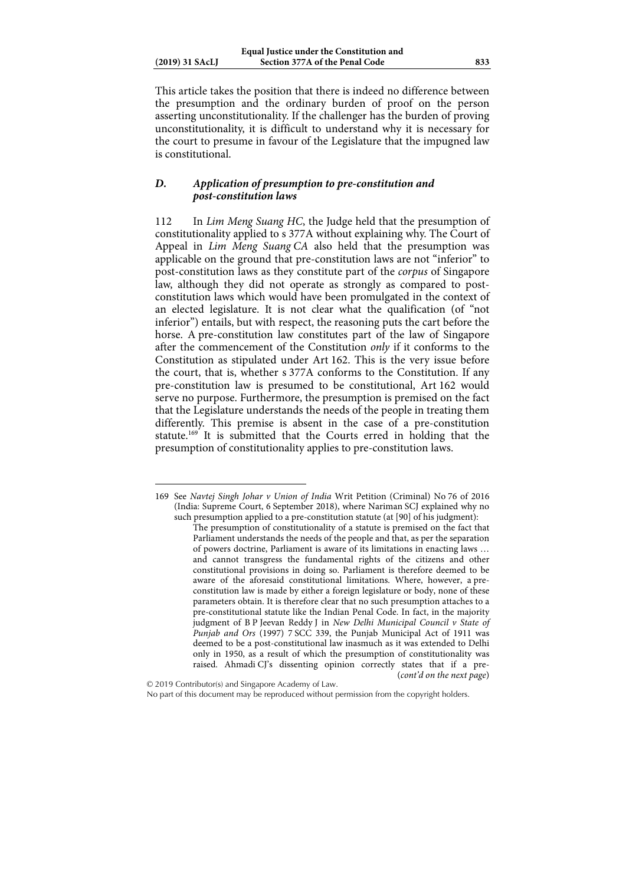This article takes the position that there is indeed no difference between the presumption and the ordinary burden of proof on the person asserting unconstitutionality. If the challenger has the burden of proving unconstitutionality, it is difficult to understand why it is necessary for the court to presume in favour of the Legislature that the impugned law is constitutional.

### *D. Application of presumption to pre-constitution and post-constitution laws*

112 In *Lim Meng Suang HC*, the Judge held that the presumption of constitutionality applied to s 377A without explaining why. The Court of Appeal in *Lim Meng Suang CA* also held that the presumption was applicable on the ground that pre-constitution laws are not "inferior" to post-constitution laws as they constitute part of the *corpus* of Singapore law, although they did not operate as strongly as compared to post-constitution laws which would have been promulgated in the context of an elected legislature. It is not clear what the qualification (of "not inferior") entails, but with respect, the reasoning puts the cart before the horse. A pre-constitution law constitutes part of the law of Singapore after the commencement of the Constitution *only* if it conforms to the Constitution as stipulated under Art 162. This is the very issue before the court, that is, whether s 377A conforms to the Constitution. If any pre-constitution law is presumed to be constitutional, Art 162 would serve no purpose. Furthermore, the presumption is premised on the fact that the Legislature understands the needs of the people in treating them differently. This premise is absent in the case of a pre-constitution statute.[169] It is submitted that the Courts erred in holding that the presumption of constitutionality applies to pre-constitution laws.

---

169 See *Navtej Singh Johar v Union of India* Writ Petition (Criminal) No 76 of 2016 (India: Supreme Court, 6 September 2018), where Nariman SCJ explained why no such presumption applied to a pre-constitution statute (at [90] of his judgment):

> The presumption of constitutionality of a statute is premised on the fact that Parliament understands the needs of the people and that, as per the separation of powers doctrine, Parliament is aware of its limitations in enacting laws … and cannot transgress the fundamental rights of the citizens and other constitutional provisions in doing so. Parliament is therefore deemed to be aware of the aforesaid constitutional limitations. Where, however, a pre-constitution law is made by either a foreign legislature or body, none of these parameters obtain. It is therefore clear that no such presumption attaches to a pre-constitutional statute like the Indian Penal Code. In fact, in the majority judgment of B P Jeevan Reddy J in *New Delhi Municipal Council v State of Punjab and Ors* (1997) 7 SCC 339, the Punjab Municipal Act of 1911 was deemed to be a post-constitutional law inasmuch as it was extended to Delhi only in 1950, as a result of which the presumption of constitutionality was raised. Ahmadi CJ's dissenting opinion correctly states that if a pre-

(*cont'd on the next page*)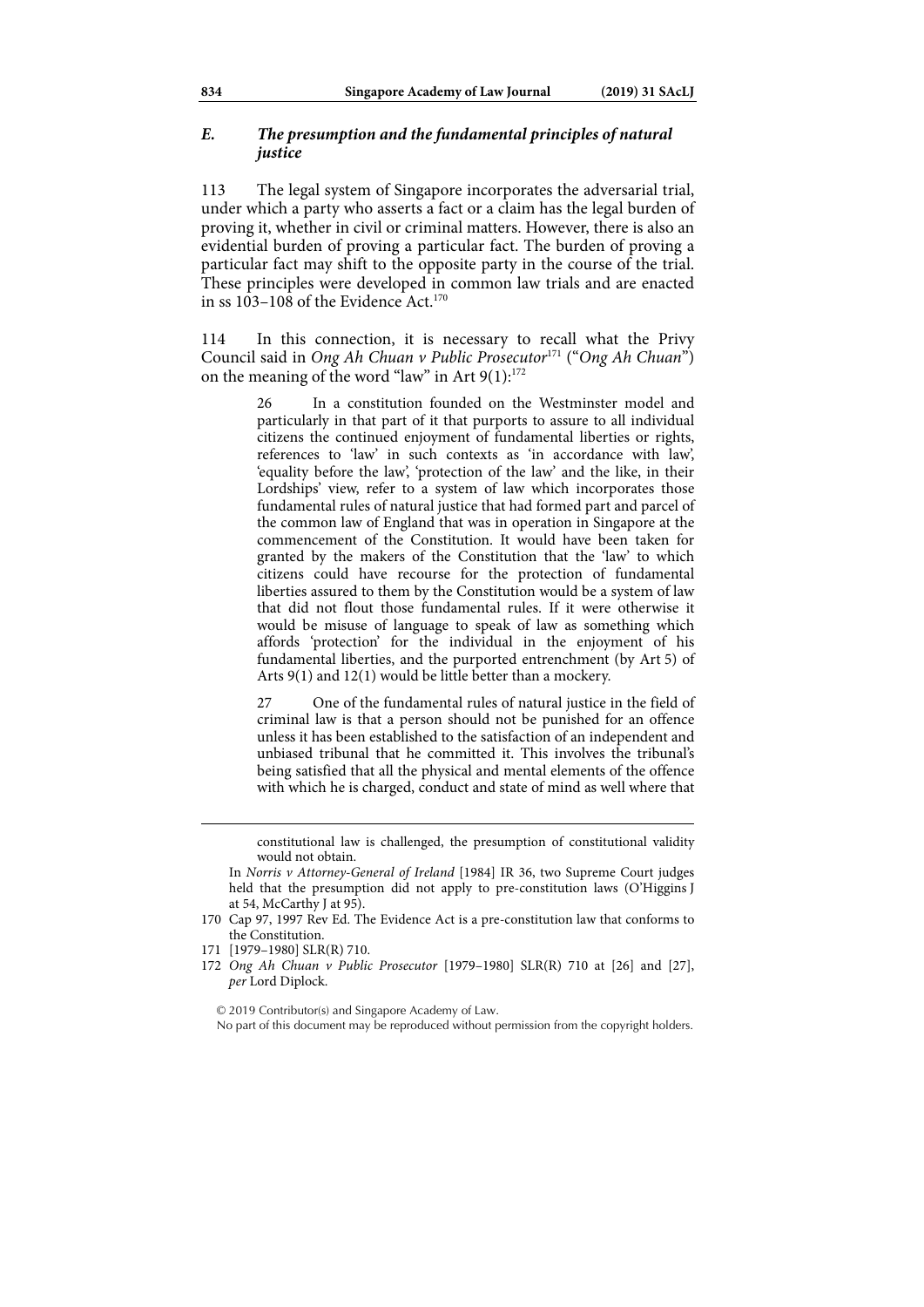### *E. The presumption and the fundamental principles of natural justice*

113 The legal system of Singapore incorporates the adversarial trial, under which a party who asserts a fact or a claim has the legal burden of proving it, whether in civil or criminal matters. However, there is also an evidential burden of proving a particular fact. The burden of proving a particular fact may shift to the opposite party in the course of the trial. These principles were developed in common law trials and are enacted in ss 103–108 of the Evidence Act.[170]

114 In this connection, it is necessary to recall what the Privy Council said in *Ong Ah Chuan v Public Prosecutor*[171] ("*Ong Ah Chuan*") on the meaning of the word "law" in Art 9(1):[172]

> 26 In a constitution founded on the Westminster model and particularly in that part of it that purports to assure to all individual citizens the continued enjoyment of fundamental liberties or rights, references to 'law' in such contexts as 'in accordance with law', 'equality before the law', 'protection of the law' and the like, in their Lordships' view, refer to a system of law which incorporates those fundamental rules of natural justice that had formed part and parcel of the common law of England that was in operation in Singapore at the commencement of the Constitution. It would have been taken for granted by the makers of the Constitution that the 'law' to which citizens could have recourse for the protection of fundamental liberties assured to them by the Constitution would be a system of law that did not flout those fundamental rules. If it were otherwise it would be misuse of language to speak of law as something which affords 'protection' for the individual in the enjoyment of his fundamental liberties, and the purported entrenchment (by Art 5) of Arts 9(1) and 12(1) would be little better than a mockery.
>
> 27 One of the fundamental rules of natural justice in the field of criminal law is that a person should not be punished for an offence unless it has been established to the satisfaction of an independent and unbiased tribunal that he committed it. This involves the tribunal's being satisfied that all the physical and mental elements of the offence with which he is charged, conduct and state of mind as well where that

---

constitutional law is challenged, the presumption of constitutional validity would not obtain.

In *Norris v Attorney-General of Ireland* [1984] IR 36, two Supreme Court judges held that the presumption did not apply to pre-constitution laws (O'Higgins J at 54, McCarthy J at 95).

170 Cap 97, 1997 Rev Ed. The Evidence Act is a pre-constitution law that conforms to the Constitution.

171 [1979–1980] SLR(R) 710.

172 *Ong Ah Chuan v Public Prosecutor* [1979–1980] SLR(R) 710 at [26] and [27], *per* Lord Diplock.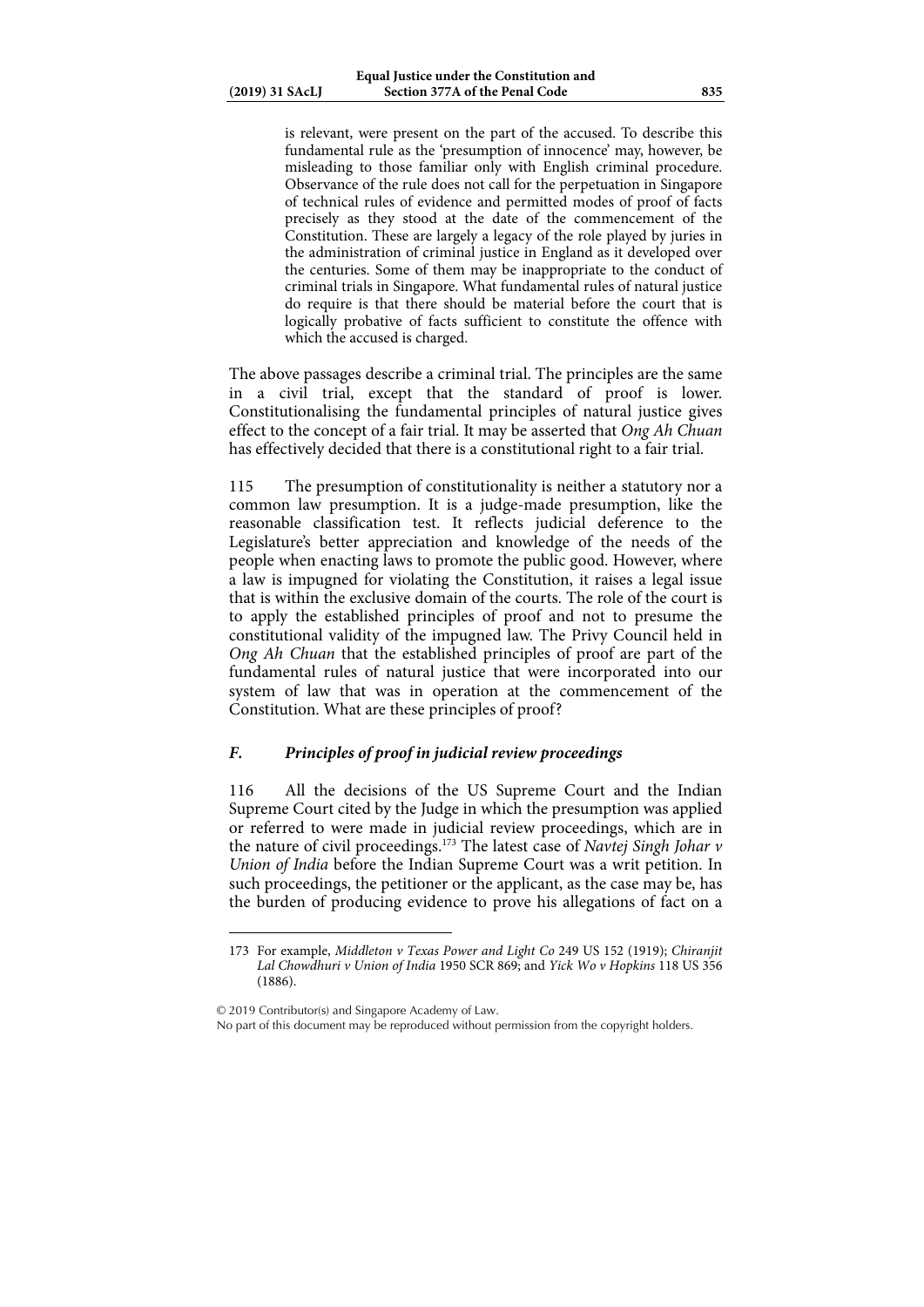> is relevant, were present on the part of the accused. To describe this fundamental rule as the 'presumption of innocence' may, however, be misleading to those familiar only with English criminal procedure. Observance of the rule does not call for the perpetuation in Singapore of technical rules of evidence and permitted modes of proof of facts precisely as they stood at the date of the commencement of the Constitution. These are largely a legacy of the role played by juries in the administration of criminal justice in England as it developed over the centuries. Some of them may be inappropriate to the conduct of criminal trials in Singapore. What fundamental rules of natural justice do require is that there should be material before the court that is logically probative of facts sufficient to constitute the offence with which the accused is charged.

The above passages describe a criminal trial. The principles are the same in a civil trial, except that the standard of proof is lower. Constitutionalising the fundamental principles of natural justice gives effect to the concept of a fair trial. It may be asserted that *Ong Ah Chuan* has effectively decided that there is a constitutional right to a fair trial.

115 The presumption of constitutionality is neither a statutory nor a common law presumption. It is a judge-made presumption, like the reasonable classification test. It reflects judicial deference to the Legislature's better appreciation and knowledge of the needs of the people when enacting laws to promote the public good. However, where a law is impugned for violating the Constitution, it raises a legal issue that is within the exclusive domain of the courts. The role of the court is to apply the established principles of proof and not to presume the constitutional validity of the impugned law. The Privy Council held in *Ong Ah Chuan* that the established principles of proof are part of the fundamental rules of natural justice that were incorporated into our system of law that was in operation at the commencement of the Constitution. What are these principles of proof?

### *F. Principles of proof in judicial review proceedings*

116 All the decisions of the US Supreme Court and the Indian Supreme Court cited by the Judge in which the presumption was applied or referred to were made in judicial review proceedings, which are in the nature of civil proceedings.[173] The latest case of *Navtej Singh Johar v Union of India* before the Indian Supreme Court was a writ petition. In such proceedings, the petitioner or the applicant, as the case may be, has the burden of producing evidence to prove his allegations of fact on a

---

173 For example, *Middleton v Texas Power and Light Co* 249 US 152 (1919); *Chiranjit Lal Chowdhuri v Union of India* 1950 SCR 869; and *Yick Wo v Hopkins* 118 US 356 (1886).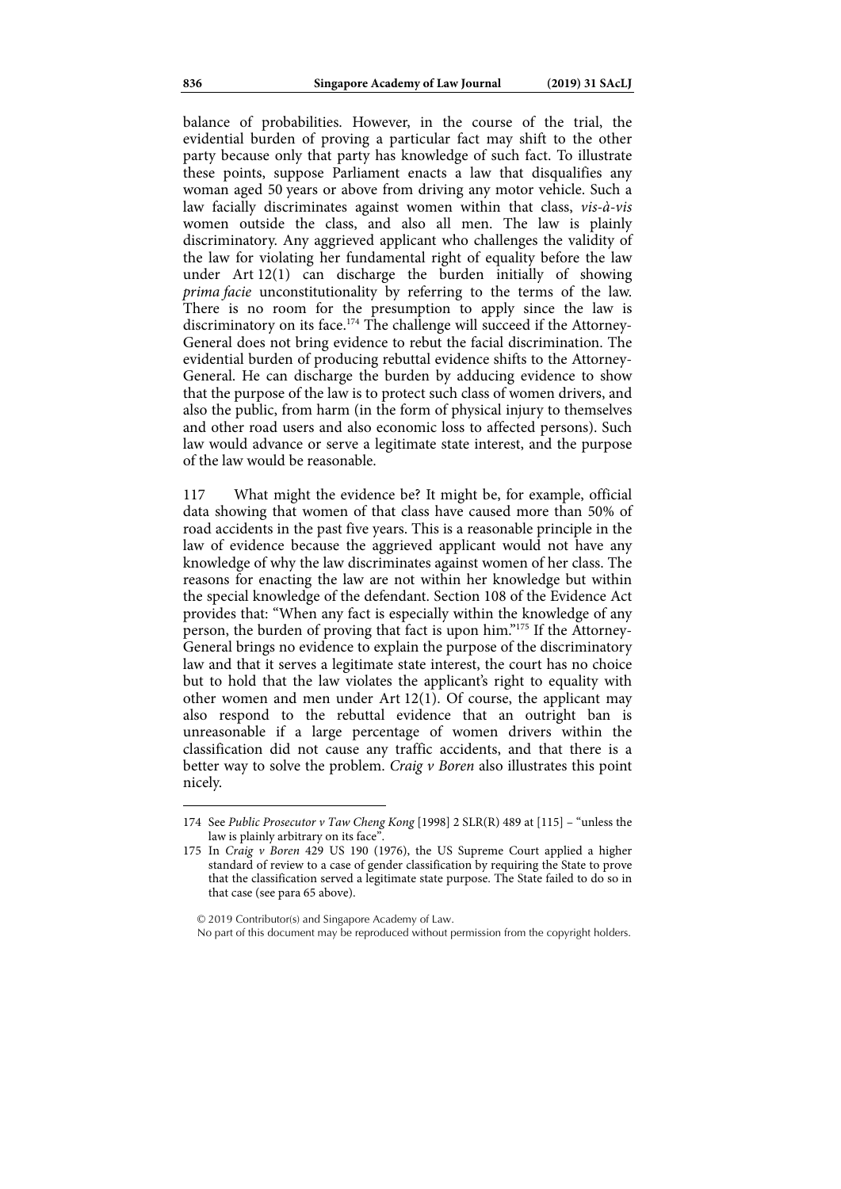balance of probabilities. However, in the course of the trial, the evidential burden of proving a particular fact may shift to the other party because only that party has knowledge of such fact. To illustrate these points, suppose Parliament enacts a law that disqualifies any woman aged 50 years or above from driving any motor vehicle. Such a law facially discriminates against women within that class, *vis-à-vis* women outside the class, and also all men. The law is plainly discriminatory. Any aggrieved applicant who challenges the validity of the law for violating her fundamental right of equality before the law under Art 12(1) can discharge the burden initially of showing *prima facie* unconstitutionality by referring to the terms of the law. There is no room for the presumption to apply since the law is discriminatory on its face.[174] The challenge will succeed if the Attorney-General does not bring evidence to rebut the facial discrimination. The evidential burden of producing rebuttal evidence shifts to the Attorney-General. He can discharge the burden by adducing evidence to show that the purpose of the law is to protect such class of women drivers, and also the public, from harm (in the form of physical injury to themselves and other road users and also economic loss to affected persons). Such law would advance or serve a legitimate state interest, and the purpose of the law would be reasonable.

117 What might the evidence be? It might be, for example, official data showing that women of that class have caused more than 50% of road accidents in the past five years. This is a reasonable principle in the law of evidence because the aggrieved applicant would not have any knowledge of why the law discriminates against women of her class. The reasons for enacting the law are not within her knowledge but within the special knowledge of the defendant. Section 108 of the Evidence Act provides that: "When any fact is especially within the knowledge of any person, the burden of proving that fact is upon him."[175] If the Attorney-General brings no evidence to explain the purpose of the discriminatory law and that it serves a legitimate state interest, the court has no choice but to hold that the law violates the applicant's right to equality with other women and men under Art 12(1). Of course, the applicant may also respond to the rebuttal evidence that an outright ban is unreasonable if a large percentage of women drivers within the classification did not cause any traffic accidents, and that there is a better way to solve the problem. *Craig v Boren* also illustrates this point nicely.

---

174 See *Public Prosecutor v Taw Cheng Kong* [1998] 2 SLR(R) 489 at [115] – "unless the law is plainly arbitrary on its face".

175 In *Craig v Boren* 429 US 190 (1976), the US Supreme Court applied a higher standard of review to a case of gender classification by requiring the State to prove that the classification served a legitimate state purpose. The State failed to do so in that case (see para 65 above).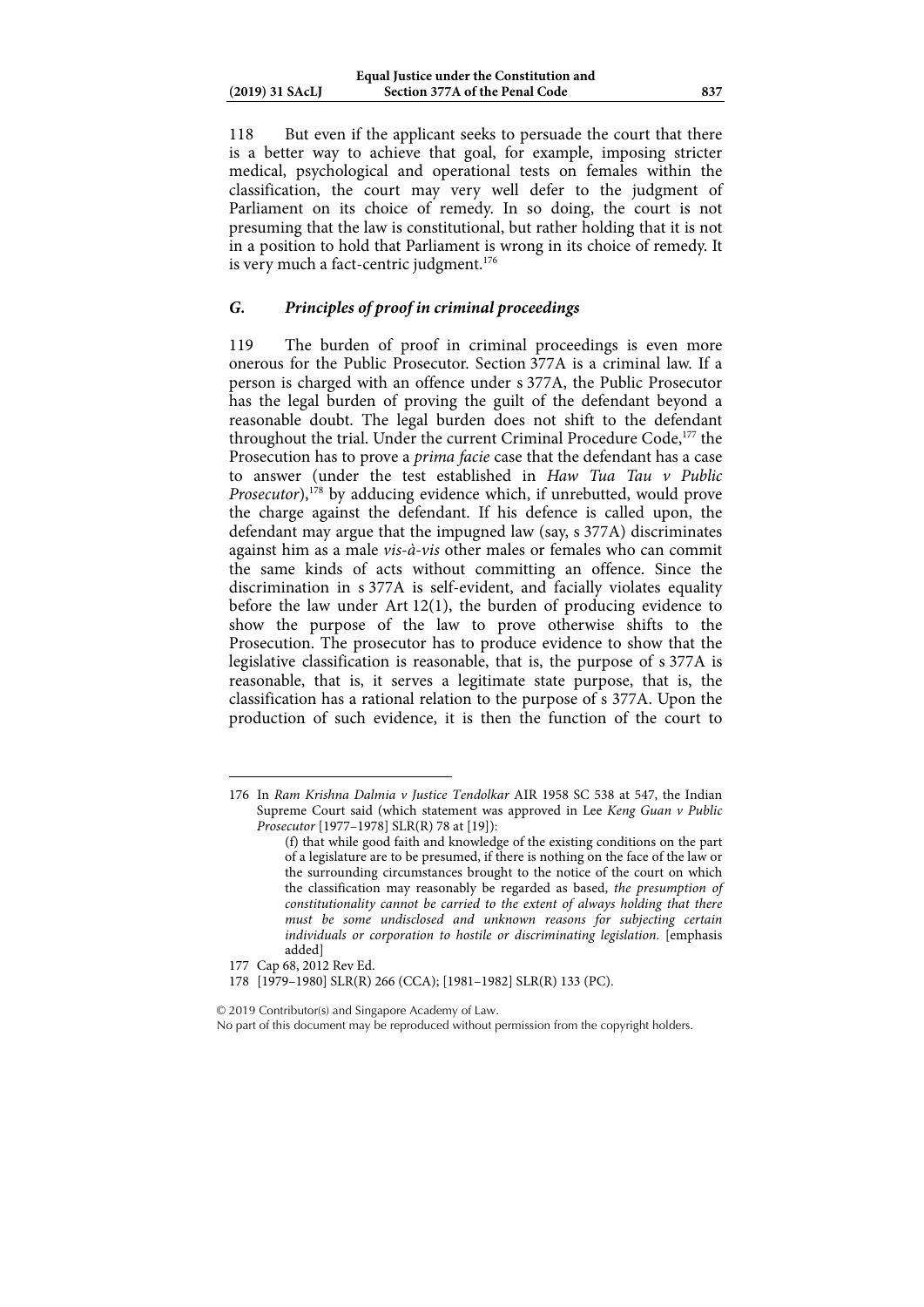118 But even if the applicant seeks to persuade the court that there is a better way to achieve that goal, for example, imposing stricter medical, psychological and operational tests on females within the classification, the court may very well defer to the judgment of Parliament on its choice of remedy. In so doing, the court is not presuming that the law is constitutional, but rather holding that it is not in a position to hold that Parliament is wrong in its choice of remedy. It is very much a fact-centric judgment.[176]

### *G. Principles of proof in criminal proceedings*

119 The burden of proof in criminal proceedings is even more onerous for the Public Prosecutor. Section 377A is a criminal law. If a person is charged with an offence under s 377A, the Public Prosecutor has the legal burden of proving the guilt of the defendant beyond a reasonable doubt. The legal burden does not shift to the defendant throughout the trial. Under the current Criminal Procedure Code,[177] the Prosecution has to prove a *prima facie* case that the defendant has a case to answer (under the test established in *Haw Tua Tau v Public Prosecutor*),[178] by adducing evidence which, if unrebutted, would prove the charge against the defendant. If his defence is called upon, the defendant may argue that the impugned law (say, s 377A) discriminates against him as a male *vis-à-vis* other males or females who can commit the same kinds of acts without committing an offence. Since the discrimination in s 377A is self-evident, and facially violates equality before the law under Art 12(1), the burden of producing evidence to show the purpose of the law to prove otherwise shifts to the Prosecution. The prosecutor has to produce evidence to show that the legislative classification is reasonable, that is, the purpose of s 377A is reasonable, that is, it serves a legitimate state purpose, that is, the classification has a rational relation to the purpose of s 377A. Upon the production of such evidence, it is then the function of the court to

---

176 In *Ram Krishna Dalmia v Justice Tendolkar* AIR 1958 SC 538 at 547, the Indian Supreme Court said (which statement was approved in Lee *Keng Guan v Public Prosecutor* [1977–1978] SLR(R) 78 at [19]):

> (f) that while good faith and knowledge of the existing conditions on the part of a legislature are to be presumed, if there is nothing on the face of the law or the surrounding circumstances brought to the notice of the court on which the classification may reasonably be regarded as based, *the presumption of constitutionality cannot be carried to the extent of always holding that there must be some undisclosed and unknown reasons for subjecting certain individuals or corporation to hostile or discriminating legislation*. [emphasis added]

177 Cap 68, 2012 Rev Ed.

178 [1979–1980] SLR(R) 266 (CCA); [1981–1982] SLR(R) 133 (PC).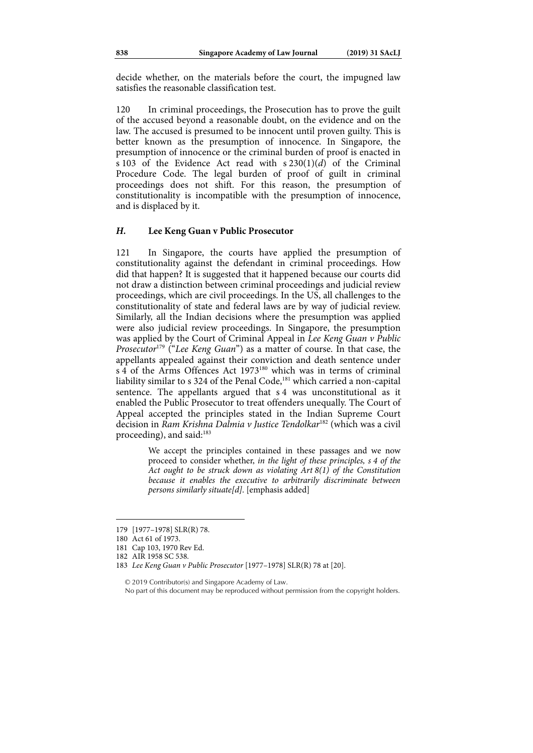decide whether, on the materials before the court, the impugned law satisfies the reasonable classification test.

120 In criminal proceedings, the Prosecution has to prove the guilt of the accused beyond a reasonable doubt, on the evidence and on the law. The accused is presumed to be innocent until proven guilty. This is better known as the presumption of innocence. In Singapore, the presumption of innocence or the criminal burden of proof is enacted in s 103 of the Evidence Act read with s 230(1)(*d*) of the Criminal Procedure Code. The legal burden of proof of guilt in criminal proceedings does not shift. For this reason, the presumption of constitutionality is incompatible with the presumption of innocence, and is displaced by it.

### *H.* Lee Keng Guan v Public Prosecutor

121 In Singapore, the courts have applied the presumption of constitutionality against the defendant in criminal proceedings. How did that happen? It is suggested that it happened because our courts did not draw a distinction between criminal proceedings and judicial review proceedings, which are civil proceedings. In the US, all challenges to the constitutionality of state and federal laws are by way of judicial review. Similarly, all the Indian decisions where the presumption was applied were also judicial review proceedings. In Singapore, the presumption was applied by the Court of Criminal Appeal in *Lee Keng Guan v Public Prosecutor*[179] ("*Lee Keng Guan*") as a matter of course. In that case, the appellants appealed against their conviction and death sentence under s 4 of the Arms Offences Act 1973[180] which was in terms of criminal liability similar to s 324 of the Penal Code,[181] which carried a non-capital sentence. The appellants argued that s 4 was unconstitutional as it enabled the Public Prosecutor to treat offenders unequally. The Court of Appeal accepted the principles stated in the Indian Supreme Court decision in *Ram Krishna Dalmia v Justice Tendolkar*[182] (which was a civil proceeding), and said:[183]

> We accept the principles contained in these passages and we now proceed to consider whether, *in the light of these principles, s 4 of the Act ought to be struck down as violating Art 8(1) of the Constitution because it enables the executive to arbitrarily discriminate between persons similarly situate[d]*. [emphasis added]

---

179 [1977–1978] SLR(R) 78.

180 Act 61 of 1973.

181 Cap 103, 1970 Rev Ed.

182 AIR 1958 SC 538.

183 *Lee Keng Guan v Public Prosecutor* [1977–1978] SLR(R) 78 at [20].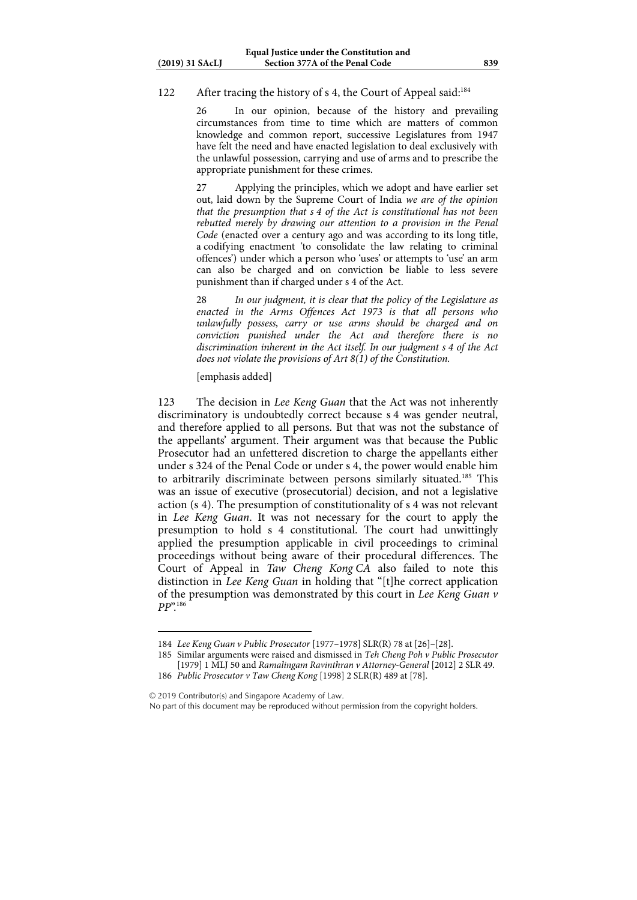122 After tracing the history of s 4, the Court of Appeal said:[184]

> 26 In our opinion, because of the history and prevailing circumstances from time to time which are matters of common knowledge and common report, successive Legislatures from 1947 have felt the need and have enacted legislation to deal exclusively with the unlawful possession, carrying and use of arms and to prescribe the appropriate punishment for these crimes.
>
> 27 Applying the principles, which we adopt and have earlier set out, laid down by the Supreme Court of India *we are of the opinion that the presumption that s 4 of the Act is constitutional has not been rebutted merely by drawing our attention to a provision in the Penal Code* (enacted over a century ago and was according to its long title, a codifying enactment 'to consolidate the law relating to criminal offences') under which a person who 'uses' or attempts to 'use' an arm can also be charged and on conviction be liable to less severe punishment than if charged under s 4 of the Act.
>
> 28 *In our judgment, it is clear that the policy of the Legislature as enacted in the Arms Offences Act 1973 is that all persons who unlawfully possess, carry or use arms should be charged and on conviction punished under the Act and therefore there is no discrimination inherent in the Act itself. In our judgment s 4 of the Act does not violate the provisions of Art 8(1) of the Constitution.*
>
> [emphasis added]

123 The decision in *Lee Keng Guan* that the Act was not inherently discriminatory is undoubtedly correct because s 4 was gender neutral, and therefore applied to all persons. But that was not the substance of the appellants' argument. Their argument was that because the Public Prosecutor had an unfettered discretion to charge the appellants either under s 324 of the Penal Code or under s 4, the power would enable him to arbitrarily discriminate between persons similarly situated.[185] This was an issue of executive (prosecutorial) decision, and not a legislative action (s 4). The presumption of constitutionality of s 4 was not relevant in *Lee Keng Guan*. It was not necessary for the court to apply the presumption to hold s 4 constitutional. The court had unwittingly applied the presumption applicable in civil proceedings to criminal proceedings without being aware of their procedural differences. The Court of Appeal in *Taw Cheng Kong CA* also failed to note this distinction in *Lee Keng Guan* in holding that "[t]he correct application of the presumption was demonstrated by this court in *Lee Keng Guan v PP*".[186]

---

184 *Lee Keng Guan v Public Prosecutor* [1977–1978] SLR(R) 78 at [26]–[28].

185 Similar arguments were raised and dismissed in *Teh Cheng Poh v Public Prosecutor* [1979] 1 MLJ 50 and *Ramalingam Ravinthran v Attorney-General* [2012] 2 SLR 49.

186 *Public Prosecutor v Taw Cheng Kong* [1998] 2 SLR(R) 489 at [78].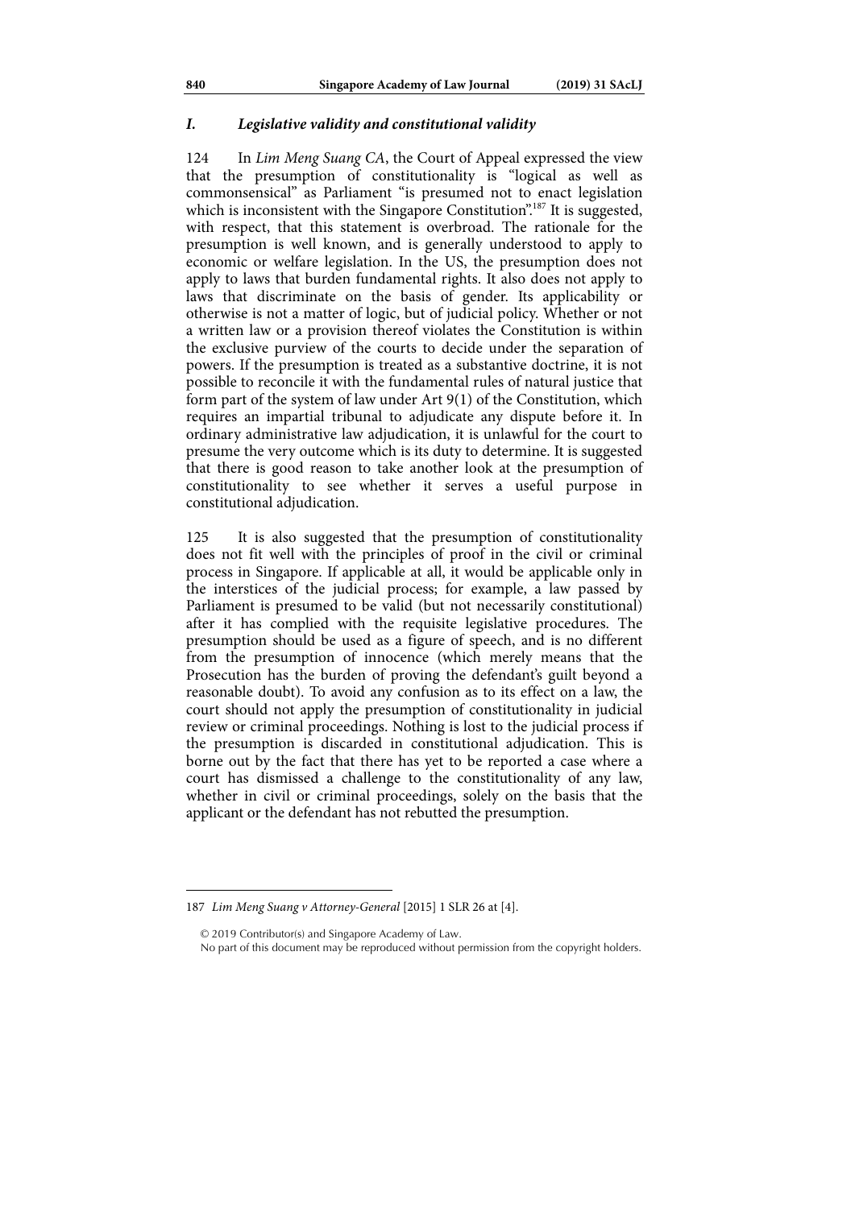### *I. Legislative validity and constitutional validity*

124 In *Lim Meng Suang CA*, the Court of Appeal expressed the view that the presumption of constitutionality is "logical as well as commonsensical" as Parliament "is presumed not to enact legislation which is inconsistent with the Singapore Constitution".[187] It is suggested, with respect, that this statement is overbroad. The rationale for the presumption is well known, and is generally understood to apply to economic or welfare legislation. In the US, the presumption does not apply to laws that burden fundamental rights. It also does not apply to laws that discriminate on the basis of gender. Its applicability or otherwise is not a matter of logic, but of judicial policy. Whether or not a written law or a provision thereof violates the Constitution is within the exclusive purview of the courts to decide under the separation of powers. If the presumption is treated as a substantive doctrine, it is not possible to reconcile it with the fundamental rules of natural justice that form part of the system of law under Art 9(1) of the Constitution, which requires an impartial tribunal to adjudicate any dispute before it. In ordinary administrative law adjudication, it is unlawful for the court to presume the very outcome which is its duty to determine. It is suggested that there is good reason to take another look at the presumption of constitutionality to see whether it serves a useful purpose in constitutional adjudication.

125 It is also suggested that the presumption of constitutionality does not fit well with the principles of proof in the civil or criminal process in Singapore. If applicable at all, it would be applicable only in the interstices of the judicial process; for example, a law passed by Parliament is presumed to be valid (but not necessarily constitutional) after it has complied with the requisite legislative procedures. The presumption should be used as a figure of speech, and is no different from the presumption of innocence (which merely means that the Prosecution has the burden of proving the defendant's guilt beyond a reasonable doubt). To avoid any confusion as to its effect on a law, the court should not apply the presumption of constitutionality in judicial review or criminal proceedings. Nothing is lost to the judicial process if the presumption is discarded in constitutional adjudication. This is borne out by the fact that there has yet to be reported a case where a court has dismissed a challenge to the constitutionality of any law, whether in civil or criminal proceedings, solely on the basis that the applicant or the defendant has not rebutted the presumption.

---

187 *Lim Meng Suang v Attorney-General* [2015] 1 SLR 26 at [4].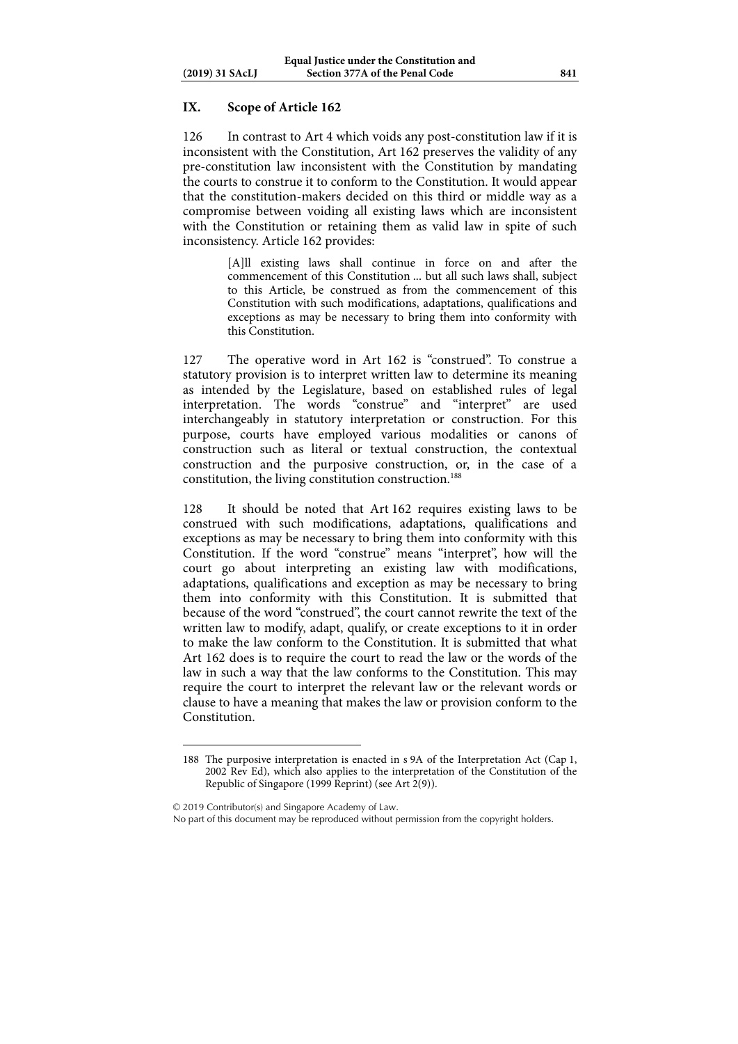## IX. Scope of Article 162

126 In contrast to Art 4 which voids any post-constitution law if it is inconsistent with the Constitution, Art 162 preserves the validity of any pre-constitution law inconsistent with the Constitution by mandating the courts to construe it to conform to the Constitution. It would appear that the constitution-makers decided on this third or middle way as a compromise between voiding all existing laws which are inconsistent with the Constitution or retaining them as valid law in spite of such inconsistency. Article 162 provides:

> [A]ll existing laws shall continue in force on and after the commencement of this Constitution ... but all such laws shall, subject to this Article, be construed as from the commencement of this Constitution with such modifications, adaptations, qualifications and exceptions as may be necessary to bring them into conformity with this Constitution.

127 The operative word in Art 162 is "construed". To construe a statutory provision is to interpret written law to determine its meaning as intended by the Legislature, based on established rules of legal interpretation. The words "construe" and "interpret" are used interchangeably in statutory interpretation or construction. For this purpose, courts have employed various modalities or canons of construction such as literal or textual construction, the contextual construction and the purposive construction, or, in the case of a constitution, the living constitution construction.[188]

128 It should be noted that Art 162 requires existing laws to be construed with such modifications, adaptations, qualifications and exceptions as may be necessary to bring them into conformity with this Constitution. If the word "construe" means "interpret", how will the court go about interpreting an existing law with modifications, adaptations, qualifications and exception as may be necessary to bring them into conformity with this Constitution. It is submitted that because of the word "construed", the court cannot rewrite the text of the written law to modify, adapt, qualify, or create exceptions to it in order to make the law conform to the Constitution. It is submitted that what Art 162 does is to require the court to read the law or the words of the law in such a way that the law conforms to the Constitution. This may require the court to interpret the relevant law or the relevant words or clause to have a meaning that makes the law or provision conform to the Constitution.

---

188 The purposive interpretation is enacted in s 9A of the Interpretation Act (Cap 1, 2002 Rev Ed), which also applies to the interpretation of the Constitution of the Republic of Singapore (1999 Reprint) (see Art 2(9)).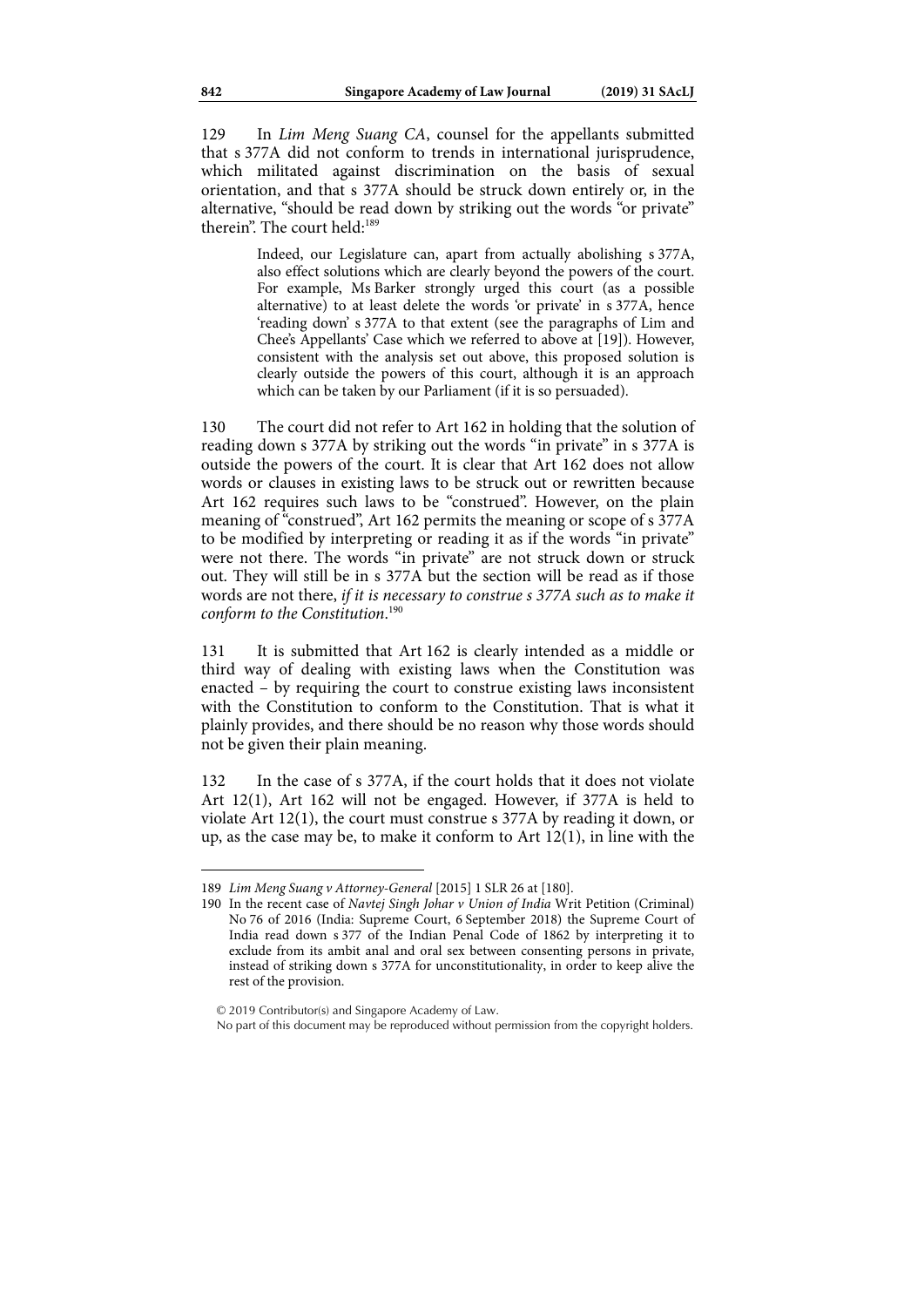129 In *Lim Meng Suang CA*, counsel for the appellants submitted that s 377A did not conform to trends in international jurisprudence, which militated against discrimination on the basis of sexual orientation, and that s 377A should be struck down entirely or, in the alternative, "should be read down by striking out the words "or private" therein". The court held:[189]

> Indeed, our Legislature can, apart from actually abolishing s 377A, also effect solutions which are clearly beyond the powers of the court. For example, Ms Barker strongly urged this court (as a possible alternative) to at least delete the words 'or private' in s 377A, hence 'reading down' s 377A to that extent (see the paragraphs of Lim and Chee's Appellants' Case which we referred to above at [19]). However, consistent with the analysis set out above, this proposed solution is clearly outside the powers of this court, although it is an approach which can be taken by our Parliament (if it is so persuaded).

130 The court did not refer to Art 162 in holding that the solution of reading down s 377A by striking out the words "in private" in s 377A is outside the powers of the court. It is clear that Art 162 does not allow words or clauses in existing laws to be struck out or rewritten because Art 162 requires such laws to be "construed". However, on the plain meaning of "construed", Art 162 permits the meaning or scope of s 377A to be modified by interpreting or reading it as if the words "in private" were not there. The words "in private" are not struck down or struck out. They will still be in s 377A but the section will be read as if those words are not there, *if it is necessary to construe s 377A such as to make it conform to the Constitution*.[190]

131 It is submitted that Art 162 is clearly intended as a middle or third way of dealing with existing laws when the Constitution was enacted – by requiring the court to construe existing laws inconsistent with the Constitution to conform to the Constitution. That is what it plainly provides, and there should be no reason why those words should not be given their plain meaning.

132 In the case of s 377A, if the court holds that it does not violate Art 12(1), Art 162 will not be engaged. However, if 377A is held to violate Art 12(1), the court must construe s 377A by reading it down, or up, as the case may be, to make it conform to Art 12(1), in line with the

---

189 *Lim Meng Suang v Attorney-General* [2015] 1 SLR 26 at [180].

190 In the recent case of *Navtej Singh Johar v Union of India* Writ Petition (Criminal) No 76 of 2016 (India: Supreme Court, 6 September 2018) the Supreme Court of India read down s 377 of the Indian Penal Code of 1862 by interpreting it to exclude from its ambit anal and oral sex between consenting persons in private, instead of striking down s 377A for unconstitutionality, in order to keep alive the rest of the provision.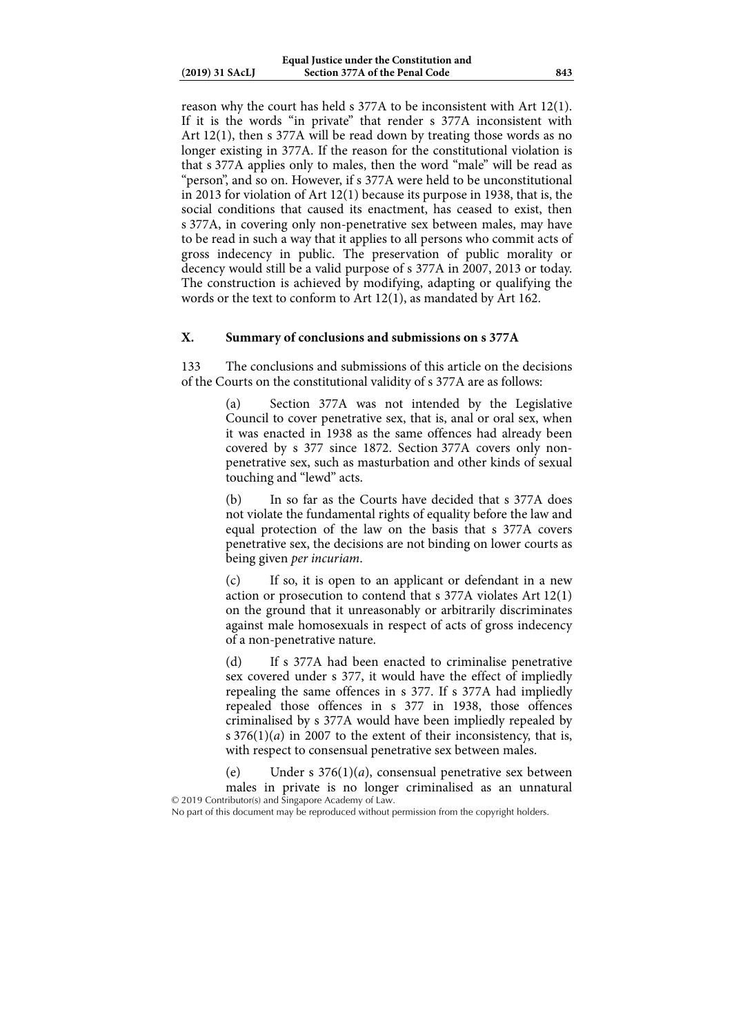reason why the court has held s 377A to be inconsistent with Art 12(1). If it is the words "in private" that render s 377A inconsistent with Art 12(1), then s 377A will be read down by treating those words as no longer existing in 377A. If the reason for the constitutional violation is that s 377A applies only to males, then the word "male" will be read as "person", and so on. However, if s 377A were held to be unconstitutional in 2013 for violation of Art 12(1) because its purpose in 1938, that is, the social conditions that caused its enactment, has ceased to exist, then s 377A, in covering only non-penetrative sex between males, may have to be read in such a way that it applies to all persons who commit acts of gross indecency in public. The preservation of public morality or decency would still be a valid purpose of s 377A in 2007, 2013 or today. The construction is achieved by modifying, adapting or qualifying the words or the text to conform to Art 12(1), as mandated by Art 162.

## X. Summary of conclusions and submissions on s 377A

133 The conclusions and submissions of this article on the decisions of the Courts on the constitutional validity of s 377A are as follows:

> (a) Section 377A was not intended by the Legislative Council to cover penetrative sex, that is, anal or oral sex, when it was enacted in 1938 as the same offences had already been covered by s 377 since 1872. Section 377A covers only non-penetrative sex, such as masturbation and other kinds of sexual touching and "lewd" acts.
>
> (b) In so far as the Courts have decided that s 377A does not violate the fundamental rights of equality before the law and equal protection of the law on the basis that s 377A covers penetrative sex, the decisions are not binding on lower courts as being given *per incuriam*.
>
> (c) If so, it is open to an applicant or defendant in a new action or prosecution to contend that s 377A violates Art 12(1) on the ground that it unreasonably or arbitrarily discriminates against male homosexuals in respect of acts of gross indecency of a non-penetrative nature.
>
> (d) If s 377A had been enacted to criminalise penetrative sex covered under s 377, it would have the effect of impliedly repealing the same offences in s 377. If s 377A had impliedly repealed those offences in s 377 in 1938, those offences criminalised by s 377A would have been impliedly repealed by s 376(1)(*a*) in 2007 to the extent of their inconsistency, that is, with respect to consensual penetrative sex between males.
>
> (e) Under s 376(1)(*a*), consensual penetrative sex between males in private is no longer criminalised as an unnatural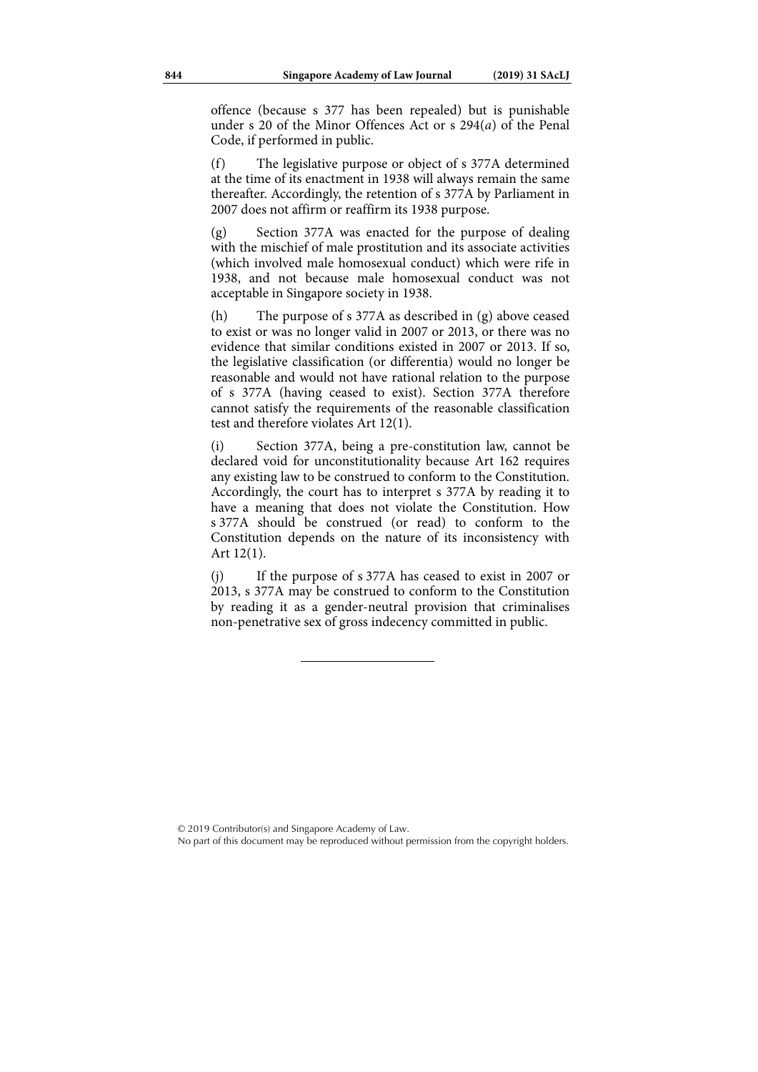offence (because s 377 has been repealed) but is punishable under s 20 of the Minor Offences Act or s 294(*a*) of the Penal Code, if performed in public.

(f) The legislative purpose or object of s 377A determined at the time of its enactment in 1938 will always remain the same thereafter. Accordingly, the retention of s 377A by Parliament in 2007 does not affirm or reaffirm its 1938 purpose.

(g) Section 377A was enacted for the purpose of dealing with the mischief of male prostitution and its associate activities (which involved male homosexual conduct) which were rife in 1938, and not because male homosexual conduct was not acceptable in Singapore society in 1938.

(h) The purpose of s 377A as described in (g) above ceased to exist or was no longer valid in 2007 or 2013, or there was no evidence that similar conditions existed in 2007 or 2013. If so, the legislative classification (or differentia) would no longer be reasonable and would not have rational relation to the purpose of s 377A (having ceased to exist). Section 377A therefore cannot satisfy the requirements of the reasonable classification test and therefore violates Art 12(1).

(i) Section 377A, being a pre-constitution law, cannot be declared void for unconstitutionality because Art 162 requires any existing law to be construed to conform to the Constitution. Accordingly, the court has to interpret s 377A by reading it to have a meaning that does not violate the Constitution. How s 377A should be construed (or read) to conform to the Constitution depends on the nature of its inconsistency with Art 12(1).

(j) If the purpose of s 377A has ceased to exist in 2007 or 2013, s 377A may be construed to conform to the Constitution by reading it as a gender-neutral provision that criminalises non-penetrative sex of gross indecency committed in public.

---